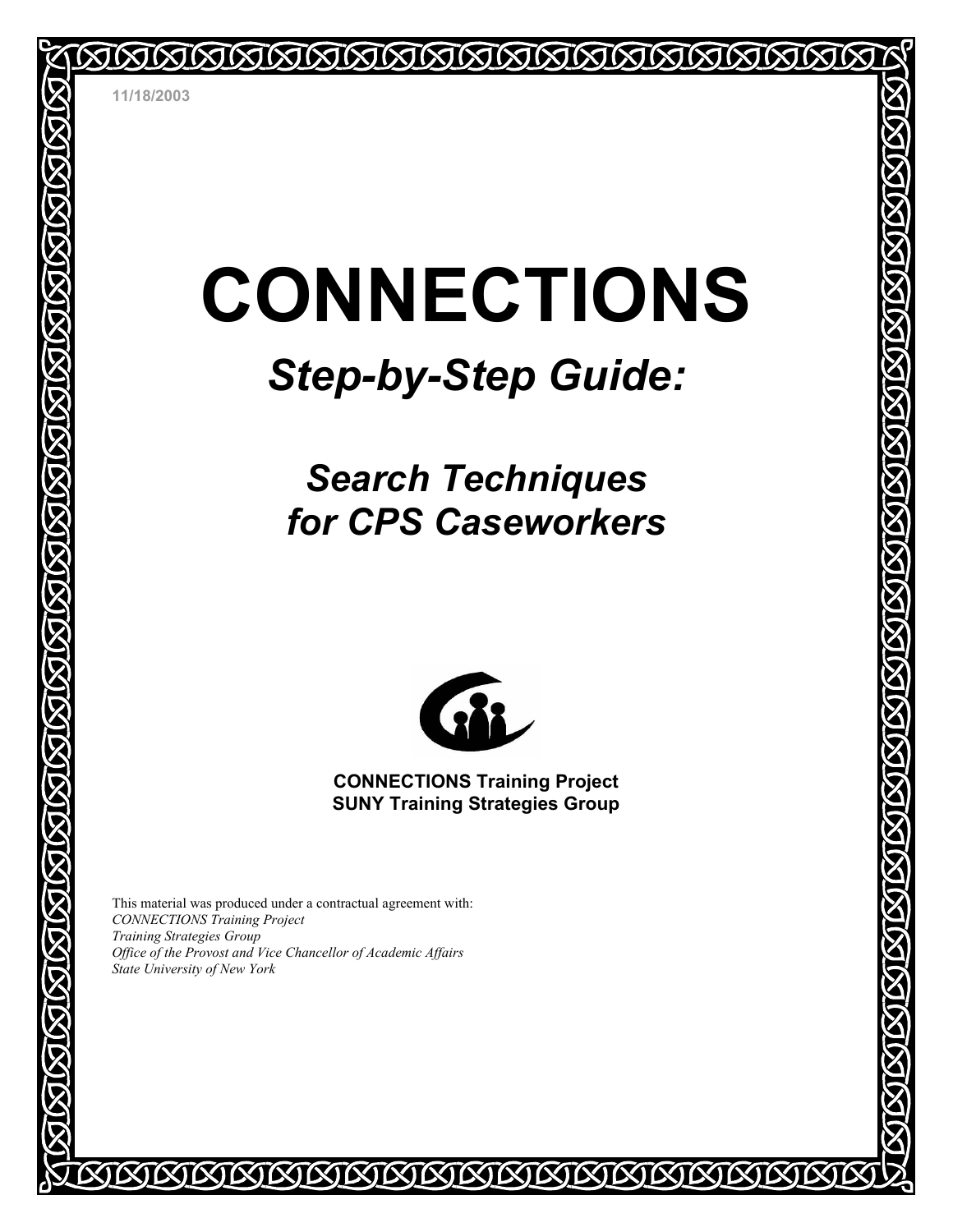11/18/2003

# CONNECTIONS

## *Step-by-Step Guide:*

## *Search Techniques for CPS Caseworkers*

**CONNECTIONS Training Project**
**SUNY Training Strategies Group**

This material was produced under a contractual agreement with:
*CONNECTIONS Training Project*
*Training Strategies Group*
*Office of the Provost and Vice Chancellor of Academic Affairs*
*State University of New York*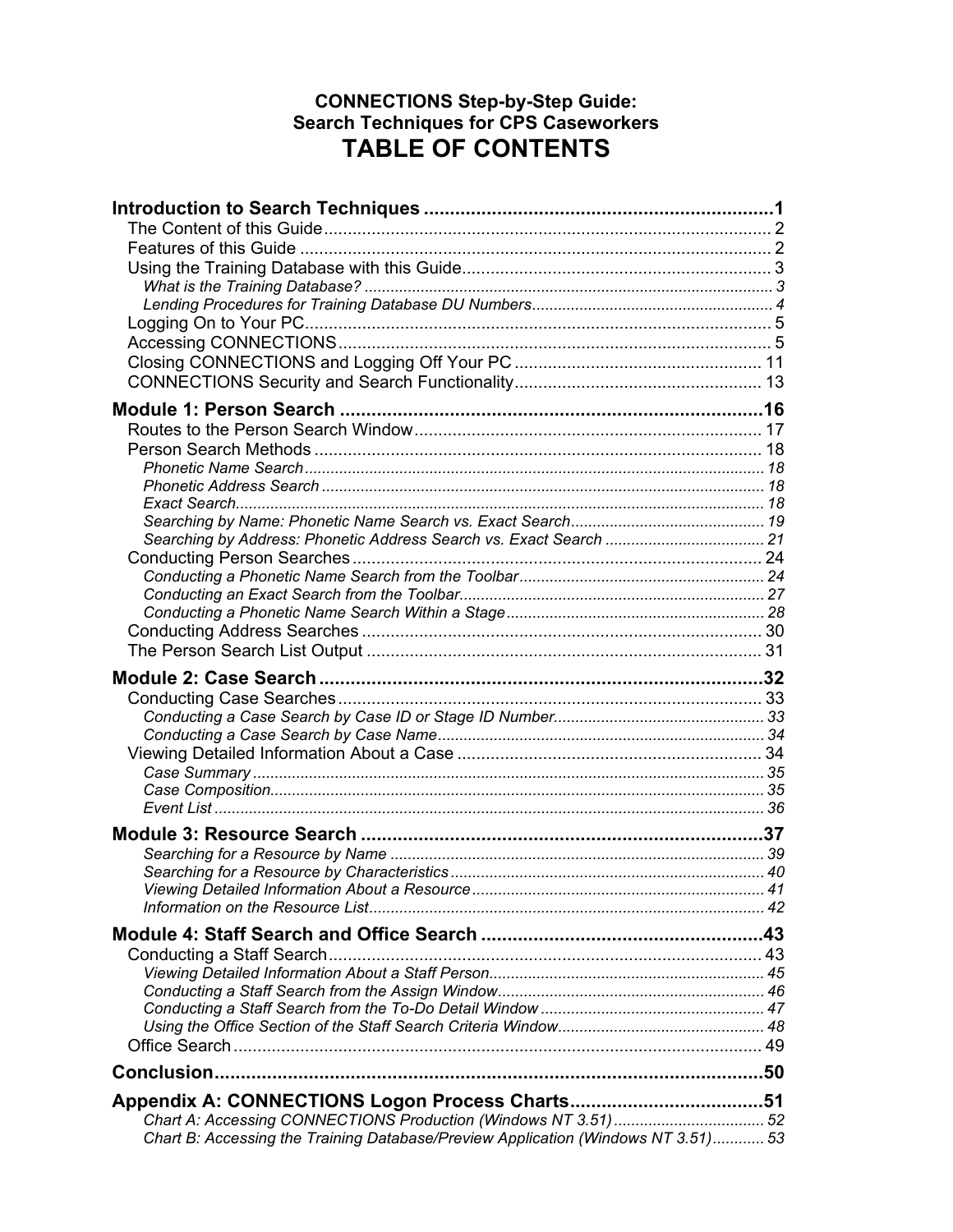**CONNECTIONS Step-by-Step Guide:**
**Search Techniques for CPS Caseworkers**

# TABLE OF CONTENTS

**Introduction to Search Techniques** ........ **1**
- The Content of this Guide ........ 2
- Features of this Guide ........ 2
- Using the Training Database with this Guide ........ 3
  - *What is the Training Database?* ........ 3
  - *Lending Procedures for Training Database DU Numbers* ........ 4
- Logging On to Your PC ........ 5
- Accessing CONNECTIONS ........ 5
- Closing CONNECTIONS and Logging Off Your PC ........ 11
- CONNECTIONS Security and Search Functionality ........ 13

**Module 1: Person Search** ........ **16**
- Routes to the Person Search Window ........ 17
- Person Search Methods ........ 18
  - *Phonetic Name Search* ........ 18
  - *Phonetic Address Search* ........ 18
  - *Exact Search* ........ 18
  - *Searching by Name: Phonetic Name Search vs. Exact Search* ........ 19
  - *Searching by Address: Phonetic Address Search vs. Exact Search* ........ 21
- Conducting Person Searches ........ 24
  - *Conducting a Phonetic Name Search from the Toolbar* ........ 24
  - *Conducting an Exact Search from the Toolbar* ........ 27
  - *Conducting a Phonetic Name Search Within a Stage* ........ 28
- Conducting Address Searches ........ 30
- The Person Search List Output ........ 31

**Module 2: Case Search** ........ **32**
- Conducting Case Searches ........ 33
  - *Conducting a Case Search by Case ID or Stage ID Number* ........ 33
  - *Conducting a Case Search by Case Name* ........ 34
- Viewing Detailed Information About a Case ........ 34
  - *Case Summary* ........ 35
  - *Case Composition* ........ 35
  - *Event List* ........ 36

**Module 3: Resource Search** ........ **37**
  - *Searching for a Resource by Name* ........ 39
  - *Searching for a Resource by Characteristics* ........ 40
  - *Viewing Detailed Information About a Resource* ........ 41
  - *Information on the Resource List* ........ 42

**Module 4: Staff Search and Office Search** ........ **43**
- Conducting a Staff Search ........ 43
  - *Viewing Detailed Information About a Staff Person* ........ 45
  - *Conducting a Staff Search from the Assign Window* ........ 46
  - *Conducting a Staff Search from the To-Do Detail Window* ........ 47
  - *Using the Office Section of the Staff Search Criteria Window* ........ 48
- Office Search ........ 49

**Conclusion** ........ **50**

**Appendix A: CONNECTIONS Logon Process Charts** ........ **51**
  - *Chart A: Accessing CONNECTIONS Production (Windows NT 3.51)* ........ 52
  - *Chart B: Accessing the Training Database/Preview Application (Windows NT 3.51)* ........ 53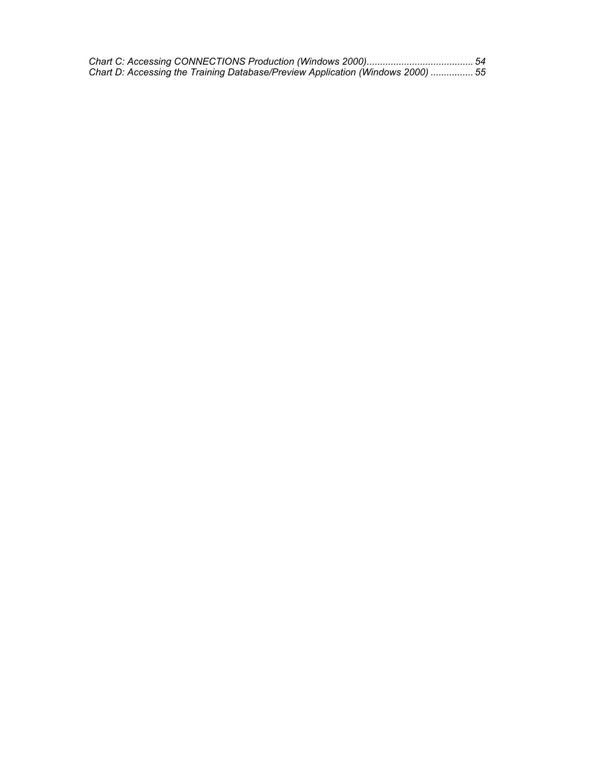*Chart C: Accessing CONNECTIONS Production (Windows 2000)........................................ 54*
*Chart D: Accessing the Training Database/Preview Application (Windows 2000) ................ 55*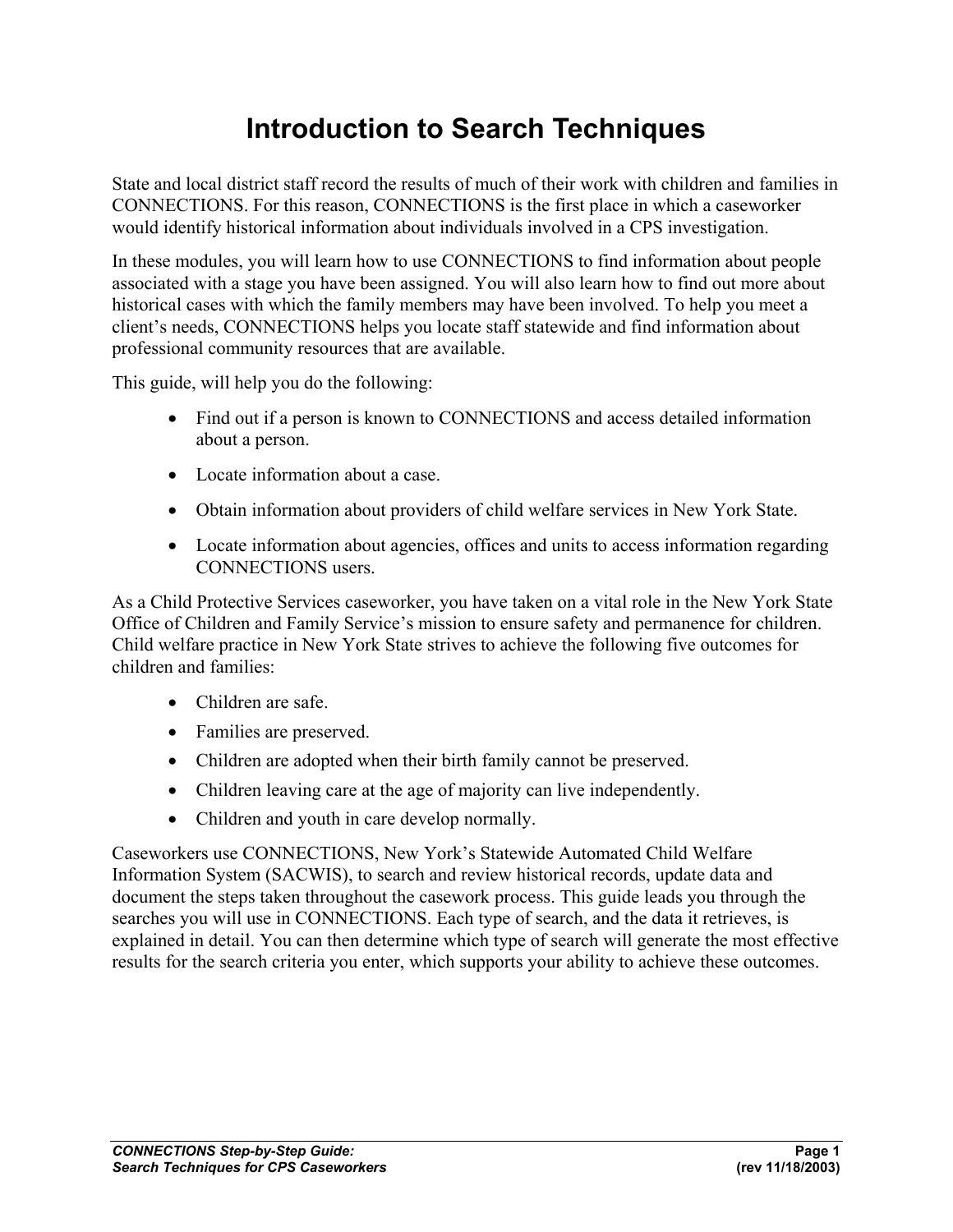# Introduction to Search Techniques

State and local district staff record the results of much of their work with children and families in CONNECTIONS. For this reason, CONNECTIONS is the first place in which a caseworker would identify historical information about individuals involved in a CPS investigation.

In these modules, you will learn how to use CONNECTIONS to find information about people associated with a stage you have been assigned. You will also learn how to find out more about historical cases with which the family members may have been involved. To help you meet a client's needs, CONNECTIONS helps you locate staff statewide and find information about professional community resources that are available.

This guide, will help you do the following:

- Find out if a person is known to CONNECTIONS and access detailed information about a person.
- Locate information about a case.
- Obtain information about providers of child welfare services in New York State.
- Locate information about agencies, offices and units to access information regarding CONNECTIONS users.

As a Child Protective Services caseworker, you have taken on a vital role in the New York State Office of Children and Family Service's mission to ensure safety and permanence for children. Child welfare practice in New York State strives to achieve the following five outcomes for children and families:

- Children are safe.
- Families are preserved.
- Children are adopted when their birth family cannot be preserved.
- Children leaving care at the age of majority can live independently.
- Children and youth in care develop normally.

Caseworkers use CONNECTIONS, New York's Statewide Automated Child Welfare Information System (SACWIS), to search and review historical records, update data and document the steps taken throughout the casework process. This guide leads you through the searches you will use in CONNECTIONS. Each type of search, and the data it retrieves, is explained in detail. You can then determine which type of search will generate the most effective results for the search criteria you enter, which supports your ability to achieve these outcomes.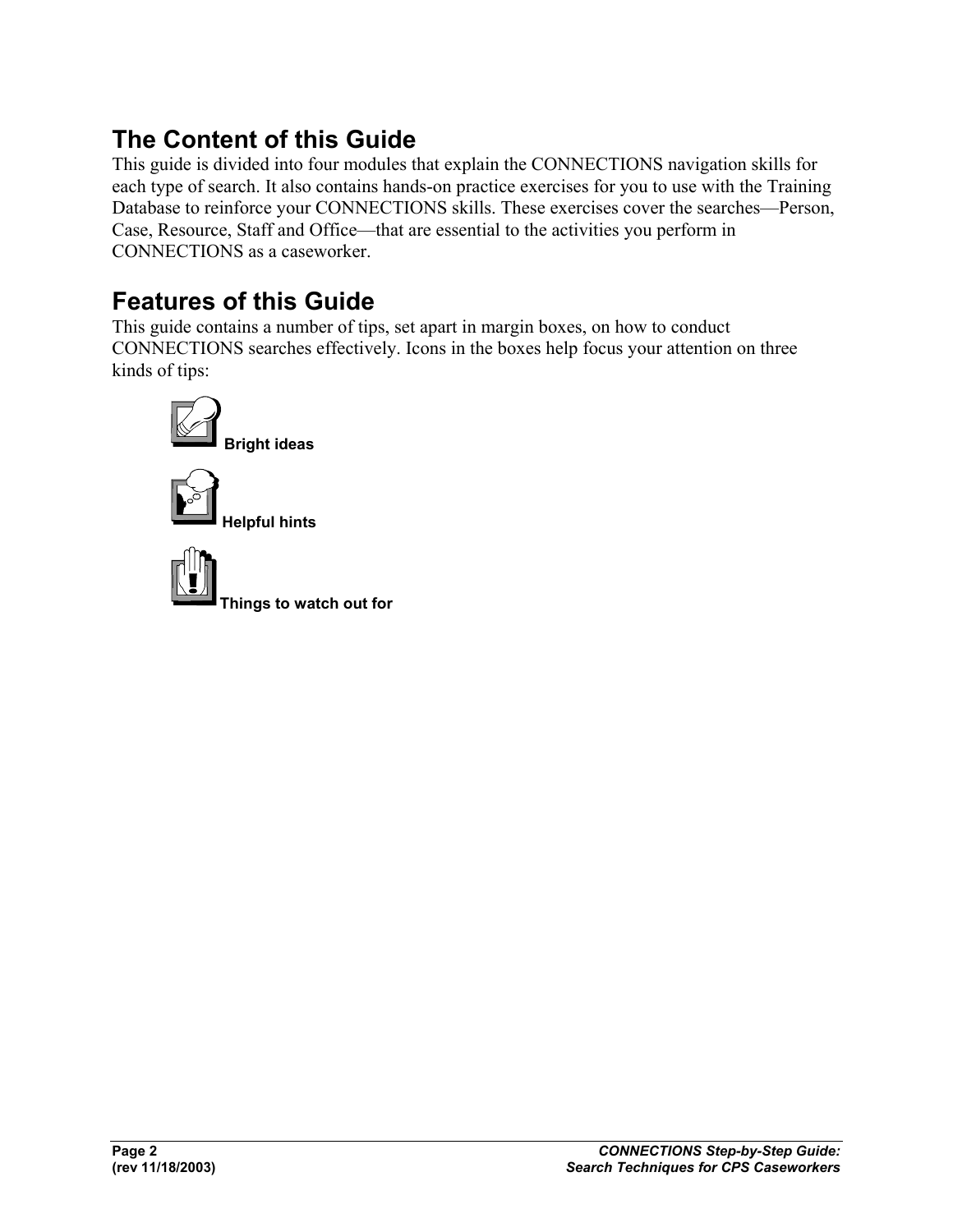## The Content of this Guide

This guide is divided into four modules that explain the CONNECTIONS navigation skills for each type of search. It also contains hands-on practice exercises for you to use with the Training Database to reinforce your CONNECTIONS skills. These exercises cover the searches—Person, Case, Resource, Staff and Office—that are essential to the activities you perform in CONNECTIONS as a caseworker.

## Features of this Guide

This guide contains a number of tips, set apart in margin boxes, on how to conduct CONNECTIONS searches effectively. Icons in the boxes help focus your attention on three kinds of tips:

**Bright ideas**

**Helpful hints**

**Things to watch out for**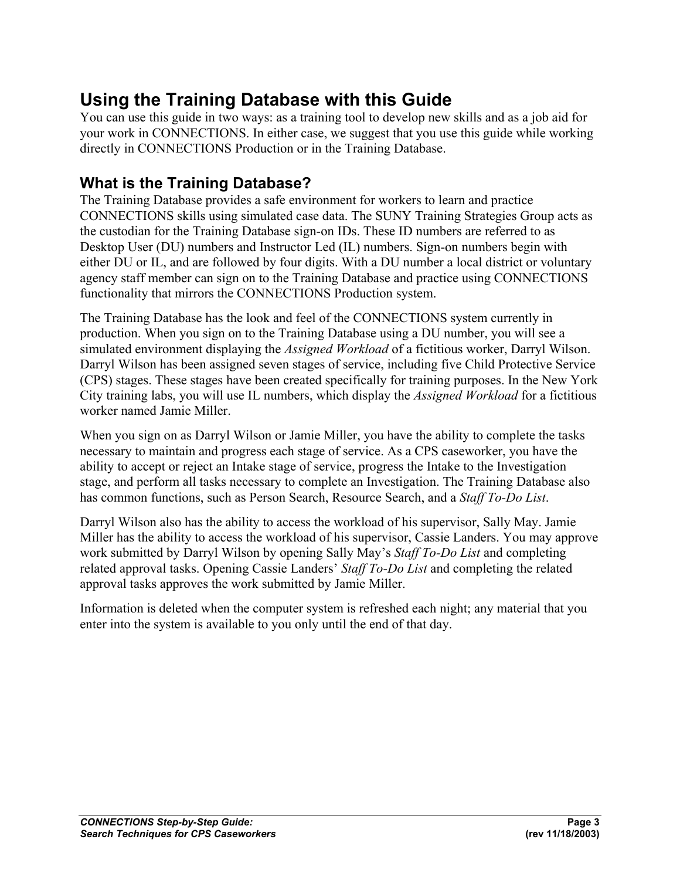# Using the Training Database with this Guide

You can use this guide in two ways: as a training tool to develop new skills and as a job aid for your work in CONNECTIONS. In either case, we suggest that you use this guide while working directly in CONNECTIONS Production or in the Training Database.

## What is the Training Database?

The Training Database provides a safe environment for workers to learn and practice CONNECTIONS skills using simulated case data. The SUNY Training Strategies Group acts as the custodian for the Training Database sign-on IDs. These ID numbers are referred to as Desktop User (DU) numbers and Instructor Led (IL) numbers. Sign-on numbers begin with either DU or IL, and are followed by four digits. With a DU number a local district or voluntary agency staff member can sign on to the Training Database and practice using CONNECTIONS functionality that mirrors the CONNECTIONS Production system.

The Training Database has the look and feel of the CONNECTIONS system currently in production. When you sign on to the Training Database using a DU number, you will see a simulated environment displaying the *Assigned Workload* of a fictitious worker, Darryl Wilson. Darryl Wilson has been assigned seven stages of service, including five Child Protective Service (CPS) stages. These stages have been created specifically for training purposes. In the New York City training labs, you will use IL numbers, which display the *Assigned Workload* for a fictitious worker named Jamie Miller.

When you sign on as Darryl Wilson or Jamie Miller, you have the ability to complete the tasks necessary to maintain and progress each stage of service. As a CPS caseworker, you have the ability to accept or reject an Intake stage of service, progress the Intake to the Investigation stage, and perform all tasks necessary to complete an Investigation. The Training Database also has common functions, such as Person Search, Resource Search, and a *Staff To-Do List*.

Darryl Wilson also has the ability to access the workload of his supervisor, Sally May. Jamie Miller has the ability to access the workload of his supervisor, Cassie Landers. You may approve work submitted by Darryl Wilson by opening Sally May's *Staff To-Do List* and completing related approval tasks. Opening Cassie Landers' *Staff To-Do List* and completing the related approval tasks approves the work submitted by Jamie Miller.

Information is deleted when the computer system is refreshed each night; any material that you enter into the system is available to you only until the end of that day.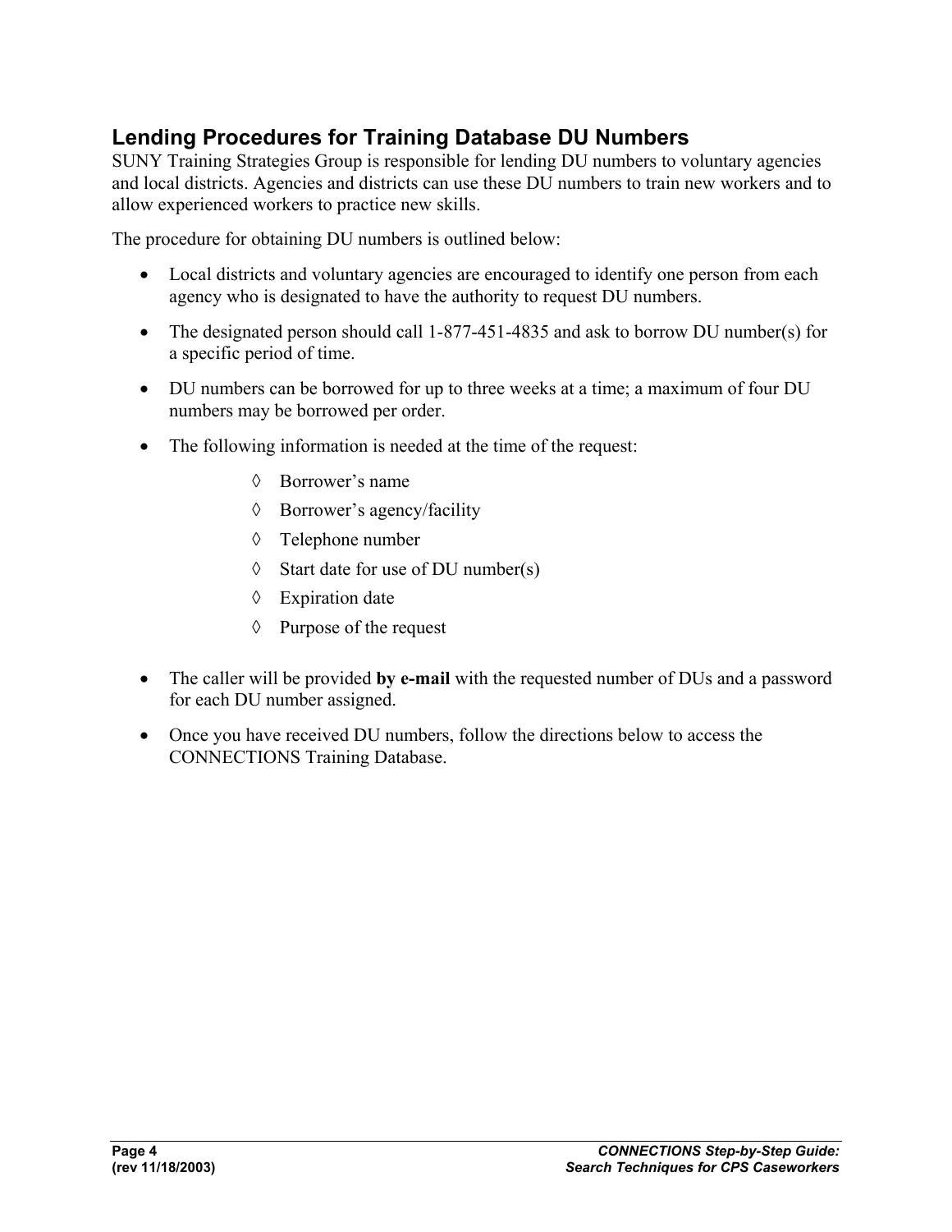## Lending Procedures for Training Database DU Numbers

SUNY Training Strategies Group is responsible for lending DU numbers to voluntary agencies and local districts. Agencies and districts can use these DU numbers to train new workers and to allow experienced workers to practice new skills.

The procedure for obtaining DU numbers is outlined below:

- Local districts and voluntary agencies are encouraged to identify one person from each agency who is designated to have the authority to request DU numbers.
- The designated person should call 1-877-451-4835 and ask to borrow DU number(s) for a specific period of time.
- DU numbers can be borrowed for up to three weeks at a time; a maximum of four DU numbers may be borrowed per order.
- The following information is needed at the time of the request:
    - ◊ Borrower's name
    - ◊ Borrower's agency/facility
    - ◊ Telephone number
    - ◊ Start date for use of DU number(s)
    - ◊ Expiration date
    - ◊ Purpose of the request
- The caller will be provided **by e-mail** with the requested number of DUs and a password for each DU number assigned.
- Once you have received DU numbers, follow the directions below to access the CONNECTIONS Training Database.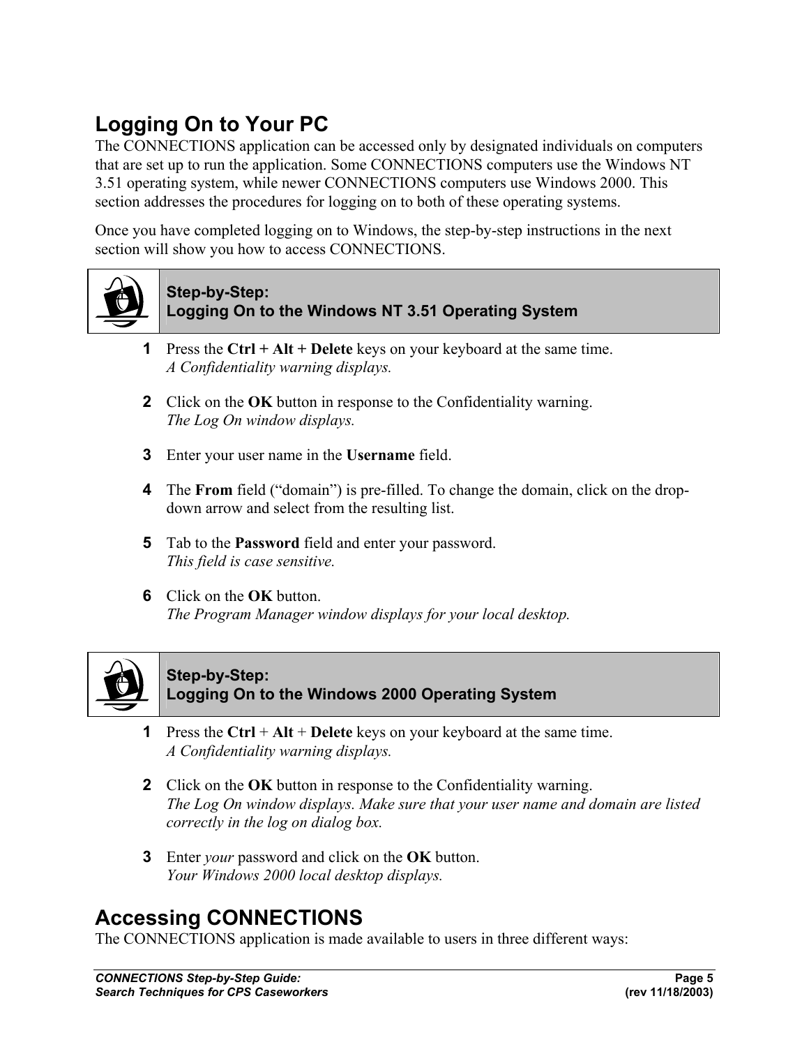## Logging On to Your PC

The CONNECTIONS application can be accessed only by designated individuals on computers that are set up to run the application. Some CONNECTIONS computers use the Windows NT 3.51 operating system, while newer CONNECTIONS computers use Windows 2000. This section addresses the procedures for logging on to both of these operating systems.

Once you have completed logging on to Windows, the step-by-step instructions in the next section will show you how to access CONNECTIONS.

### Step-by-Step: Logging On to the Windows NT 3.51 Operating System

1. Press the **Ctrl + Alt + Delete** keys on your keyboard at the same time.
   *A Confidentiality warning displays.*

2. Click on the **OK** button in response to the Confidentiality warning.
   *The Log On window displays.*

3. Enter your user name in the **Username** field.

4. The **From** field ("domain") is pre-filled. To change the domain, click on the drop-down arrow and select from the resulting list.

5. Tab to the **Password** field and enter your password.
   *This field is case sensitive.*

6. Click on the **OK** button.
   *The Program Manager window displays for your local desktop.*

### Step-by-Step: Logging On to the Windows 2000 Operating System

1. Press the **Ctrl** + **Alt** + **Delete** keys on your keyboard at the same time.
   *A Confidentiality warning displays.*

2. Click on the **OK** button in response to the Confidentiality warning.
   *The Log On window displays. Make sure that your user name and domain are listed correctly in the log on dialog box.*

3. Enter *your* password and click on the **OK** button.
   *Your Windows 2000 local desktop displays.*

## Accessing CONNECTIONS

The CONNECTIONS application is made available to users in three different ways: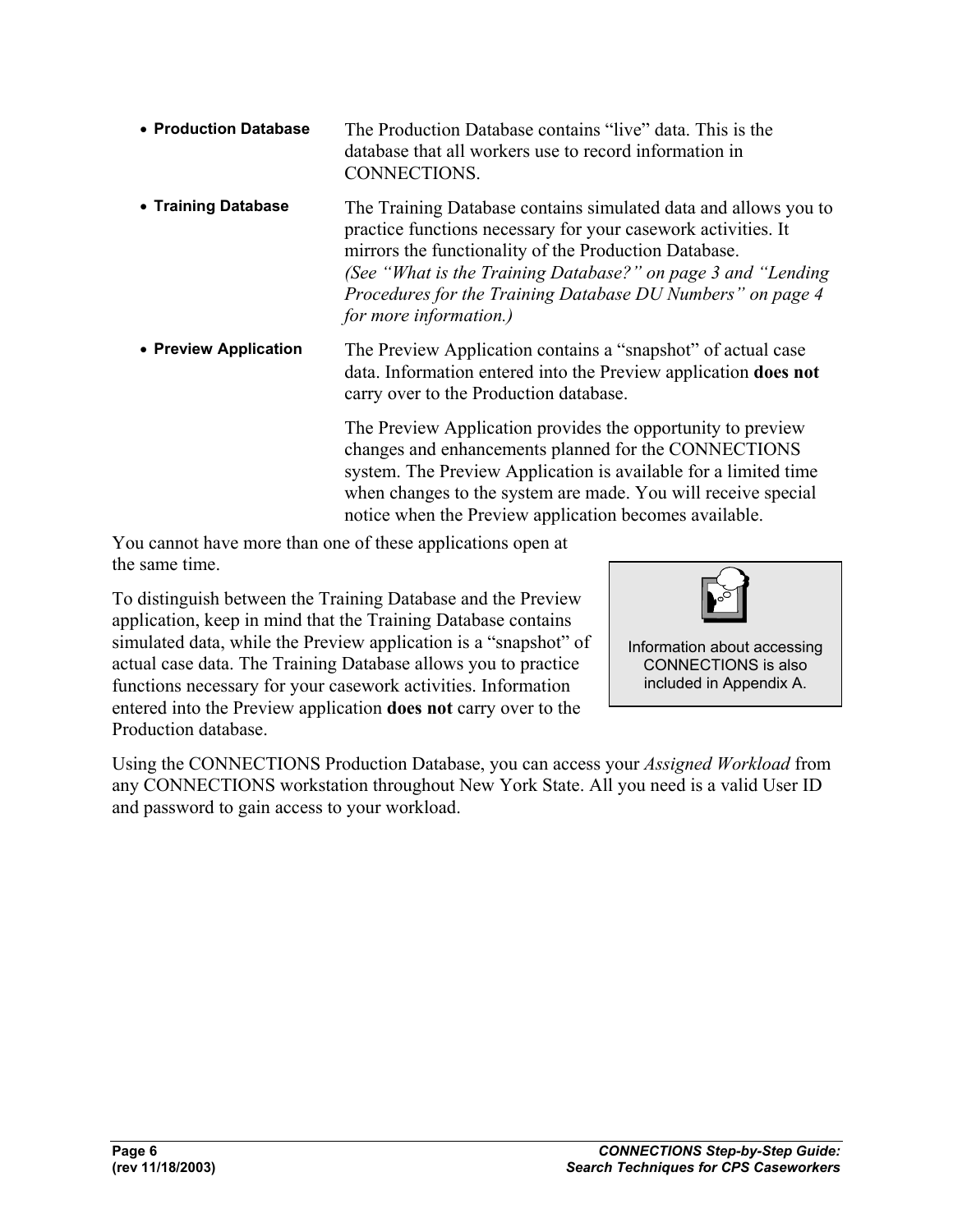- **Production Database** — The Production Database contains “live” data. This is the database that all workers use to record information in CONNECTIONS.
- **Training Database** — The Training Database contains simulated data and allows you to practice functions necessary for your casework activities. It mirrors the functionality of the Production Database.
  *(See “What is the Training Database?” on page 3 and “Lending Procedures for the Training Database DU Numbers” on page 4 for more information.)*
- **Preview Application** — The Preview Application contains a “snapshot” of actual case data. Information entered into the Preview application **does not** carry over to the Production database.

  The Preview Application provides the opportunity to preview changes and enhancements planned for the CONNECTIONS system. The Preview Application is available for a limited time when changes to the system are made. You will receive special notice when the Preview application becomes available.

You cannot have more than one of these applications open at the same time.

To distinguish between the Training Database and the Preview application, keep in mind that the Training Database contains simulated data, while the Preview application is a “snapshot” of actual case data. The Training Database allows you to practice functions necessary for your casework activities. Information entered into the Preview application **does not** carry over to the Production database.

> Information about accessing CONNECTIONS is also included in Appendix A.

Using the CONNECTIONS Production Database, you can access your *Assigned Workload* from any CONNECTIONS workstation throughout New York State. All you need is a valid User ID and password to gain access to your workload.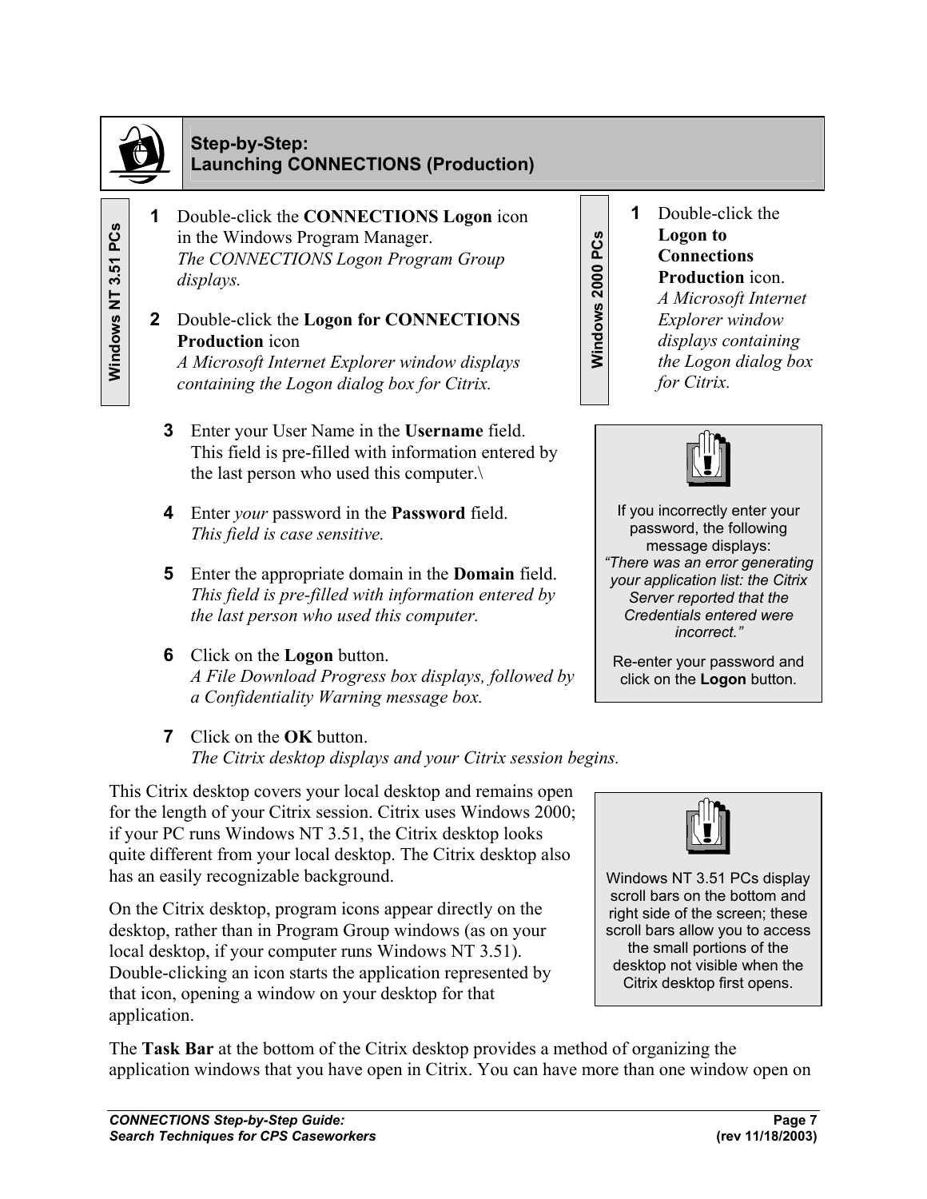## Step-by-Step: Launching CONNECTIONS (Production)

**Windows NT 3.51 PCs**

**1** Double-click the **CONNECTIONS Logon** icon in the Windows Program Manager.
*The CONNECTIONS Logon Program Group displays.*

**2** Double-click the **Logon for CONNECTIONS Production** icon
*A Microsoft Internet Explorer window displays containing the Logon dialog box for Citrix.*

**Windows 2000 PCs**

**1** Double-click the **Logon to Connections Production** icon.
*A Microsoft Internet Explorer window displays containing the Logon dialog box for Citrix.*

**3** Enter your User Name in the **Username** field.
This field is pre-filled with information entered by the last person who used this computer.\

**4** Enter *your* password in the **Password** field.
*This field is case sensitive.*

**5** Enter the appropriate domain in the **Domain** field.
*This field is pre-filled with information entered by the last person who used this computer.*

**6** Click on the **Logon** button.
*A File Download Progress box displays, followed by a Confidentiality Warning message box.*

> If you incorrectly enter your password, the following message displays:
> *"There was an error generating your application list: the Citrix Server reported that the Credentials entered were incorrect."*
>
> Re-enter your password and click on the **Logon** button.

**7** Click on the **OK** button.
*The Citrix desktop displays and your Citrix session begins.*

This Citrix desktop covers your local desktop and remains open for the length of your Citrix session. Citrix uses Windows 2000; if your PC runs Windows NT 3.51, the Citrix desktop looks quite different from your local desktop. The Citrix desktop also has an easily recognizable background.

On the Citrix desktop, program icons appear directly on the desktop, rather than in Program Group windows (as on your local desktop, if your computer runs Windows NT 3.51). Double-clicking an icon starts the application represented by that icon, opening a window on your desktop for that application.

> Windows NT 3.51 PCs display scroll bars on the bottom and right side of the screen; these scroll bars allow you to access the small portions of the desktop not visible when the Citrix desktop first opens.

The **Task Bar** at the bottom of the Citrix desktop provides a method of organizing the application windows that you have open in Citrix. You can have more than one window open on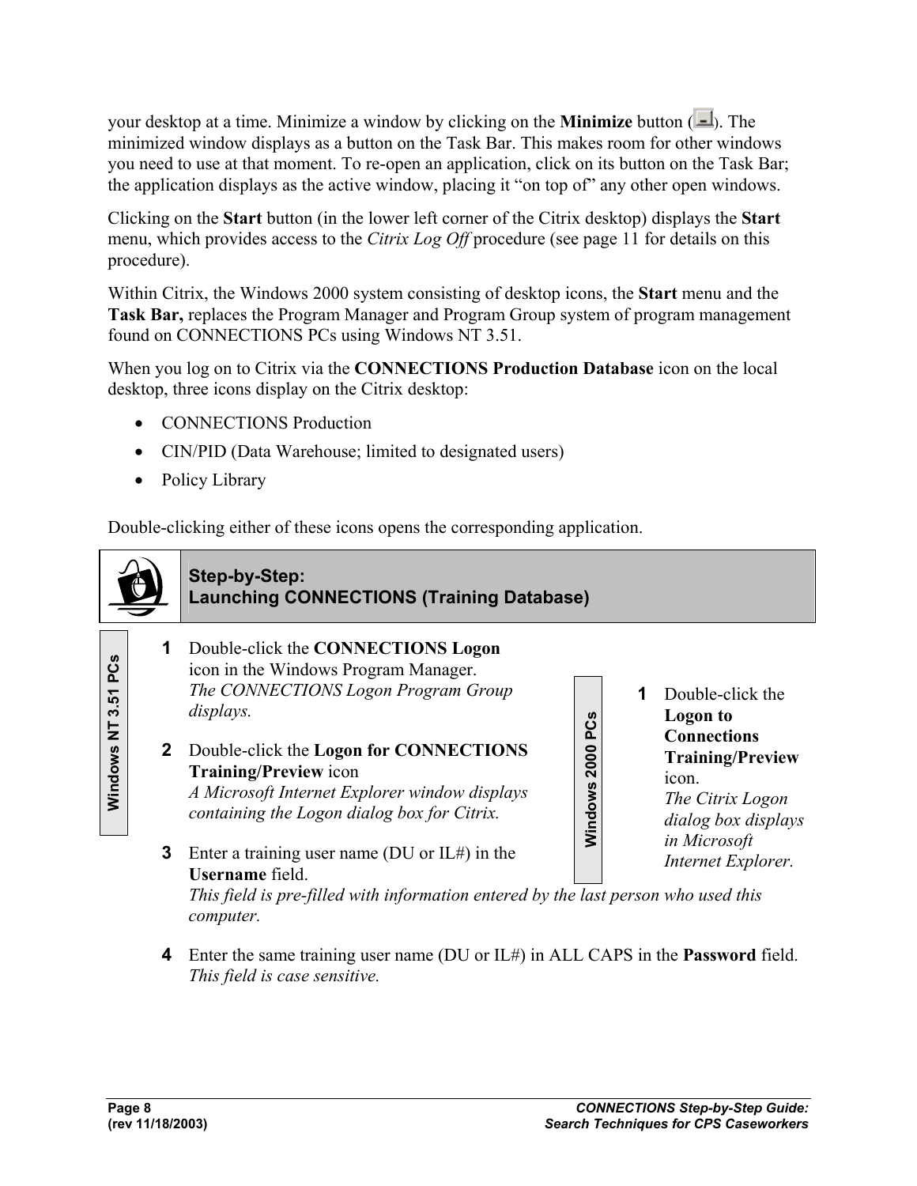your desktop at a time. Minimize a window by clicking on the **Minimize** button ( ). The minimized window displays as a button on the Task Bar. This makes room for other windows you need to use at that moment. To re-open an application, click on its button on the Task Bar; the application displays as the active window, placing it "on top of" any other open windows.

Clicking on the **Start** button (in the lower left corner of the Citrix desktop) displays the **Start** menu, which provides access to the *Citrix Log Off* procedure (see page 11 for details on this procedure).

Within Citrix, the Windows 2000 system consisting of desktop icons, the **Start** menu and the **Task Bar,** replaces the Program Manager and Program Group system of program management found on CONNECTIONS PCs using Windows NT 3.51.

When you log on to Citrix via the **CONNECTIONS Production Database** icon on the local desktop, three icons display on the Citrix desktop:

- CONNECTIONS Production
- CIN/PID (Data Warehouse; limited to designated users)
- Policy Library

Double-clicking either of these icons opens the corresponding application.

## Step-by-Step: Launching CONNECTIONS (Training Database)

**Windows NT 3.51 PCs**

1. Double-click the **CONNECTIONS Logon** icon in the Windows Program Manager.
   *The CONNECTIONS Logon Program Group displays.*

2. Double-click the **Logon for CONNECTIONS Training/Preview** icon
   *A Microsoft Internet Explorer window displays containing the Logon dialog box for Citrix.*

**Windows 2000 PCs**

1. Double-click the **Logon to Connections Training/Preview** icon.
   *The Citrix Logon dialog box displays in Microsoft Internet Explorer.*

---

3. Enter a training user name (DU or IL#) in the **Username** field.
   *This field is pre-filled with information entered by the last person who used this computer.*

4. Enter the same training user name (DU or IL#) in ALL CAPS in the **Password** field.
   *This field is case sensitive.*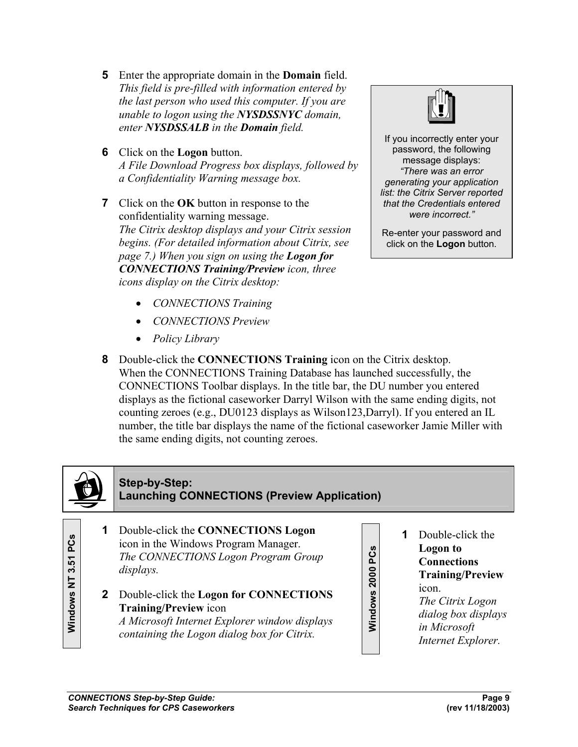5 Enter the appropriate domain in the **Domain** field.
*This field is pre-filled with information entered by the last person who used this computer. If you are unable to logon using the **NYSDSSNYC** domain, enter **NYSDSSALB** in the **Domain** field.*

6 Click on the **Logon** button.
*A File Download Progress box displays, followed by a Confidentiality Warning message box.*

7 Click on the **OK** button in response to the confidentiality warning message.
*The Citrix desktop displays and your Citrix session begins. (For detailed information about Citrix, see page 7.) When you sign on using the **Logon for CONNECTIONS Training/Preview** icon, three icons display on the Citrix desktop:*

- *CONNECTIONS Training*
- *CONNECTIONS Preview*
- *Policy Library*

> If you incorrectly enter your password, the following message displays:
> *"There was an error generating your application list: the Citrix Server reported that the Credentials entered were incorrect."*
>
> Re-enter your password and click on the **Logon** button.

8 Double-click the **CONNECTIONS Training** icon on the Citrix desktop.
When the CONNECTIONS Training Database has launched successfully, the CONNECTIONS Toolbar displays. In the title bar, the DU number you entered displays as the fictional caseworker Darryl Wilson with the same ending digits, not counting zeroes (e.g., DU0123 displays as Wilson123,Darryl). If you entered an IL number, the title bar displays the name of the fictional caseworker Jamie Miller with the same ending digits, not counting zeroes.

## Step-by-Step: Launching CONNECTIONS (Preview Application)

**Windows NT 3.51 PCs**

1 Double-click the **CONNECTIONS Logon** icon in the Windows Program Manager.
*The CONNECTIONS Logon Program Group displays.*

2 Double-click the **Logon for CONNECTIONS Training/Preview** icon
*A Microsoft Internet Explorer window displays containing the Logon dialog box for Citrix.*

**Windows 2000 PCs**

1 Double-click the **Logon to Connections Training/Preview** icon.
*The Citrix Logon dialog box displays in Microsoft Internet Explorer.*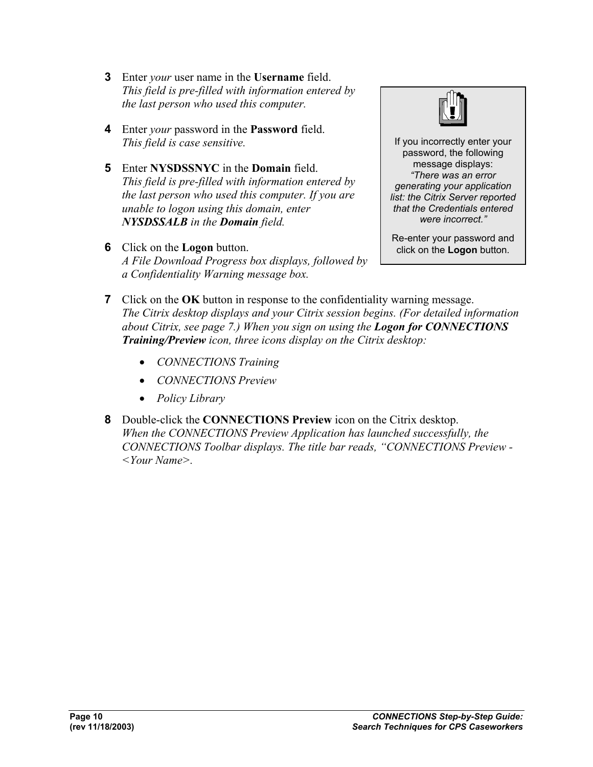3 Enter *your* user name in the **Username** field.
*This field is pre-filled with information entered by the last person who used this computer.*

4 Enter *your* password in the **Password** field.
*This field is case sensitive.*

5 Enter **NYSDSSNYC** in the **Domain** field.
*This field is pre-filled with information entered by the last person who used this computer. If you are unable to logon using this domain, enter* ***NYSDSSALB*** *in the* ***Domain*** *field.*

6 Click on the **Logon** button.
*A File Download Progress box displays, followed by a Confidentiality Warning message box.*

> If you incorrectly enter your password, the following message displays:
> *"There was an error generating your application list: the Citrix Server reported that the Credentials entered were incorrect."*
>
> Re-enter your password and click on the **Logon** button.

7 Click on the **OK** button in response to the confidentiality warning message.
*The Citrix desktop displays and your Citrix session begins. (For detailed information about Citrix, see page 7.) When you sign on using the* ***Logon for CONNECTIONS Training/Preview*** *icon, three icons display on the Citrix desktop:*

- *CONNECTIONS Training*
- *CONNECTIONS Preview*
- *Policy Library*

8 Double-click the **CONNECTIONS Preview** icon on the Citrix desktop.
*When the CONNECTIONS Preview Application has launched successfully, the CONNECTIONS Toolbar displays. The title bar reads, "CONNECTIONS Preview - <Your Name>.*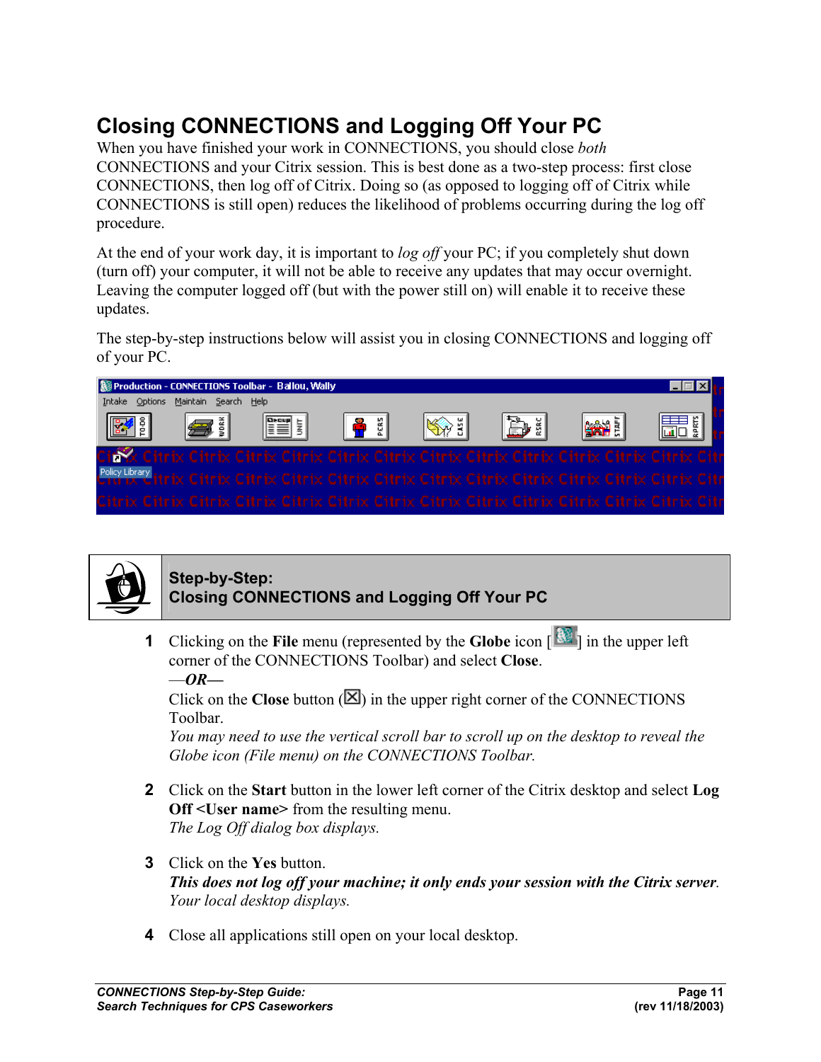# Closing CONNECTIONS and Logging Off Your PC

When you have finished your work in CONNECTIONS, you should close *both* CONNECTIONS and your Citrix session. This is best done as a two-step process: first close CONNECTIONS, then log off of Citrix. Doing so (as opposed to logging off of Citrix while CONNECTIONS is still open) reduces the likelihood of problems occurring during the log off procedure.

At the end of your work day, it is important to *log off* your PC; if you completely shut down (turn off) your computer, it will not be able to receive any updates that may occur overnight. Leaving the computer logged off (but with the power still on) will enable it to receive these updates.

The step-by-step instructions below will assist you in closing CONNECTIONS and logging off of your PC.

## Step-by-Step: Closing CONNECTIONS and Logging Off Your PC

**1** Clicking on the **File** menu (represented by the **Globe** icon [ ] in the upper left corner of the CONNECTIONS Toolbar) and select **Close**.
—***OR***—
Click on the **Close** button (☒) in the upper right corner of the CONNECTIONS Toolbar.
*You may need to use the vertical scroll bar to scroll up on the desktop to reveal the Globe icon (File menu) on the CONNECTIONS Toolbar.*

**2** Click on the **Start** button in the lower left corner of the Citrix desktop and select **Log Off <User name>** from the resulting menu.
*The Log Off dialog box displays.*

**3** Click on the **Yes** button.
***This does not log off your machine; it only ends your session with the Citrix server****.*
*Your local desktop displays.*

**4** Close all applications still open on your local desktop.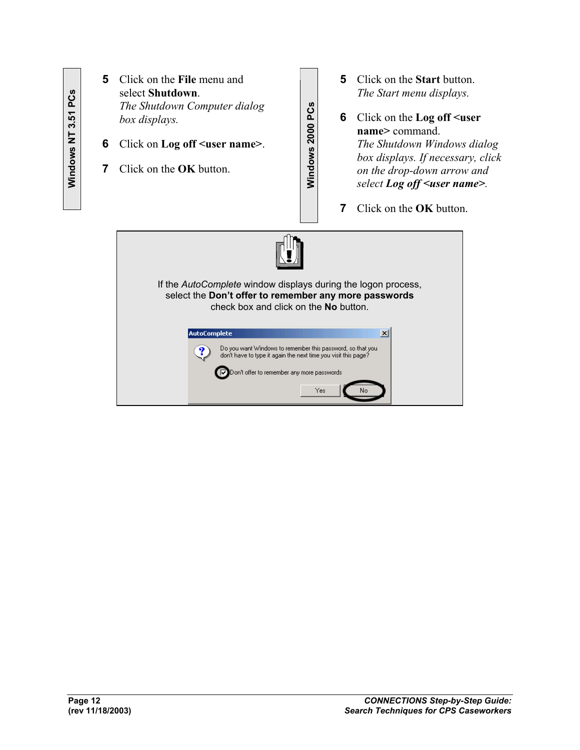**Windows NT 3.51 PCs**

5. Click on the **File** menu and select **Shutdown**.
   *The Shutdown Computer dialog box displays.*

6. Click on **Log off <user name>**.

7. Click on the **OK** button.

**Windows 2000 PCs**

5. Click on the **Start** button.
   *The Start menu displays.*

6. Click on the **Log off <user name>** command.
   *The Shutdown Windows dialog box displays. If necessary, click on the drop-down arrow and select **Log off <user name>**.*

7. Click on the **OK** button.

---

If the *AutoComplete* window displays during the logon process, select the **Don't offer to remember any more passwords** check box and click on the **No** button.

**AutoComplete**

Do you want Windows to remember this password, so that you don't have to type it again the next time you visit this page?

☑ Don't offer to remember any more passwords

Yes | No

---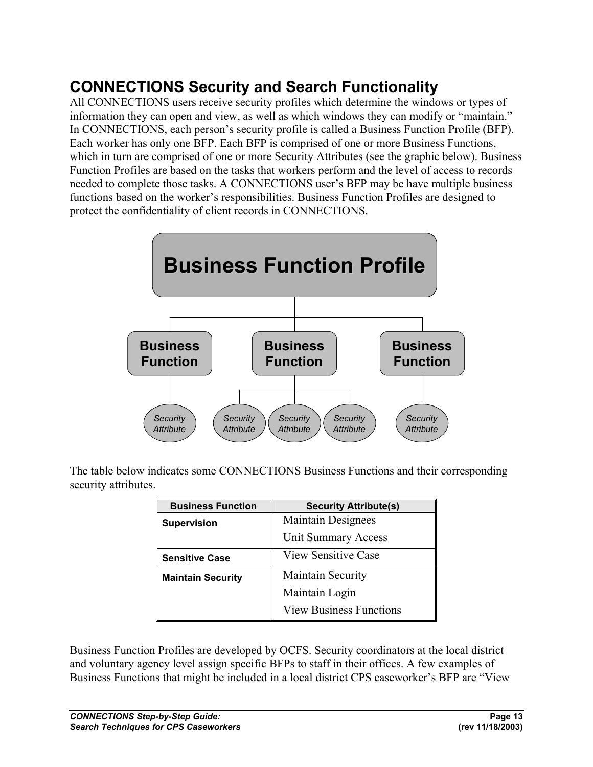## CONNECTIONS Security and Search Functionality

All CONNECTIONS users receive security profiles which determine the windows or types of information they can open and view, as well as which windows they can modify or "maintain." In CONNECTIONS, each person's security profile is called a Business Function Profile (BFP). Each worker has only one BFP. Each BFP is comprised of one or more Business Functions, which in turn are comprised of one or more Security Attributes (see the graphic below). Business Function Profiles are based on the tasks that workers perform and the level of access to records needed to complete those tasks. A CONNECTIONS user's BFP may be have multiple business functions based on the worker's responsibilities. Business Function Profiles are designed to protect the confidentiality of client records in CONNECTIONS.

The table below indicates some CONNECTIONS Business Functions and their corresponding security attributes.

| Business Function | Security Attribute(s) |
|---|---|
| **Supervision** | Maintain Designees<br>Unit Summary Access |
| **Sensitive Case** | View Sensitive Case |
| **Maintain Security** | Maintain Security<br>Maintain Login<br>View Business Functions |

Business Function Profiles are developed by OCFS. Security coordinators at the local district and voluntary agency level assign specific BFPs to staff in their offices. A few examples of Business Functions that might be included in a local district CPS caseworker's BFP are "View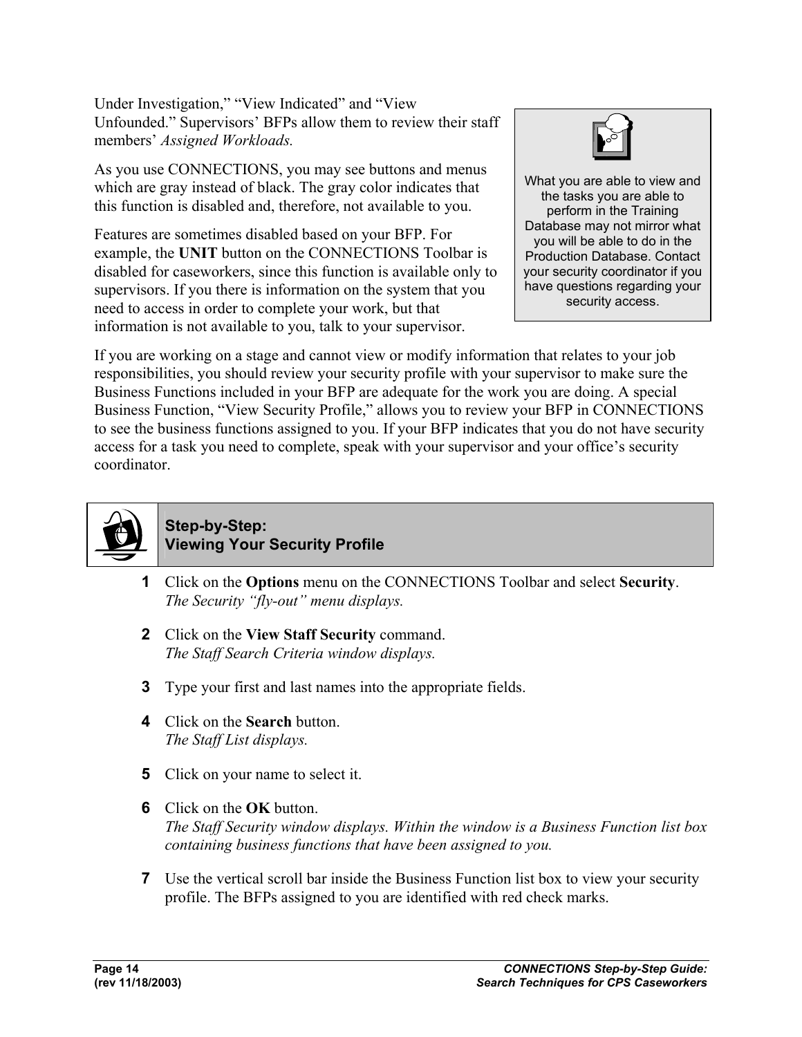Under Investigation," "View Indicated" and "View Unfounded." Supervisors' BFPs allow them to review their staff members' *Assigned Workloads.*

As you use CONNECTIONS, you may see buttons and menus which are gray instead of black. The gray color indicates that this function is disabled and, therefore, not available to you.

Features are sometimes disabled based on your BFP. For example, the **UNIT** button on the CONNECTIONS Toolbar is disabled for caseworkers, since this function is available only to supervisors. If you there is information on the system that you need to access in order to complete your work, but that information is not available to you, talk to your supervisor.

> What you are able to view and the tasks you are able to perform in the Training Database may not mirror what you will be able to do in the Production Database. Contact your security coordinator if you have questions regarding your security access.

If you are working on a stage and cannot view or modify information that relates to your job responsibilities, you should review your security profile with your supervisor to make sure the Business Functions included in your BFP are adequate for the work you are doing. A special Business Function, "View Security Profile," allows you to review your BFP in CONNECTIONS to see the business functions assigned to you. If your BFP indicates that you do not have security access for a task you need to complete, speak with your supervisor and your office's security coordinator.

## Step-by-Step: Viewing Your Security Profile

1. Click on the **Options** menu on the CONNECTIONS Toolbar and select **Security**.
   *The Security "fly-out" menu displays.*
2. Click on the **View Staff Security** command.
   *The Staff Search Criteria window displays.*
3. Type your first and last names into the appropriate fields.
4. Click on the **Search** button.
   *The Staff List displays.*
5. Click on your name to select it.
6. Click on the **OK** button.
   *The Staff Security window displays. Within the window is a Business Function list box containing business functions that have been assigned to you.*
7. Use the vertical scroll bar inside the Business Function list box to view your security profile. The BFPs assigned to you are identified with red check marks.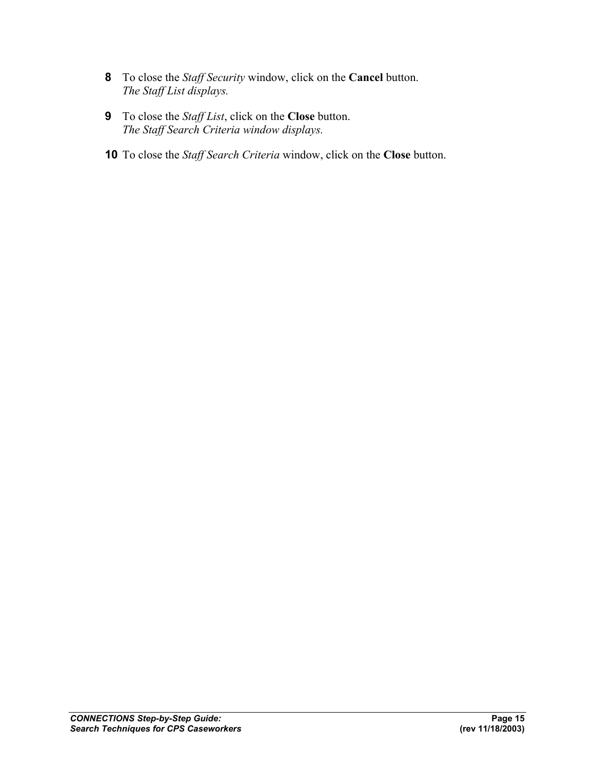8. To close the *Staff Security* window, click on the **Cancel** button.
   *The Staff List displays.*

9. To close the *Staff List*, click on the **Close** button.
   *The Staff Search Criteria window displays.*

10. To close the *Staff Search Criteria* window, click on the **Close** button.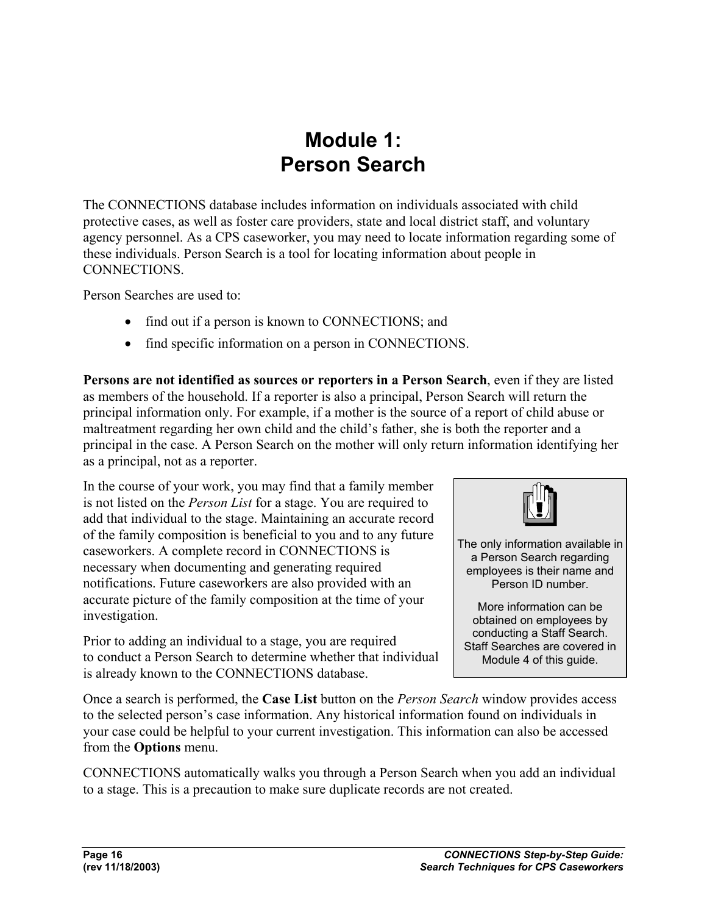# Module 1: Person Search

The CONNECTIONS database includes information on individuals associated with child protective cases, as well as foster care providers, state and local district staff, and voluntary agency personnel. As a CPS caseworker, you may need to locate information regarding some of these individuals. Person Search is a tool for locating information about people in CONNECTIONS.

Person Searches are used to:

- find out if a person is known to CONNECTIONS; and
- find specific information on a person in CONNECTIONS.

**Persons are not identified as sources or reporters in a Person Search**, even if they are listed as members of the household. If a reporter is also a principal, Person Search will return the principal information only. For example, if a mother is the source of a report of child abuse or maltreatment regarding her own child and the child's father, she is both the reporter and a principal in the case. A Person Search on the mother will only return information identifying her as a principal, not as a reporter.

In the course of your work, you may find that a family member is not listed on the *Person List* for a stage. You are required to add that individual to the stage. Maintaining an accurate record of the family composition is beneficial to you and to any future caseworkers. A complete record in CONNECTIONS is necessary when documenting and generating required notifications. Future caseworkers are also provided with an accurate picture of the family composition at the time of your investigation.

Prior to adding an individual to a stage, you are required to conduct a Person Search to determine whether that individual is already known to the CONNECTIONS database.

> The only information available in a Person Search regarding employees is their name and Person ID number.
>
> More information can be obtained on employees by conducting a Staff Search. Staff Searches are covered in Module 4 of this guide.

Once a search is performed, the **Case List** button on the *Person Search* window provides access to the selected person's case information. Any historical information found on individuals in your case could be helpful to your current investigation. This information can also be accessed from the **Options** menu.

CONNECTIONS automatically walks you through a Person Search when you add an individual to a stage. This is a precaution to make sure duplicate records are not created.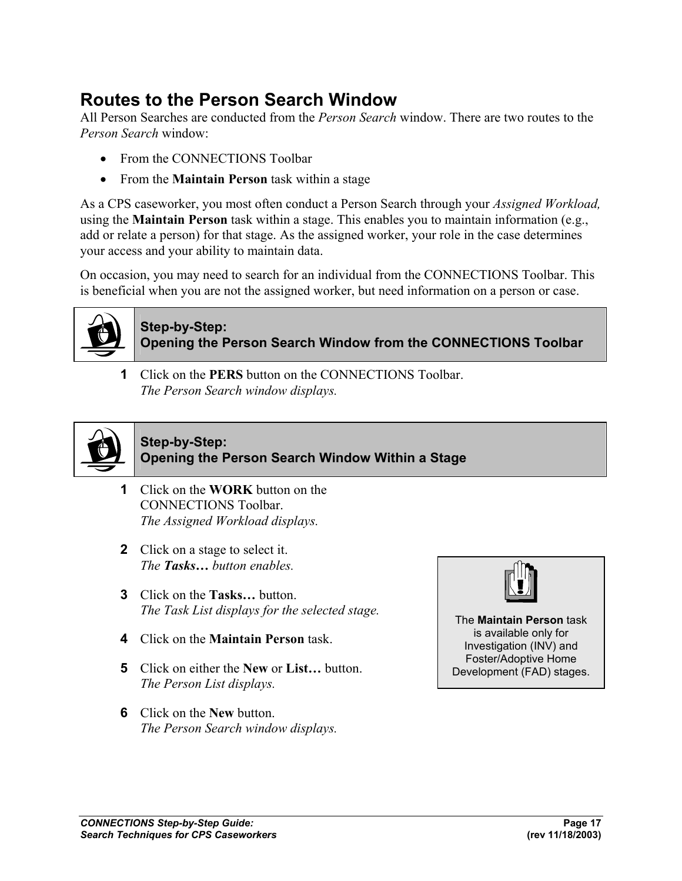## Routes to the Person Search Window

All Person Searches are conducted from the *Person Search* window. There are two routes to the *Person Search* window:

- From the CONNECTIONS Toolbar
- From the **Maintain Person** task within a stage

As a CPS caseworker, you most often conduct a Person Search through your *Assigned Workload,* using the **Maintain Person** task within a stage. This enables you to maintain information (e.g., add or relate a person) for that stage. As the assigned worker, your role in the case determines your access and your ability to maintain data.

On occasion, you may need to search for an individual from the CONNECTIONS Toolbar. This is beneficial when you are not the assigned worker, but need information on a person or case.

### Step-by-Step: Opening the Person Search Window from the CONNECTIONS Toolbar

**1** Click on the **PERS** button on the CONNECTIONS Toolbar.
*The Person Search window displays.*

### Step-by-Step: Opening the Person Search Window Within a Stage

**1** Click on the **WORK** button on the CONNECTIONS Toolbar.
*The Assigned Workload displays.*

**2** Click on a stage to select it.
*The* ***Tasks…*** *button enables.*

**3** Click on the **Tasks…** button.
*The Task List displays for the selected stage.*

**4** Click on the **Maintain Person** task.

**5** Click on either the **New** or **List…** button.
*The Person List displays.*

**6** Click on the **New** button.
*The Person Search window displays.*

> The **Maintain Person** task is available only for Investigation (INV) and Foster/Adoptive Home Development (FAD) stages.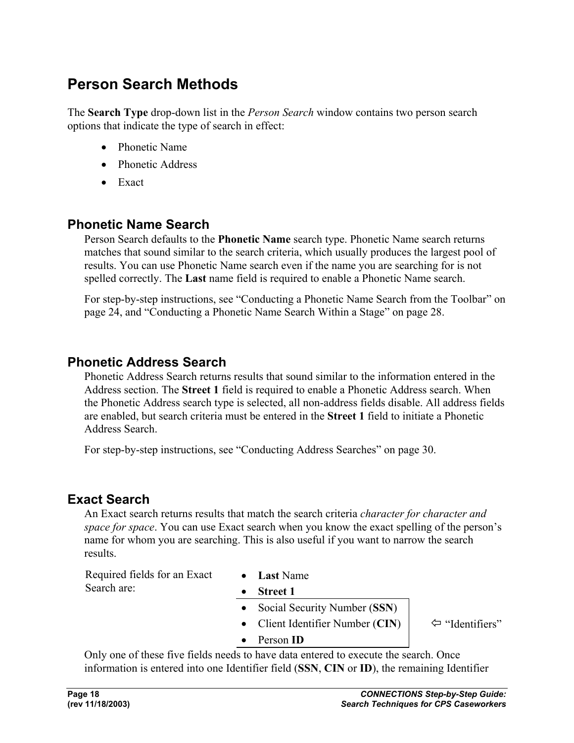# Person Search Methods

The **Search Type** drop-down list in the *Person Search* window contains two person search options that indicate the type of search in effect:

- Phonetic Name
- Phonetic Address
- Exact

## Phonetic Name Search

Person Search defaults to the **Phonetic Name** search type. Phonetic Name search returns matches that sound similar to the search criteria, which usually produces the largest pool of results. You can use Phonetic Name search even if the name you are searching for is not spelled correctly. The **Last** name field is required to enable a Phonetic Name search.

For step-by-step instructions, see "Conducting a Phonetic Name Search from the Toolbar" on page 24, and "Conducting a Phonetic Name Search Within a Stage" on page 28.

## Phonetic Address Search

Phonetic Address Search returns results that sound similar to the information entered in the Address section. The **Street 1** field is required to enable a Phonetic Address search. When the Phonetic Address search type is selected, all non-address fields disable. All address fields are enabled, but search criteria must be entered in the **Street 1** field to initiate a Phonetic Address Search.

For step-by-step instructions, see "Conducting Address Searches" on page 30.

## Exact Search

An Exact search returns results that match the search criteria *character for character and space for space*. You can use Exact search when you know the exact spelling of the person's name for whom you are searching. This is also useful if you want to narrow the search results.

Required fields for an Exact Search are:

- **Last** Name
- **Street 1**
- Social Security Number (**SSN**)
- Client Identifier Number (**CIN**)
- Person **ID**

⇦ "Identifiers" (SSN, CIN, Person ID)

Only one of these five fields needs to have data entered to execute the search. Once information is entered into one Identifier field (**SSN**, **CIN** or **ID**), the remaining Identifier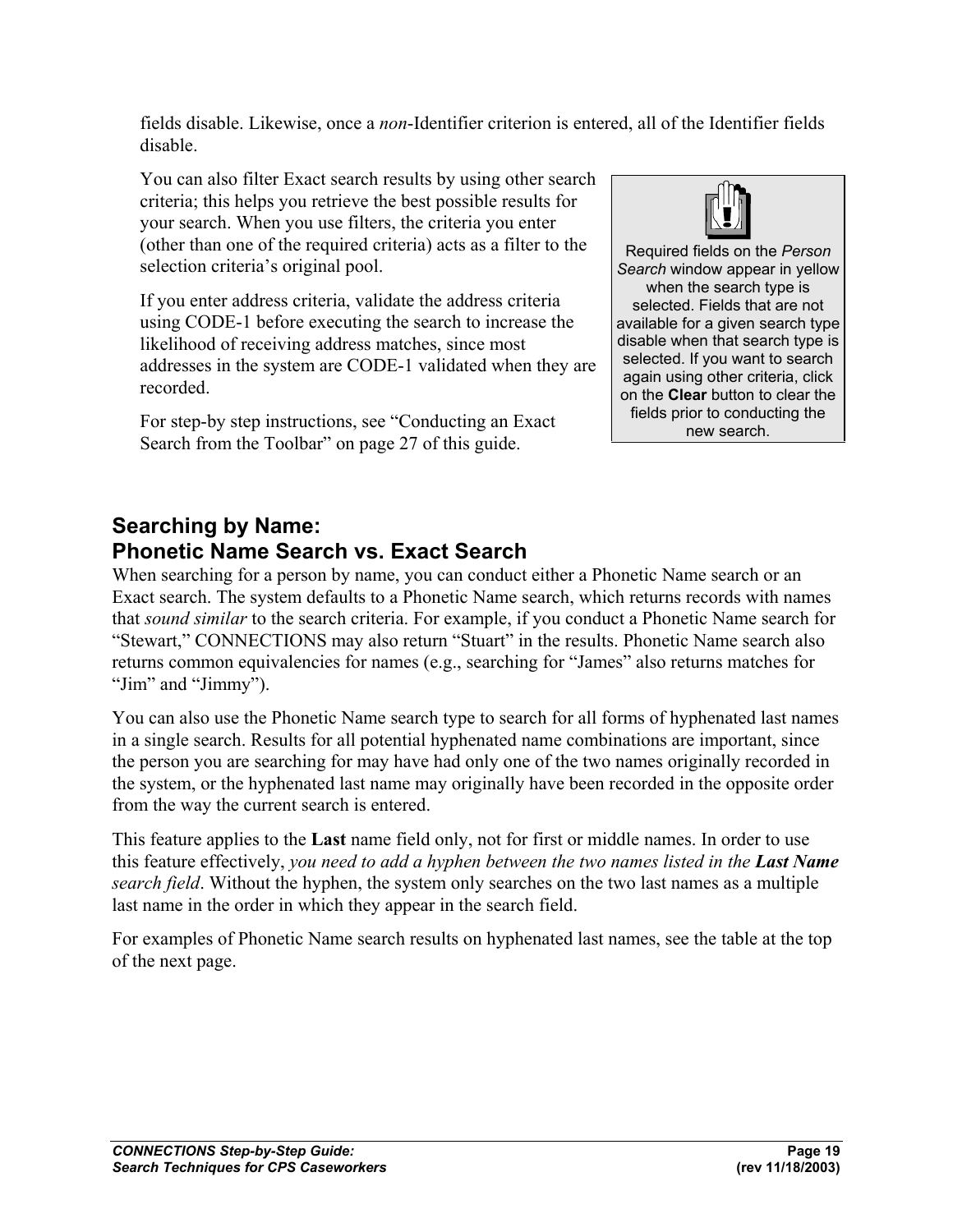fields disable. Likewise, once a *non*-Identifier criterion is entered, all of the Identifier fields disable.

You can also filter Exact search results by using other search criteria; this helps you retrieve the best possible results for your search. When you use filters, the criteria you enter (other than one of the required criteria) acts as a filter to the selection criteria's original pool.

If you enter address criteria, validate the address criteria using CODE-1 before executing the search to increase the likelihood of receiving address matches, since most addresses in the system are CODE-1 validated when they are recorded.

For step-by step instructions, see "Conducting an Exact Search from the Toolbar" on page 27 of this guide.

> Required fields on the *Person Search* window appear in yellow when the search type is selected. Fields that are not available for a given search type disable when that search type is selected. If you want to search again using other criteria, click on the **Clear** button to clear the fields prior to conducting the new search.

## Searching by Name: Phonetic Name Search vs. Exact Search

When searching for a person by name, you can conduct either a Phonetic Name search or an Exact search. The system defaults to a Phonetic Name search, which returns records with names that *sound similar* to the search criteria. For example, if you conduct a Phonetic Name search for "Stewart," CONNECTIONS may also return "Stuart" in the results. Phonetic Name search also returns common equivalencies for names (e.g., searching for "James" also returns matches for "Jim" and "Jimmy").

You can also use the Phonetic Name search type to search for all forms of hyphenated last names in a single search. Results for all potential hyphenated name combinations are important, since the person you are searching for may have had only one of the two names originally recorded in the system, or the hyphenated last name may originally have been recorded in the opposite order from the way the current search is entered.

This feature applies to the **Last** name field only, not for first or middle names. In order to use this feature effectively, *you need to add a hyphen between the two names listed in the* ***Last Name*** *search field*. Without the hyphen, the system only searches on the two last names as a multiple last name in the order in which they appear in the search field.

For examples of Phonetic Name search results on hyphenated last names, see the table at the top of the next page.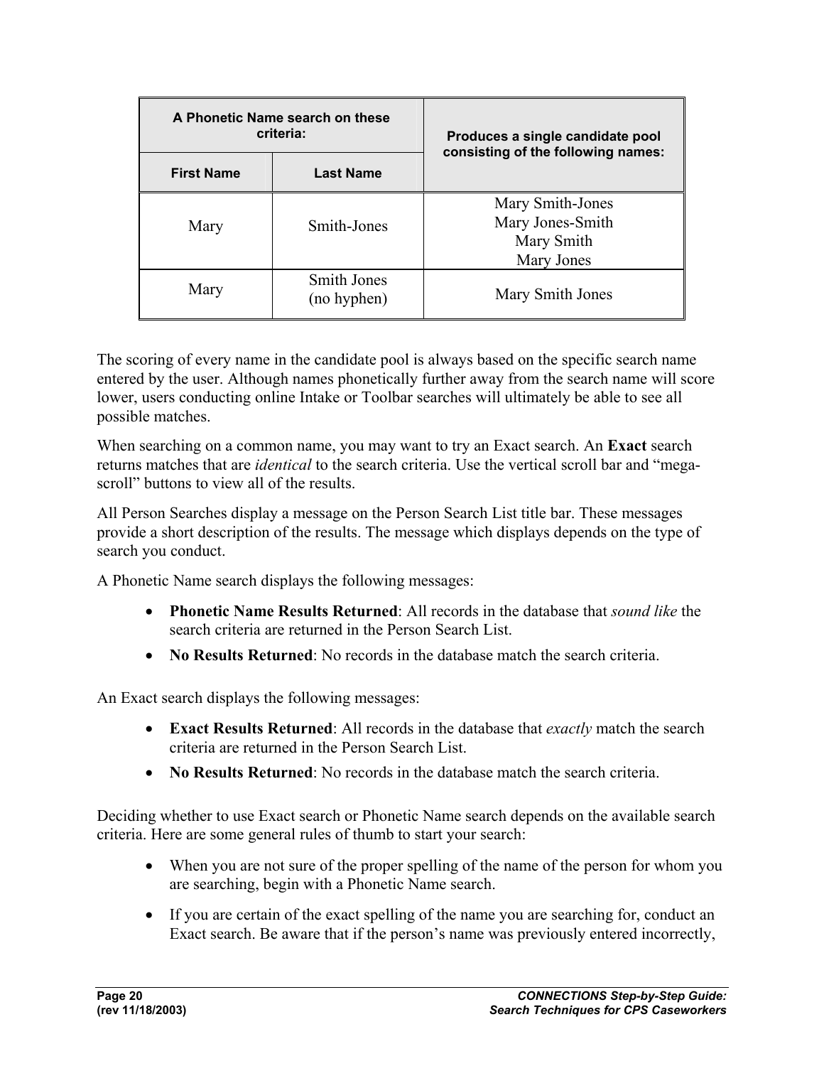| A Phonetic Name search on these criteria: | | Produces a single candidate pool consisting of the following names: |
|---|---|---|
| **First Name** | **Last Name** | |
| Mary | Smith-Jones | Mary Smith-Jones<br>Mary Jones-Smith<br>Mary Smith<br>Mary Jones |
| Mary | Smith Jones (no hyphen) | Mary Smith Jones |

The scoring of every name in the candidate pool is always based on the specific search name entered by the user. Although names phonetically further away from the search name will score lower, users conducting online Intake or Toolbar searches will ultimately be able to see all possible matches.

When searching on a common name, you may want to try an Exact search. An **Exact** search returns matches that are *identical* to the search criteria. Use the vertical scroll bar and "mega-scroll" buttons to view all of the results.

All Person Searches display a message on the Person Search List title bar. These messages provide a short description of the results. The message which displays depends on the type of search you conduct.

A Phonetic Name search displays the following messages:

- **Phonetic Name Results Returned**: All records in the database that *sound like* the search criteria are returned in the Person Search List.
- **No Results Returned**: No records in the database match the search criteria.

An Exact search displays the following messages:

- **Exact Results Returned**: All records in the database that *exactly* match the search criteria are returned in the Person Search List.
- **No Results Returned**: No records in the database match the search criteria.

Deciding whether to use Exact search or Phonetic Name search depends on the available search criteria. Here are some general rules of thumb to start your search:

- When you are not sure of the proper spelling of the name of the person for whom you are searching, begin with a Phonetic Name search.
- If you are certain of the exact spelling of the name you are searching for, conduct an Exact search. Be aware that if the person's name was previously entered incorrectly,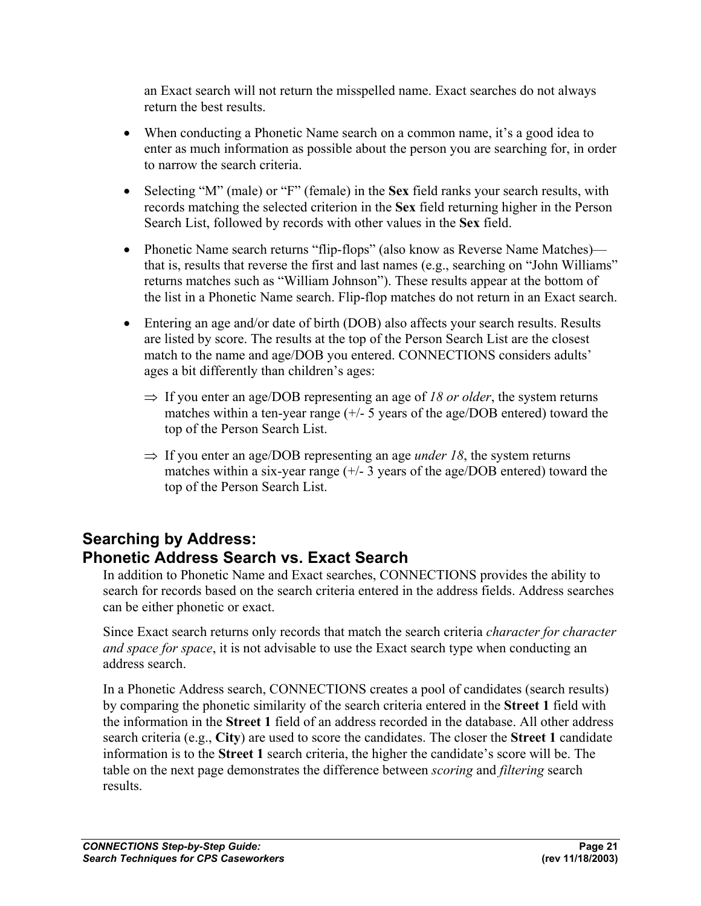an Exact search will not return the misspelled name. Exact searches do not always return the best results.

- When conducting a Phonetic Name search on a common name, it's a good idea to enter as much information as possible about the person you are searching for, in order to narrow the search criteria.
- Selecting "M" (male) or "F" (female) in the **Sex** field ranks your search results, with records matching the selected criterion in the **Sex** field returning higher in the Person Search List, followed by records with other values in the **Sex** field.
- Phonetic Name search returns "flip-flops" (also know as Reverse Name Matches)—that is, results that reverse the first and last names (e.g., searching on "John Williams" returns matches such as "William Johnson"). These results appear at the bottom of the list in a Phonetic Name search. Flip-flop matches do not return in an Exact search.
- Entering an age and/or date of birth (DOB) also affects your search results. Results are listed by score. The results at the top of the Person Search List are the closest match to the name and age/DOB you entered. CONNECTIONS considers adults' ages a bit differently than children's ages:
    - ⇒ If you enter an age/DOB representing an age of *18 or older*, the system returns matches within a ten-year range (+/- 5 years of the age/DOB entered) toward the top of the Person Search List.
    - ⇒ If you enter an age/DOB representing an age *under 18*, the system returns matches within a six-year range (+/- 3 years of the age/DOB entered) toward the top of the Person Search List.

## Searching by Address: Phonetic Address Search vs. Exact Search

In addition to Phonetic Name and Exact searches, CONNECTIONS provides the ability to search for records based on the search criteria entered in the address fields. Address searches can be either phonetic or exact.

Since Exact search returns only records that match the search criteria *character for character and space for space*, it is not advisable to use the Exact search type when conducting an address search.

In a Phonetic Address search, CONNECTIONS creates a pool of candidates (search results) by comparing the phonetic similarity of the search criteria entered in the **Street 1** field with the information in the **Street 1** field of an address recorded in the database. All other address search criteria (e.g., **City**) are used to score the candidates. The closer the **Street 1** candidate information is to the **Street 1** search criteria, the higher the candidate's score will be. The table on the next page demonstrates the difference between *scoring* and *filtering* search results.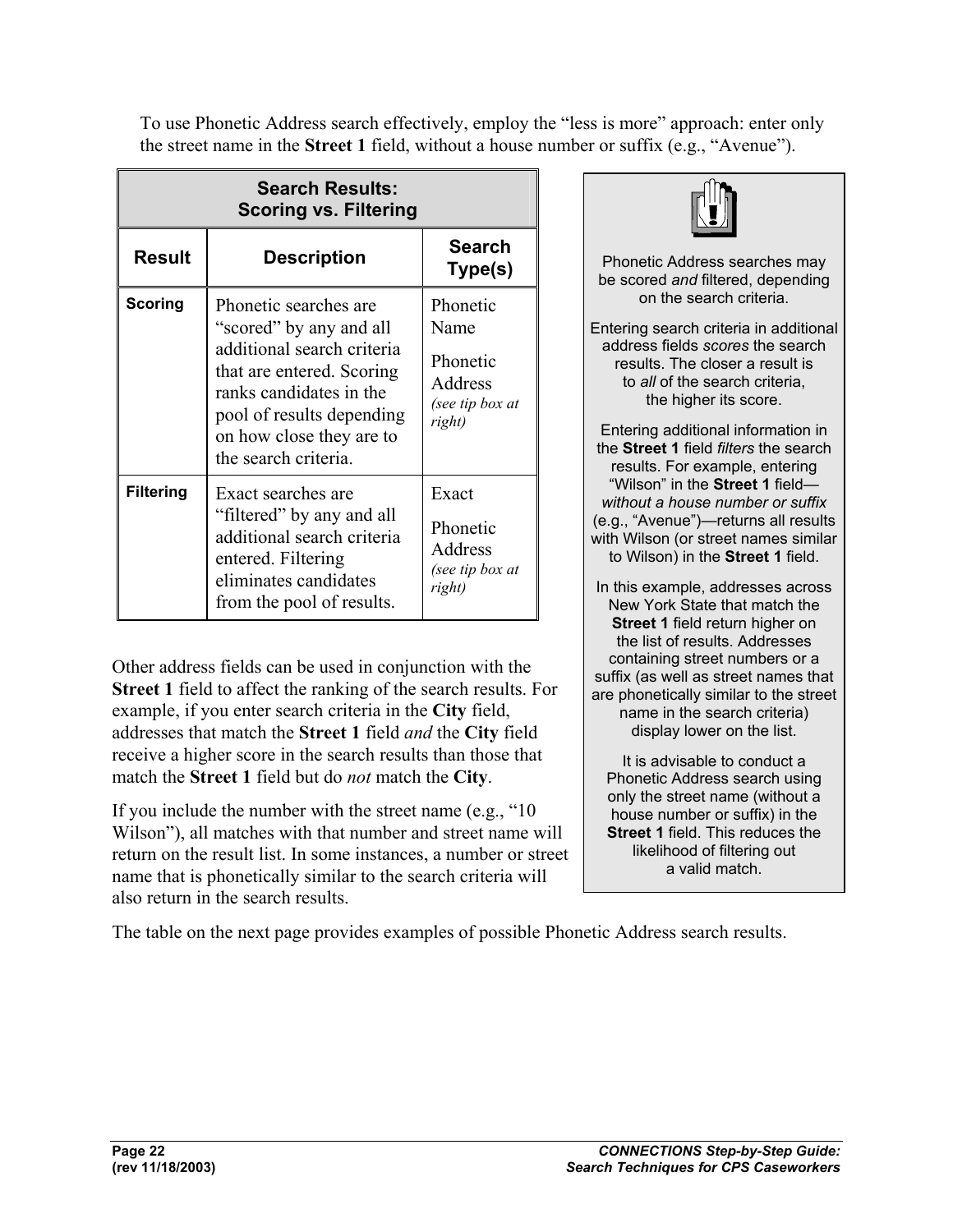To use Phonetic Address search effectively, employ the "less is more" approach: enter only the street name in the **Street 1** field, without a house number or suffix (e.g., "Avenue").

**Search Results: Scoring vs. Filtering**

| Result | Description | Search Type(s) |
|---|---|---|
| **Scoring** | Phonetic searches are "scored" by any and all additional search criteria that are entered. Scoring ranks candidates in the pool of results depending on how close they are to the search criteria. | Phonetic Name<br>Phonetic Address *(see tip box at right)* |
| **Filtering** | Exact searches are "filtered" by any and all additional search criteria entered. Filtering eliminates candidates from the pool of results. | Exact<br>Phonetic Address *(see tip box at right)* |

Phonetic Address searches may be scored *and* filtered, depending on the search criteria.

Entering search criteria in additional address fields *scores* the search results. The closer a result is to *all* of the search criteria, the higher its score.

Entering additional information in the **Street 1** field *filters* the search results. For example, entering "Wilson" in the **Street 1** field—*without a house number or suffix* (e.g., "Avenue")—returns all results with Wilson (or street names similar to Wilson) in the **Street 1** field.

In this example, addresses across New York State that match the **Street 1** field return higher on the list of results. Addresses containing street numbers or a suffix (as well as street names that are phonetically similar to the street name in the search criteria) display lower on the list.

It is advisable to conduct a Phonetic Address search using only the street name (without a house number or suffix) in the **Street 1** field. This reduces the likelihood of filtering out a valid match.

Other address fields can be used in conjunction with the **Street 1** field to affect the ranking of the search results. For example, if you enter search criteria in the **City** field, addresses that match the **Street 1** field *and* the **City** field receive a higher score in the search results than those that match the **Street 1** field but do *not* match the **City**.

If you include the number with the street name (e.g., "10 Wilson"), all matches with that number and street name will return on the result list. In some instances, a number or street name that is phonetically similar to the search criteria will also return in the search results.

The table on the next page provides examples of possible Phonetic Address search results.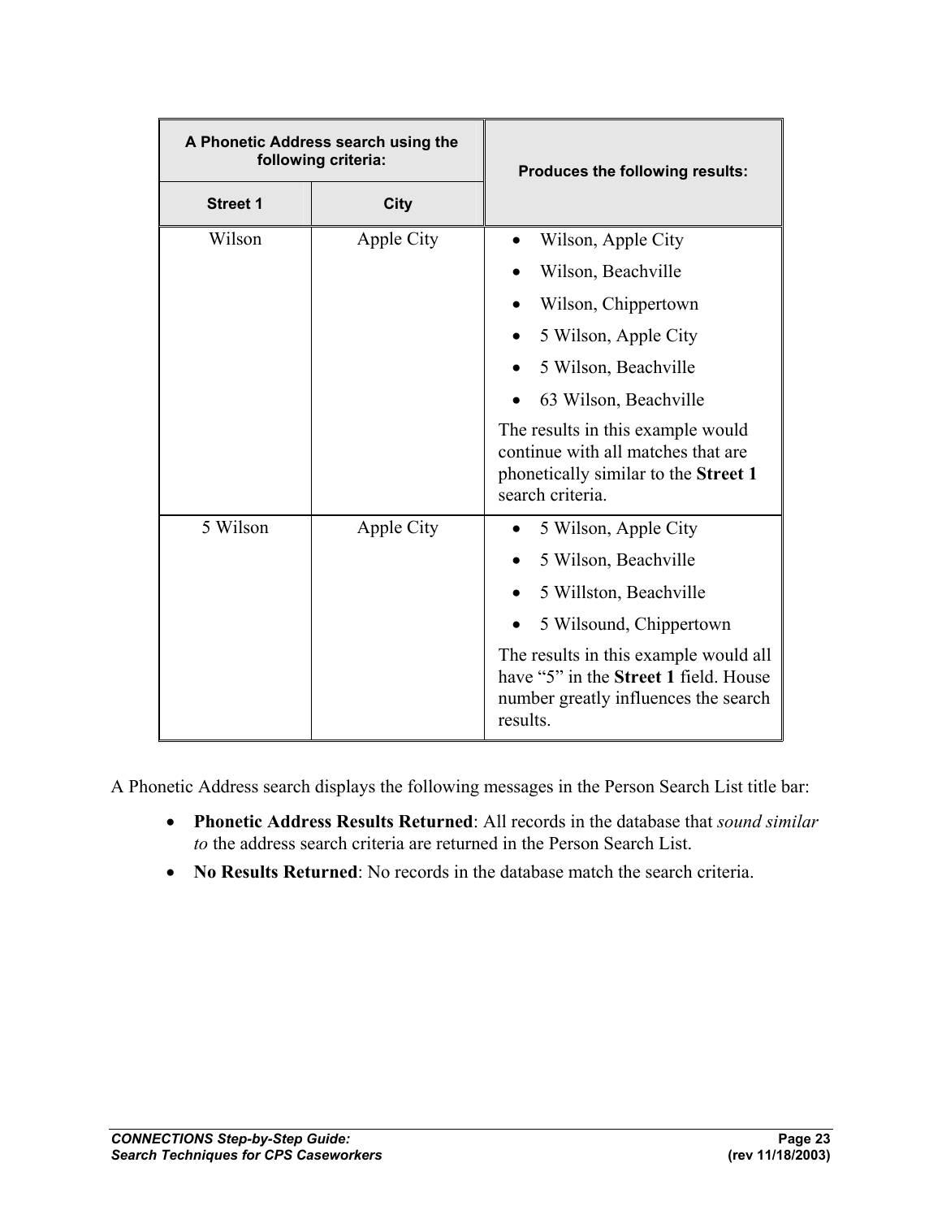| A Phonetic Address search using the following criteria: | | Produces the following results: |
|---|---|---|
| **Street 1** | **City** | |
| Wilson | Apple City | • Wilson, Apple City<br>• Wilson, Beachville<br>• Wilson, Chippertown<br>• 5 Wilson, Apple City<br>• 5 Wilson, Beachville<br>• 63 Wilson, Beachville<br>The results in this example would continue with all matches that are phonetically similar to the **Street 1** search criteria. |
| 5 Wilson | Apple City | • 5 Wilson, Apple City<br>• 5 Wilson, Beachville<br>• 5 Willston, Beachville<br>• 5 Wilsound, Chippertown<br>The results in this example would all have "5" in the **Street 1** field. House number greatly influences the search results. |

A Phonetic Address search displays the following messages in the Person Search List title bar:

- **Phonetic Address Results Returned**: All records in the database that *sound similar to* the address search criteria are returned in the Person Search List.
- **No Results Returned**: No records in the database match the search criteria.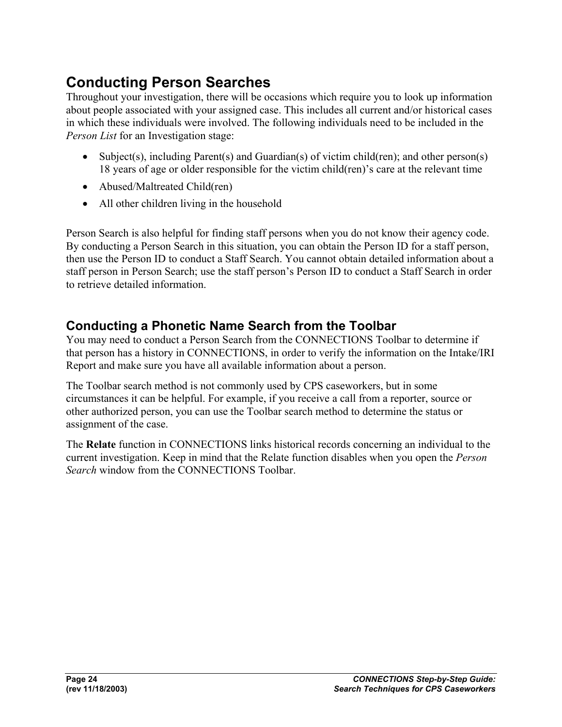## Conducting Person Searches

Throughout your investigation, there will be occasions which require you to look up information about people associated with your assigned case. This includes all current and/or historical cases in which these individuals were involved. The following individuals need to be included in the *Person List* for an Investigation stage:

- Subject(s), including Parent(s) and Guardian(s) of victim child(ren); and other person(s) 18 years of age or older responsible for the victim child(ren)'s care at the relevant time
- Abused/Maltreated Child(ren)
- All other children living in the household

Person Search is also helpful for finding staff persons when you do not know their agency code. By conducting a Person Search in this situation, you can obtain the Person ID for a staff person, then use the Person ID to conduct a Staff Search. You cannot obtain detailed information about a staff person in Person Search; use the staff person's Person ID to conduct a Staff Search in order to retrieve detailed information.

### Conducting a Phonetic Name Search from the Toolbar

You may need to conduct a Person Search from the CONNECTIONS Toolbar to determine if that person has a history in CONNECTIONS, in order to verify the information on the Intake/IRI Report and make sure you have all available information about a person.

The Toolbar search method is not commonly used by CPS caseworkers, but in some circumstances it can be helpful. For example, if you receive a call from a reporter, source or other authorized person, you can use the Toolbar search method to determine the status or assignment of the case.

The **Relate** function in CONNECTIONS links historical records concerning an individual to the current investigation. Keep in mind that the Relate function disables when you open the *Person Search* window from the CONNECTIONS Toolbar.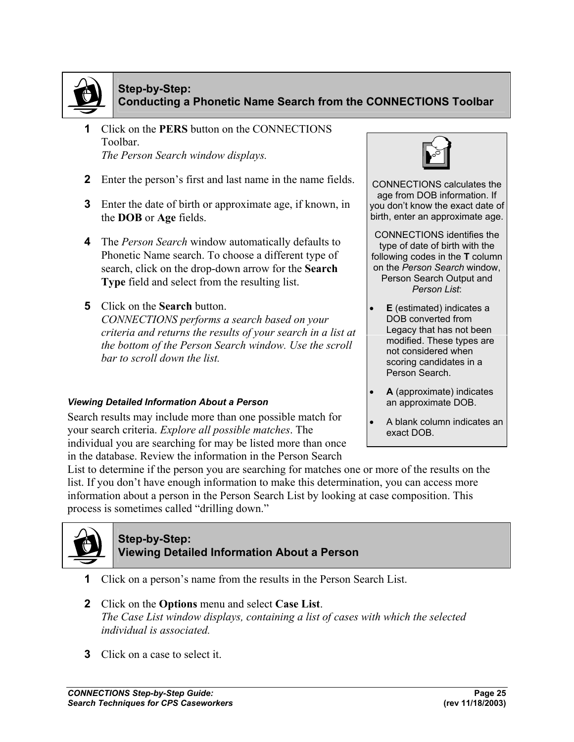## Step-by-Step: Conducting a Phonetic Name Search from the CONNECTIONS Toolbar

1. Click on the **PERS** button on the CONNECTIONS Toolbar.
   *The Person Search window displays.*

2. Enter the person's first and last name in the name fields.

3. Enter the date of birth or approximate age, if known, in the **DOB** or **Age** fields.

4. The *Person Search* window automatically defaults to Phonetic Name search. To choose a different type of search, click on the drop-down arrow for the **Search Type** field and select from the resulting list.

5. Click on the **Search** button.
   *CONNECTIONS performs a search based on your criteria and returns the results of your search in a list at the bottom of the Person Search window. Use the scroll bar to scroll down the list.*

> CONNECTIONS calculates the age from DOB information. If you don't know the exact date of birth, enter an approximate age.
>
> CONNECTIONS identifies the type of date of birth with the following codes in the **T** column on the *Person Search* window, Person Search Output and *Person List*:
>
> - **E** (estimated) indicates a DOB converted from Legacy that has not been modified. These types are not considered when scoring candidates in a Person Search.
> - **A** (approximate) indicates an approximate DOB.
> - A blank column indicates an exact DOB.

#### *Viewing Detailed Information About a Person*

Search results may include more than one possible match for your search criteria. *Explore all possible matches*. The individual you are searching for may be listed more than once in the database. Review the information in the Person Search List to determine if the person you are searching for matches one or more of the results on the list. If you don't have enough information to make this determination, you can access more information about a person in the Person Search List by looking at case composition. This process is sometimes called "drilling down."

## Step-by-Step: Viewing Detailed Information About a Person

1. Click on a person's name from the results in the Person Search List.

2. Click on the **Options** menu and select **Case List**.
   *The Case List window displays, containing a list of cases with which the selected individual is associated.*

3. Click on a case to select it.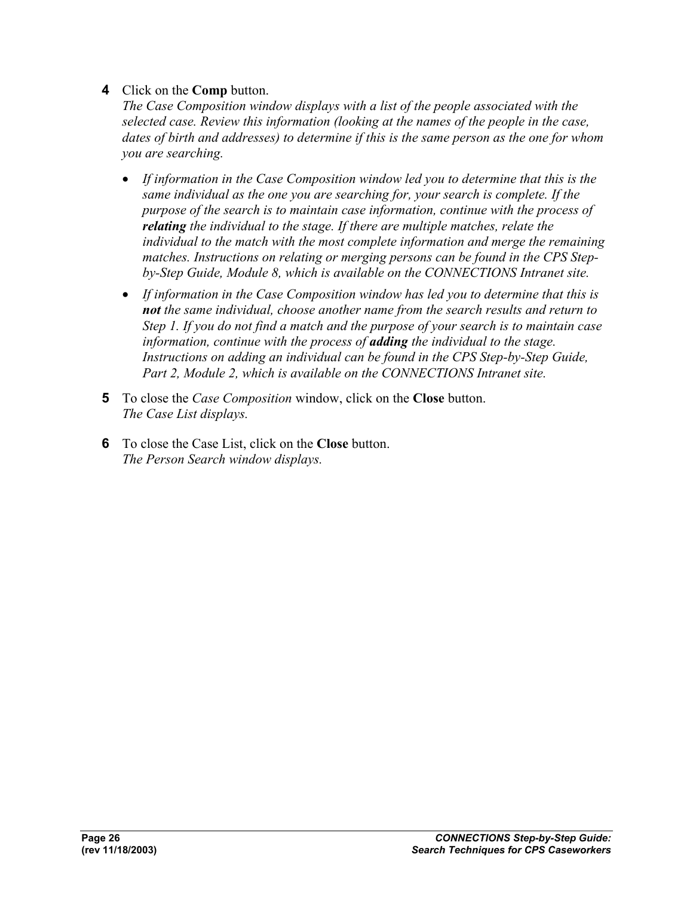**4** Click on the **Comp** button.
*The Case Composition window displays with a list of the people associated with the selected case. Review this information (looking at the names of the people in the case, dates of birth and addresses) to determine if this is the same person as the one for whom you are searching.*

- *If information in the Case Composition window led you to determine that this is the same individual as the one you are searching for, your search is complete. If the purpose of the search is to maintain case information, continue with the process of **relating** the individual to the stage. If there are multiple matches, relate the individual to the match with the most complete information and merge the remaining matches. Instructions on relating or merging persons can be found in the CPS Step-by-Step Guide, Module 8, which is available on the CONNECTIONS Intranet site.*
- *If information in the Case Composition window has led you to determine that this is **not** the same individual, choose another name from the search results and return to Step 1. If you do not find a match and the purpose of your search is to maintain case information, continue with the process of **adding** the individual to the stage. Instructions on adding an individual can be found in the CPS Step-by-Step Guide, Part 2, Module 2, which is available on the CONNECTIONS Intranet site.*

**5** To close the *Case Composition* window, click on the **Close** button.
*The Case List displays.*

**6** To close the Case List, click on the **Close** button.
*The Person Search window displays.*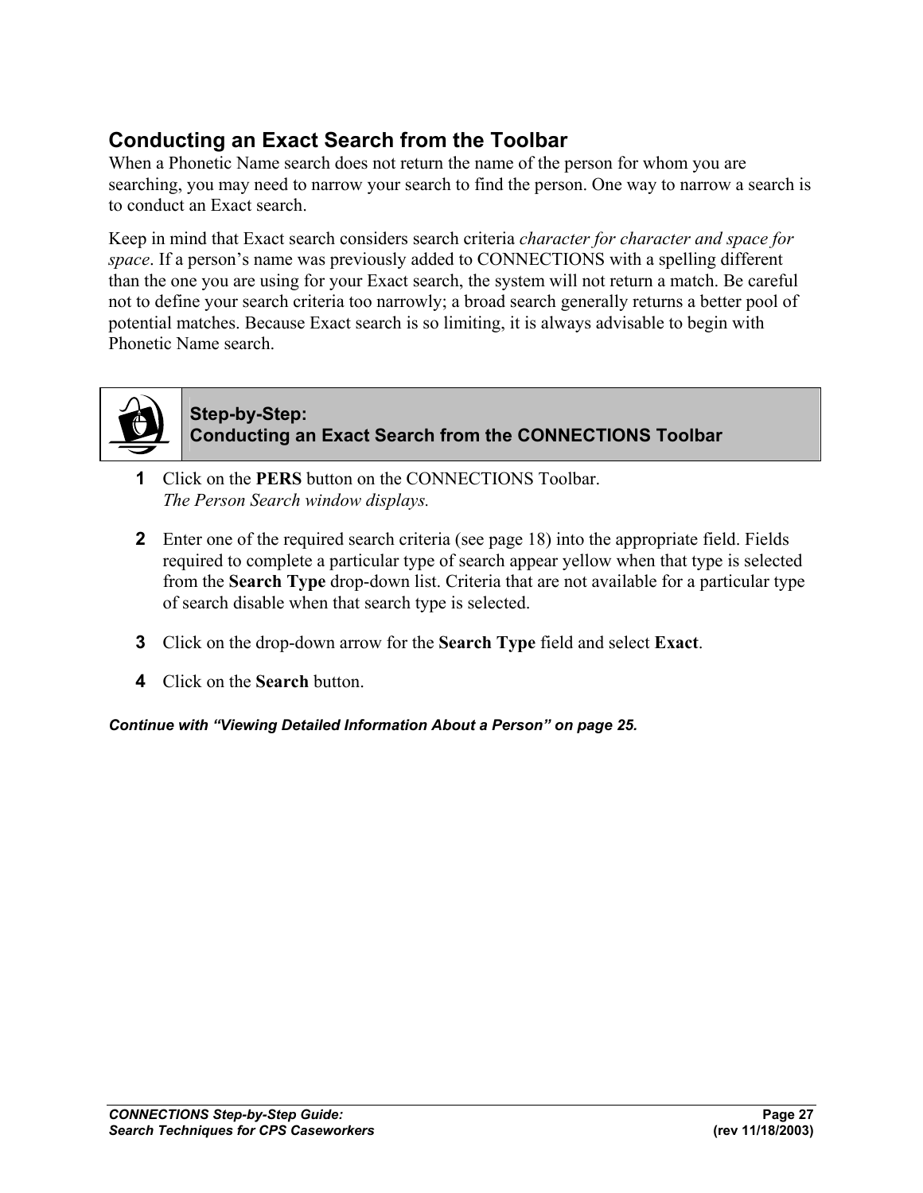## Conducting an Exact Search from the Toolbar

When a Phonetic Name search does not return the name of the person for whom you are searching, you may need to narrow your search to find the person. One way to narrow a search is to conduct an Exact search.

Keep in mind that Exact search considers search criteria *character for character and space for space*. If a person's name was previously added to CONNECTIONS with a spelling different than the one you are using for your Exact search, the system will not return a match. Be careful not to define your search criteria too narrowly; a broad search generally returns a better pool of potential matches. Because Exact search is so limiting, it is always advisable to begin with Phonetic Name search.

### Step-by-Step: Conducting an Exact Search from the CONNECTIONS Toolbar

1. Click on the **PERS** button on the CONNECTIONS Toolbar.
   *The Person Search window displays.*
2. Enter one of the required search criteria (see page 18) into the appropriate field. Fields required to complete a particular type of search appear yellow when that type is selected from the **Search Type** drop-down list. Criteria that are not available for a particular type of search disable when that search type is selected.
3. Click on the drop-down arrow for the **Search Type** field and select **Exact**.
4. Click on the **Search** button.

***Continue with "Viewing Detailed Information About a Person" on page 25.***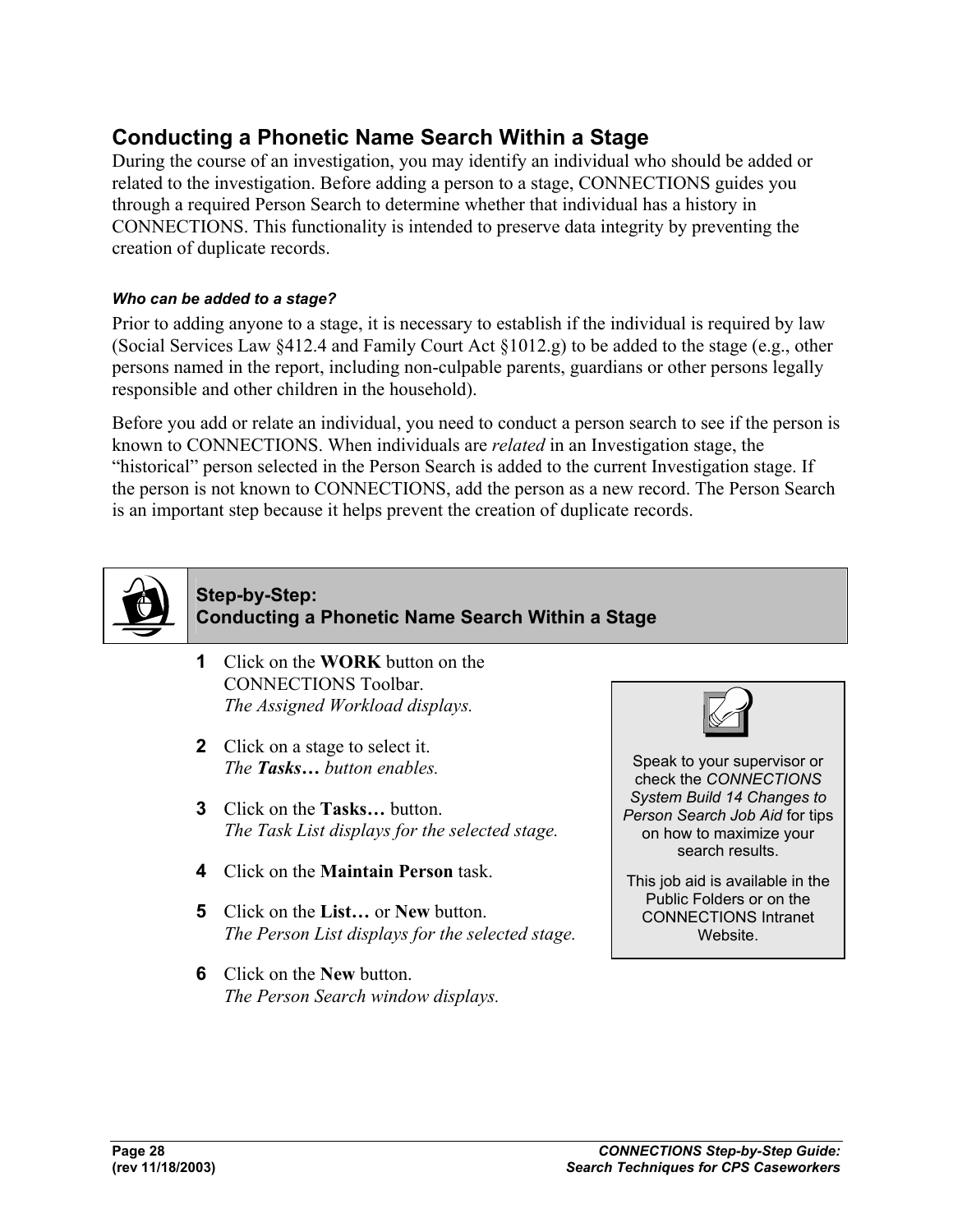## Conducting a Phonetic Name Search Within a Stage

During the course of an investigation, you may identify an individual who should be added or related to the investigation. Before adding a person to a stage, CONNECTIONS guides you through a required Person Search to determine whether that individual has a history in CONNECTIONS. This functionality is intended to preserve data integrity by preventing the creation of duplicate records.

#### *Who can be added to a stage?*

Prior to adding anyone to a stage, it is necessary to establish if the individual is required by law (Social Services Law §412.4 and Family Court Act §1012.g) to be added to the stage (e.g., other persons named in the report, including non-culpable parents, guardians or other persons legally responsible and other children in the household).

Before you add or relate an individual, you need to conduct a person search to see if the person is known to CONNECTIONS. When individuals are *related* in an Investigation stage, the "historical" person selected in the Person Search is added to the current Investigation stage. If the person is not known to CONNECTIONS, add the person as a new record. The Person Search is an important step because it helps prevent the creation of duplicate records.

### Step-by-Step: Conducting a Phonetic Name Search Within a Stage

1. Click on the **WORK** button on the CONNECTIONS Toolbar.
   *The Assigned Workload displays.*

2. Click on a stage to select it.
   *The **Tasks…** button enables.*

3. Click on the **Tasks…** button.
   *The Task List displays for the selected stage.*

4. Click on the **Maintain Person** task.

5. Click on the **List…** or **New** button.
   *The Person List displays for the selected stage.*

6. Click on the **New** button.
   *The Person Search window displays.*

> Speak to your supervisor or check the *CONNECTIONS System Build 14 Changes to Person Search Job Aid* for tips on how to maximize your search results.
>
> This job aid is available in the Public Folders or on the CONNECTIONS Intranet Website.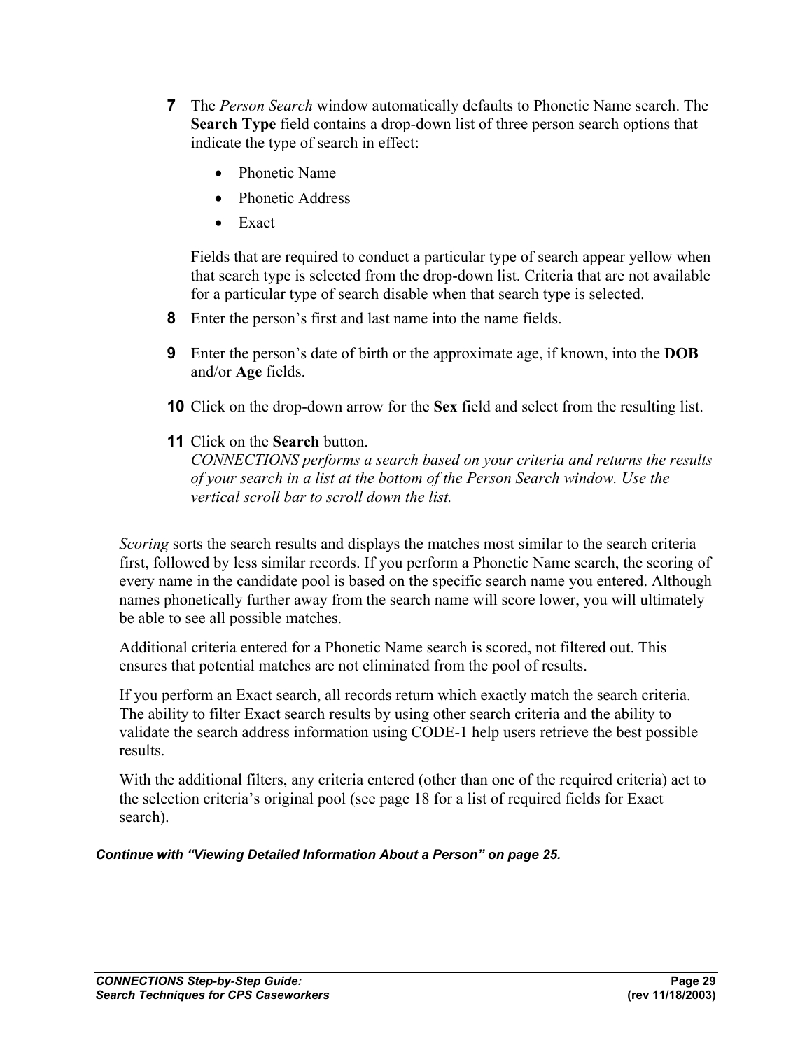7 The *Person Search* window automatically defaults to Phonetic Name search. The **Search Type** field contains a drop-down list of three person search options that indicate the type of search in effect:

- Phonetic Name
- Phonetic Address
- Exact

Fields that are required to conduct a particular type of search appear yellow when that search type is selected from the drop-down list. Criteria that are not available for a particular type of search disable when that search type is selected.

8 Enter the person's first and last name into the name fields.

9 Enter the person's date of birth or the approximate age, if known, into the **DOB** and/or **Age** fields.

10 Click on the drop-down arrow for the **Sex** field and select from the resulting list.

11 Click on the **Search** button.
*CONNECTIONS performs a search based on your criteria and returns the results of your search in a list at the bottom of the Person Search window. Use the vertical scroll bar to scroll down the list.*

*Scoring* sorts the search results and displays the matches most similar to the search criteria first, followed by less similar records. If you perform a Phonetic Name search, the scoring of every name in the candidate pool is based on the specific search name you entered. Although names phonetically further away from the search name will score lower, you will ultimately be able to see all possible matches.

Additional criteria entered for a Phonetic Name search is scored, not filtered out. This ensures that potential matches are not eliminated from the pool of results.

If you perform an Exact search, all records return which exactly match the search criteria. The ability to filter Exact search results by using other search criteria and the ability to validate the search address information using CODE-1 help users retrieve the best possible results.

With the additional filters, any criteria entered (other than one of the required criteria) act to the selection criteria's original pool (see page 18 for a list of required fields for Exact search).

***Continue with "Viewing Detailed Information About a Person" on page 25.***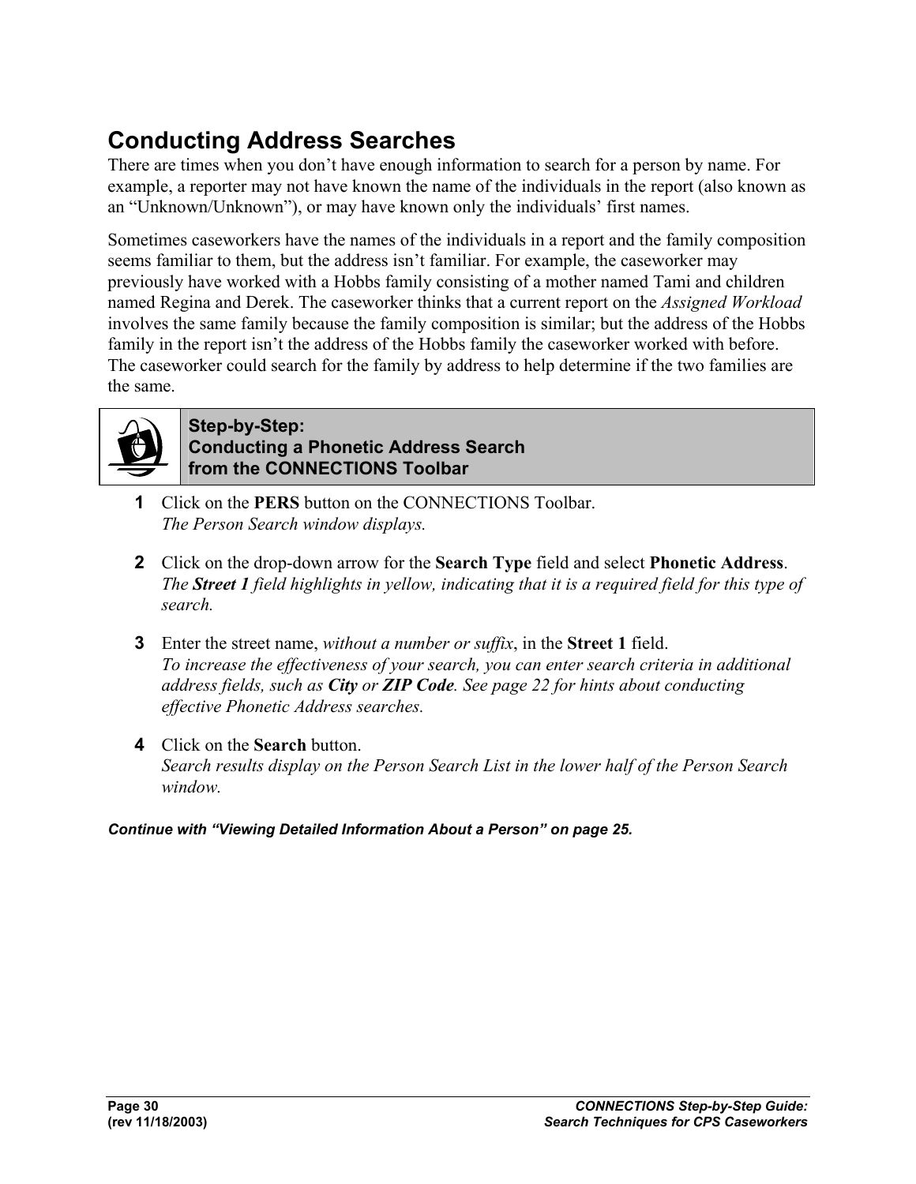## Conducting Address Searches

There are times when you don't have enough information to search for a person by name. For example, a reporter may not have known the name of the individuals in the report (also known as an "Unknown/Unknown"), or may have known only the individuals' first names.

Sometimes caseworkers have the names of the individuals in a report and the family composition seems familiar to them, but the address isn't familiar. For example, the caseworker may previously have worked with a Hobbs family consisting of a mother named Tami and children named Regina and Derek. The caseworker thinks that a current report on the *Assigned Workload* involves the same family because the family composition is similar; but the address of the Hobbs family in the report isn't the address of the Hobbs family the caseworker worked with before. The caseworker could search for the family by address to help determine if the two families are the same.

### Step-by-Step: Conducting a Phonetic Address Search from the CONNECTIONS Toolbar

**1** Click on the **PERS** button on the CONNECTIONS Toolbar.
*The Person Search window displays.*

**2** Click on the drop-down arrow for the **Search Type** field and select **Phonetic Address**.
*The **Street 1** field highlights in yellow, indicating that it is a required field for this type of search.*

**3** Enter the street name, *without a number or suffix*, in the **Street 1** field.
*To increase the effectiveness of your search, you can enter search criteria in additional address fields, such as **City** or **ZIP Code**. See page 22 for hints about conducting effective Phonetic Address searches.*

**4** Click on the **Search** button.
*Search results display on the Person Search List in the lower half of the Person Search window.*

***Continue with "Viewing Detailed Information About a Person" on page 25.***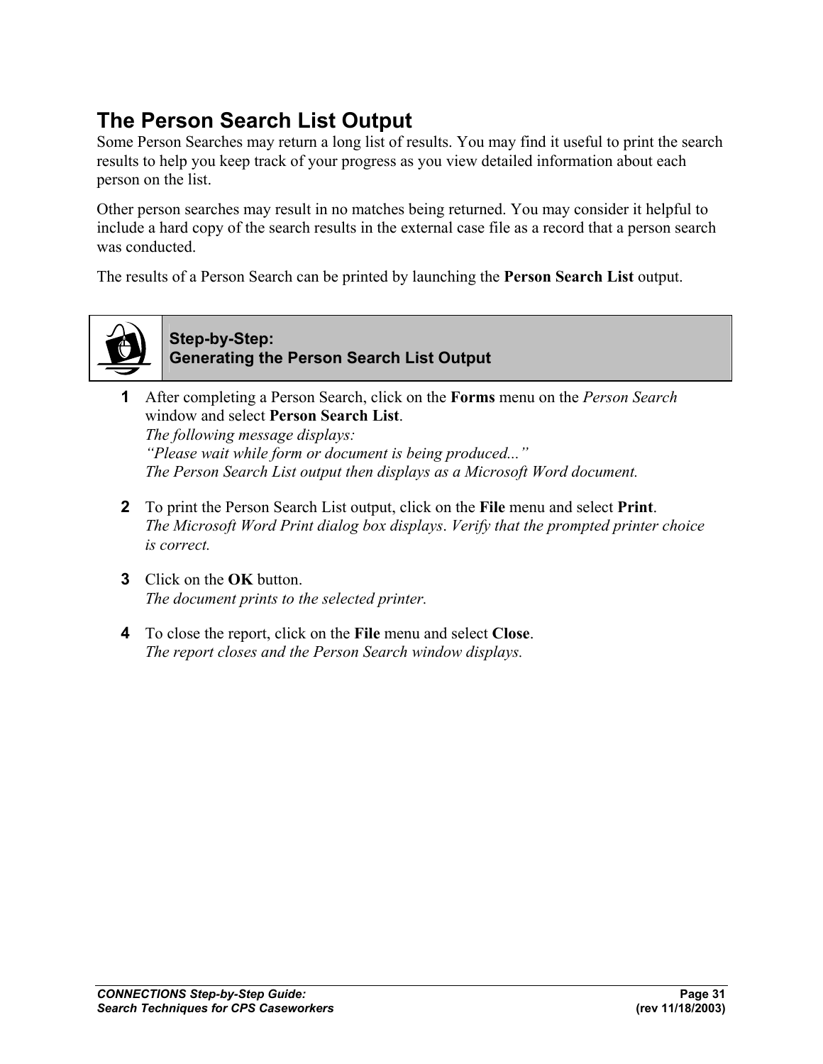## The Person Search List Output

Some Person Searches may return a long list of results. You may find it useful to print the search results to help you keep track of your progress as you view detailed information about each person on the list.

Other person searches may result in no matches being returned. You may consider it helpful to include a hard copy of the search results in the external case file as a record that a person search was conducted.

The results of a Person Search can be printed by launching the **Person Search List** output.

### Step-by-Step: Generating the Person Search List Output

1. After completing a Person Search, click on the **Forms** menu on the *Person Search* window and select **Person Search List**.
   *The following message displays:*
   *"Please wait while form or document is being produced..."*
   *The Person Search List output then displays as a Microsoft Word document.*

2. To print the Person Search List output, click on the **File** menu and select **Print**.
   *The Microsoft Word Print dialog box displays. Verify that the prompted printer choice is correct.*

3. Click on the **OK** button.
   *The document prints to the selected printer.*

4. To close the report, click on the **File** menu and select **Close**.
   *The report closes and the Person Search window displays.*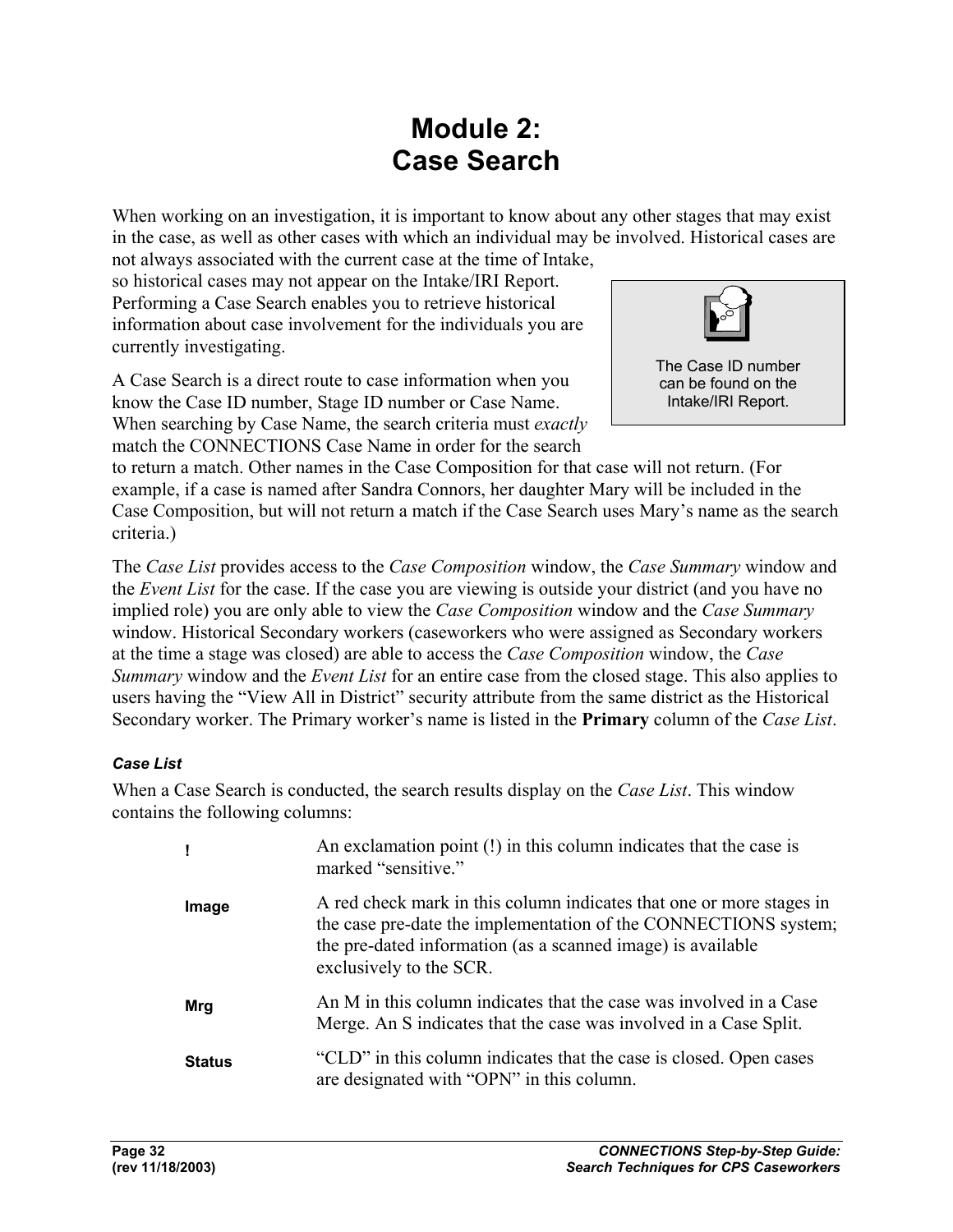# Module 2: Case Search

When working on an investigation, it is important to know about any other stages that may exist in the case, as well as other cases with which an individual may be involved. Historical cases are not always associated with the current case at the time of Intake, so historical cases may not appear on the Intake/IRI Report. Performing a Case Search enables you to retrieve historical information about case involvement for the individuals you are currently investigating.

> The Case ID number can be found on the Intake/IRI Report.

A Case Search is a direct route to case information when you know the Case ID number, Stage ID number or Case Name. When searching by Case Name, the search criteria must *exactly* match the CONNECTIONS Case Name in order for the search to return a match. Other names in the Case Composition for that case will not return. (For example, if a case is named after Sandra Connors, her daughter Mary will be included in the Case Composition, but will not return a match if the Case Search uses Mary's name as the search criteria.)

The *Case List* provides access to the *Case Composition* window, the *Case Summary* window and the *Event List* for the case. If the case you are viewing is outside your district (and you have no implied role) you are only able to view the *Case Composition* window and the *Case Summary* window. Historical Secondary workers (caseworkers who were assigned as Secondary workers at the time a stage was closed) are able to access the *Case Composition* window, the *Case Summary* window and the *Event List* for an entire case from the closed stage. This also applies to users having the "View All in District" security attribute from the same district as the Historical Secondary worker. The Primary worker's name is listed in the **Primary** column of the *Case List*.

### *Case List*

When a Case Search is conducted, the search results display on the *Case List*. This window contains the following columns:

**!** — An exclamation point (!) in this column indicates that the case is marked "sensitive."

**Image** — A red check mark in this column indicates that one or more stages in the case pre-date the implementation of the CONNECTIONS system; the pre-dated information (as a scanned image) is available exclusively to the SCR.

**Mrg** — An M in this column indicates that the case was involved in a Case Merge. An S indicates that the case was involved in a Case Split.

**Status** — "CLD" in this column indicates that the case is closed. Open cases are designated with "OPN" in this column.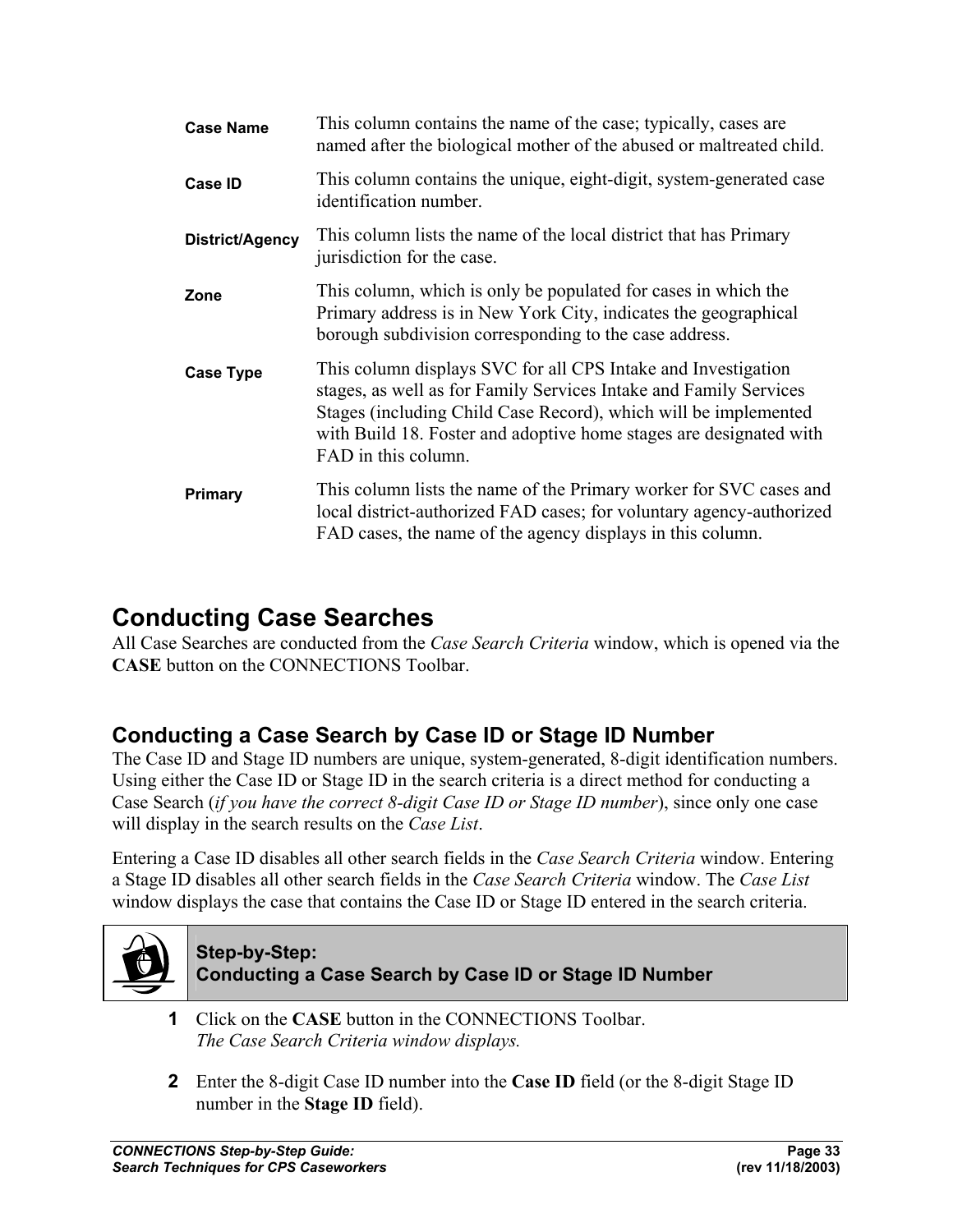| | |
|---|---|
| **Case Name** | This column contains the name of the case; typically, cases are named after the biological mother of the abused or maltreated child. |
| **Case ID** | This column contains the unique, eight-digit, system-generated case identification number. |
| **District/Agency** | This column lists the name of the local district that has Primary jurisdiction for the case. |
| **Zone** | This column, which is only be populated for cases in which the Primary address is in New York City, indicates the geographical borough subdivision corresponding to the case address. |
| **Case Type** | This column displays SVC for all CPS Intake and Investigation stages, as well as for Family Services Intake and Family Services Stages (including Child Case Record), which will be implemented with Build 18. Foster and adoptive home stages are designated with FAD in this column. |
| **Primary** | This column lists the name of the Primary worker for SVC cases and local district-authorized FAD cases; for voluntary agency-authorized FAD cases, the name of the agency displays in this column. |

## Conducting Case Searches

All Case Searches are conducted from the *Case Search Criteria* window, which is opened via the **CASE** button on the CONNECTIONS Toolbar.

### Conducting a Case Search by Case ID or Stage ID Number

The Case ID and Stage ID numbers are unique, system-generated, 8-digit identification numbers. Using either the Case ID or Stage ID in the search criteria is a direct method for conducting a Case Search (*if you have the correct 8-digit Case ID or Stage ID number*), since only one case will display in the search results on the *Case List*.

Entering a Case ID disables all other search fields in the *Case Search Criteria* window. Entering a Stage ID disables all other search fields in the *Case Search Criteria* window. The *Case List* window displays the case that contains the Case ID or Stage ID entered in the search criteria.

**Step-by-Step:**
**Conducting a Case Search by Case ID or Stage ID Number**

1. Click on the **CASE** button in the CONNECTIONS Toolbar.
   *The Case Search Criteria window displays.*

2. Enter the 8-digit Case ID number into the **Case ID** field (or the 8-digit Stage ID number in the **Stage ID** field).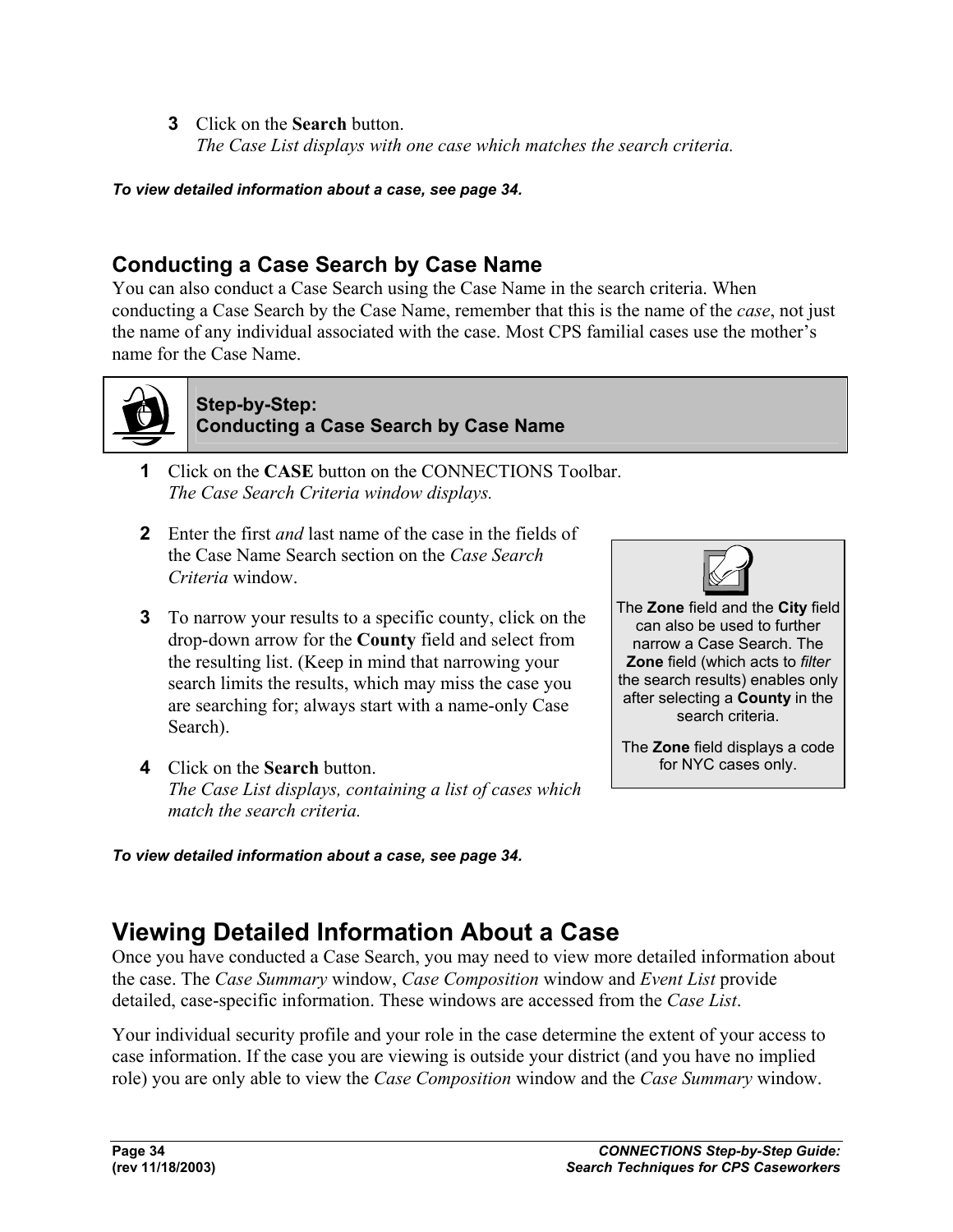3 Click on the **Search** button.
*The Case List displays with one case which matches the search criteria.*

***To view detailed information about a case, see page 34.***

## Conducting a Case Search by Case Name

You can also conduct a Case Search using the Case Name in the search criteria. When conducting a Case Search by the Case Name, remember that this is the name of the *case*, not just the name of any individual associated with the case. Most CPS familial cases use the mother's name for the Case Name.

**Step-by-Step:**
**Conducting a Case Search by Case Name**

1. Click on the **CASE** button on the CONNECTIONS Toolbar.
   *The Case Search Criteria window displays.*

2. Enter the first *and* last name of the case in the fields of the Case Name Search section on the *Case Search Criteria* window.

3. To narrow your results to a specific county, click on the drop-down arrow for the **County** field and select from the resulting list. (Keep in mind that narrowing your search limits the results, which may miss the case you are searching for; always start with a name-only Case Search).

4. Click on the **Search** button.
   *The Case List displays, containing a list of cases which match the search criteria.*

> The **Zone** field and the **City** field can also be used to further narrow a Case Search. The **Zone** field (which acts to *filter* the search results) enables only after selecting a **County** in the search criteria.
>
> The **Zone** field displays a code for NYC cases only.

***To view detailed information about a case, see page 34.***

# Viewing Detailed Information About a Case

Once you have conducted a Case Search, you may need to view more detailed information about the case. The *Case Summary* window, *Case Composition* window and *Event List* provide detailed, case-specific information. These windows are accessed from the *Case List*.

Your individual security profile and your role in the case determine the extent of your access to case information. If the case you are viewing is outside your district (and you have no implied role) you are only able to view the *Case Composition* window and the *Case Summary* window.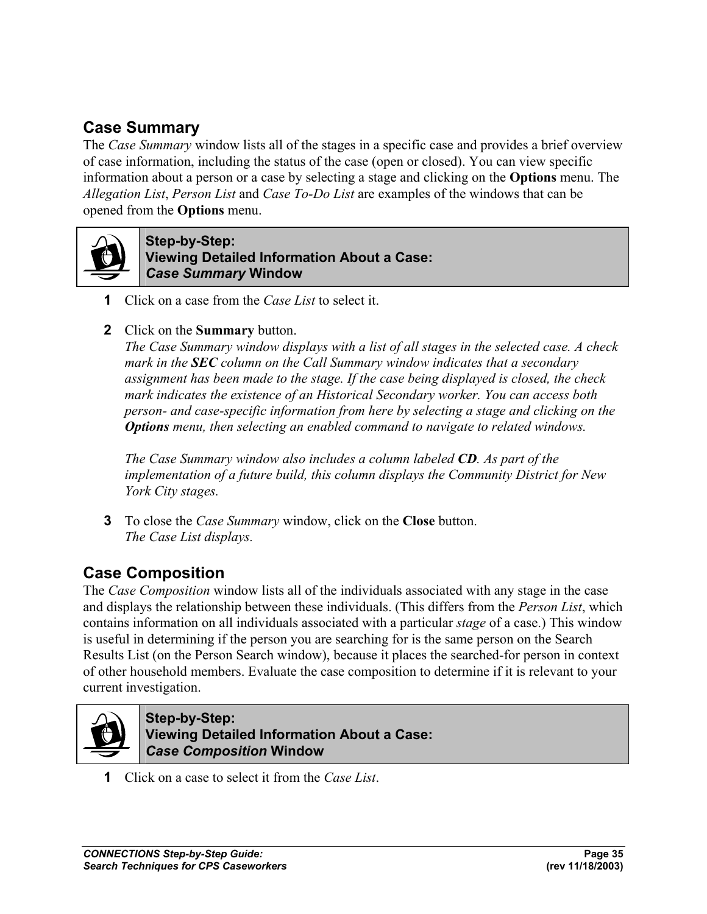## Case Summary

The *Case Summary* window lists all of the stages in a specific case and provides a brief overview of case information, including the status of the case (open or closed). You can view specific information about a person or a case by selecting a stage and clicking on the **Options** menu. The *Allegation List*, *Person List* and *Case To-Do List* are examples of the windows that can be opened from the **Options** menu.

**Step-by-Step:**
**Viewing Detailed Information About a Case:**
***Case Summary* Window**

**1** Click on a case from the *Case List* to select it.

**2** Click on the **Summary** button.
*The Case Summary window displays with a list of all stages in the selected case. A check mark in the **SEC** column on the Call Summary window indicates that a secondary assignment has been made to the stage. If the case being displayed is closed, the check mark indicates the existence of an Historical Secondary worker. You can access both person- and case-specific information from here by selecting a stage and clicking on the **Options** menu, then selecting an enabled command to navigate to related windows.*

*The Case Summary window also includes a column labeled **CD**. As part of the implementation of a future build, this column displays the Community District for New York City stages.*

**3** To close the *Case Summary* window, click on the **Close** button.
*The Case List displays.*

## Case Composition

The *Case Composition* window lists all of the individuals associated with any stage in the case and displays the relationship between these individuals. (This differs from the *Person List*, which contains information on all individuals associated with a particular *stage* of a case.) This window is useful in determining if the person you are searching for is the same person on the Search Results List (on the Person Search window), because it places the searched-for person in context of other household members. Evaluate the case composition to determine if it is relevant to your current investigation.

**Step-by-Step:**
**Viewing Detailed Information About a Case:**
***Case Composition* Window**

**1** Click on a case to select it from the *Case List*.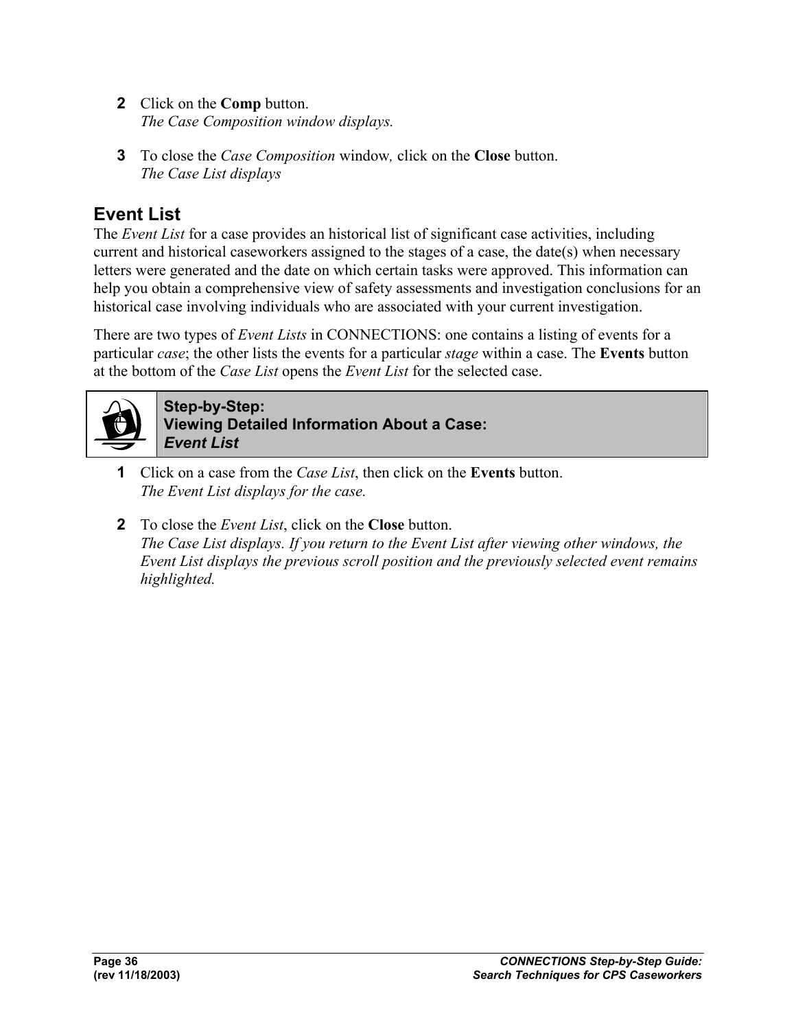2 Click on the **Comp** button.
*The Case Composition window displays.*

3 To close the *Case Composition* window*,* click on the **Close** button.
*The Case List displays*

## Event List

The *Event List* for a case provides an historical list of significant case activities, including current and historical caseworkers assigned to the stages of a case, the date(s) when necessary letters were generated and the date on which certain tasks were approved. This information can help you obtain a comprehensive view of safety assessments and investigation conclusions for an historical case involving individuals who are associated with your current investigation.

There are two types of *Event Lists* in CONNECTIONS: one contains a listing of events for a particular *case*; the other lists the events for a particular *stage* within a case. The **Events** button at the bottom of the *Case List* opens the *Event List* for the selected case.

**Step-by-Step:**
**Viewing Detailed Information About a Case:**
***Event List***

1 Click on a case from the *Case List*, then click on the **Events** button.
*The Event List displays for the case.*

2 To close the *Event List*, click on the **Close** button.
*The Case List displays. If you return to the Event List after viewing other windows, the Event List displays the previous scroll position and the previously selected event remains highlighted.*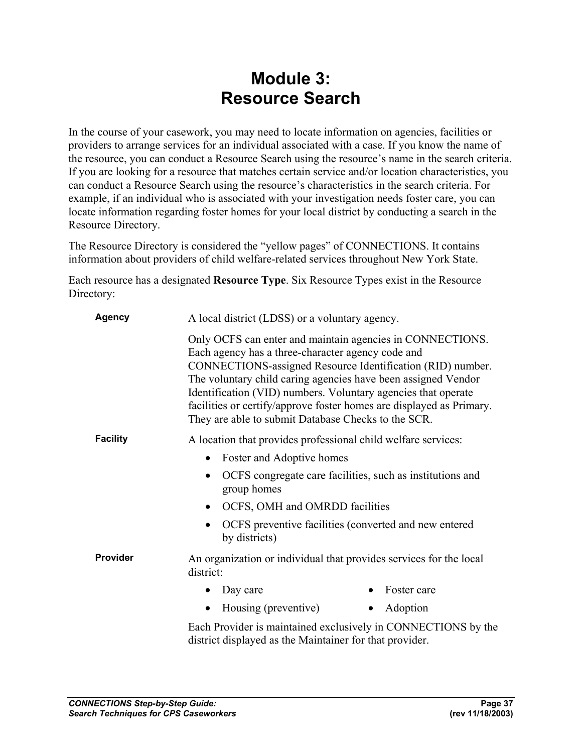# Module 3: Resource Search

In the course of your casework, you may need to locate information on agencies, facilities or providers to arrange services for an individual associated with a case. If you know the name of the resource, you can conduct a Resource Search using the resource's name in the search criteria. If you are looking for a resource that matches certain service and/or location characteristics, you can conduct a Resource Search using the resource's characteristics in the search criteria. For example, if an individual who is associated with your investigation needs foster care, you can locate information regarding foster homes for your local district by conducting a search in the Resource Directory.

The Resource Directory is considered the "yellow pages" of CONNECTIONS. It contains information about providers of child welfare-related services throughout New York State.

Each resource has a designated **Resource Type**. Six Resource Types exist in the Resource Directory:

**Agency**

A local district (LDSS) or a voluntary agency.

Only OCFS can enter and maintain agencies in CONNECTIONS. Each agency has a three-character agency code and CONNECTIONS-assigned Resource Identification (RID) number. The voluntary child caring agencies have been assigned Vendor Identification (VID) numbers. Voluntary agencies that operate facilities or certify/approve foster homes are displayed as Primary. They are able to submit Database Checks to the SCR.

**Facility**

A location that provides professional child welfare services:

- Foster and Adoptive homes
- OCFS congregate care facilities, such as institutions and group homes
- OCFS, OMH and OMRDD facilities
- OCFS preventive facilities (converted and new entered by districts)

**Provider**

An organization or individual that provides services for the local district:

- Day care
- Foster care
- Housing (preventive)
- Adoption

Each Provider is maintained exclusively in CONNECTIONS by the district displayed as the Maintainer for that provider.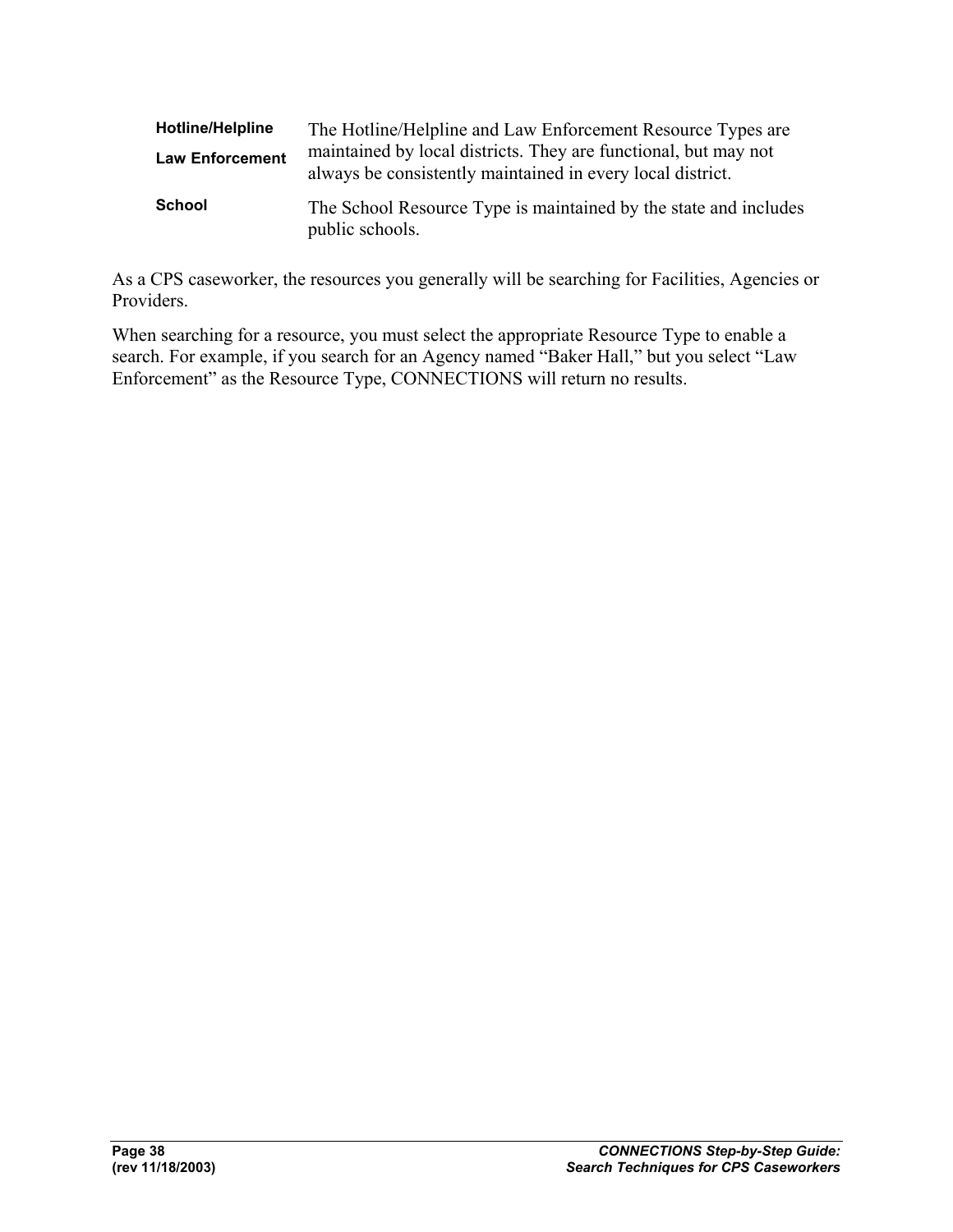| | |
|---|---|
| **Hotline/Helpline**<br>**Law Enforcement** | The Hotline/Helpline and Law Enforcement Resource Types are maintained by local districts. They are functional, but may not always be consistently maintained in every local district. |
| **School** | The School Resource Type is maintained by the state and includes public schools. |

As a CPS caseworker, the resources you generally will be searching for Facilities, Agencies or Providers.

When searching for a resource, you must select the appropriate Resource Type to enable a search. For example, if you search for an Agency named “Baker Hall,” but you select “Law Enforcement” as the Resource Type, CONNECTIONS will return no results.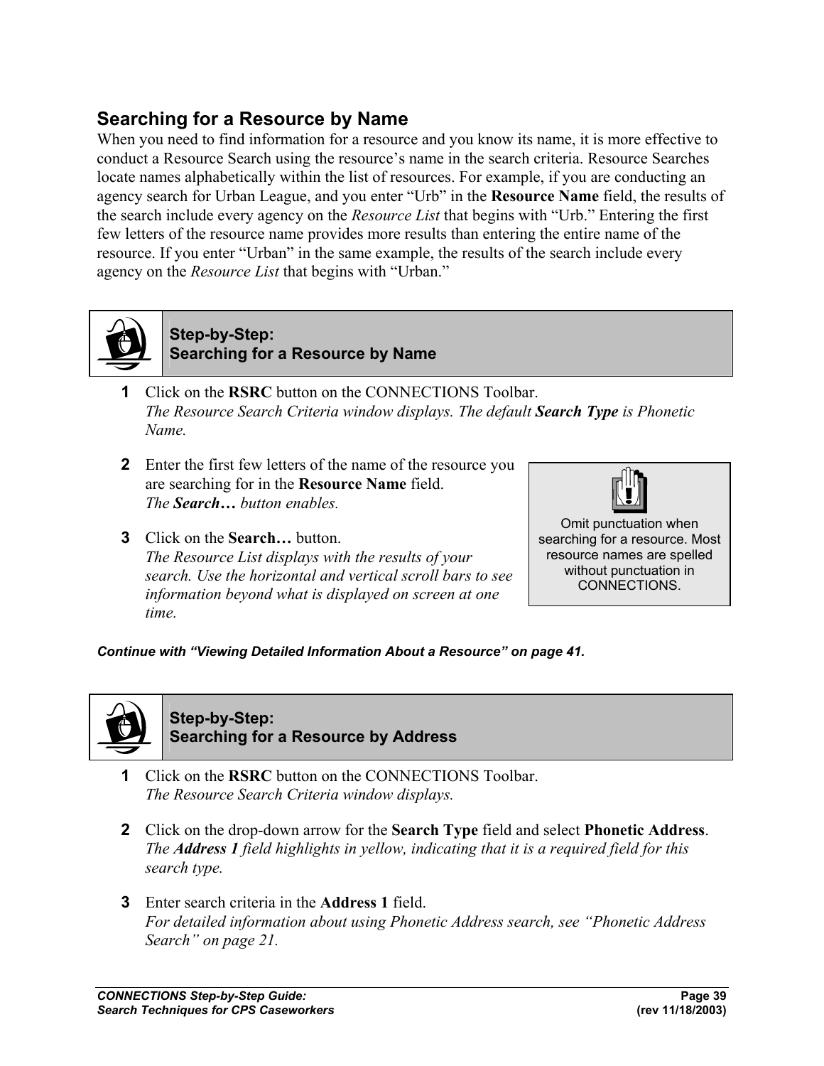## Searching for a Resource by Name

When you need to find information for a resource and you know its name, it is more effective to conduct a Resource Search using the resource's name in the search criteria. Resource Searches locate names alphabetically within the list of resources. For example, if you are conducting an agency search for Urban League, and you enter "Urb" in the **Resource Name** field, the results of the search include every agency on the *Resource List* that begins with "Urb." Entering the first few letters of the resource name provides more results than entering the entire name of the resource. If you enter "Urban" in the same example, the results of the search include every agency on the *Resource List* that begins with "Urban."

### Step-by-Step: Searching for a Resource by Name

**1** Click on the **RSRC** button on the CONNECTIONS Toolbar.
*The Resource Search Criteria window displays. The default **Search Type** is Phonetic Name.*

**2** Enter the first few letters of the name of the resource you are searching for in the **Resource Name** field.
*The **Search…** button enables.*

**3** Click on the **Search…** button.
*The Resource List displays with the results of your search. Use the horizontal and vertical scroll bars to see information beyond what is displayed on screen at one time.*

> Omit punctuation when searching for a resource. Most resource names are spelled without punctuation in CONNECTIONS.

***Continue with "Viewing Detailed Information About a Resource" on page 41.***

### Step-by-Step: Searching for a Resource by Address

**1** Click on the **RSRC** button on the CONNECTIONS Toolbar.
*The Resource Search Criteria window displays.*

**2** Click on the drop-down arrow for the **Search Type** field and select **Phonetic Address**.
*The **Address 1** field highlights in yellow, indicating that it is a required field for this search type.*

**3** Enter search criteria in the **Address 1** field.
*For detailed information about using Phonetic Address search, see "Phonetic Address Search" on page 21.*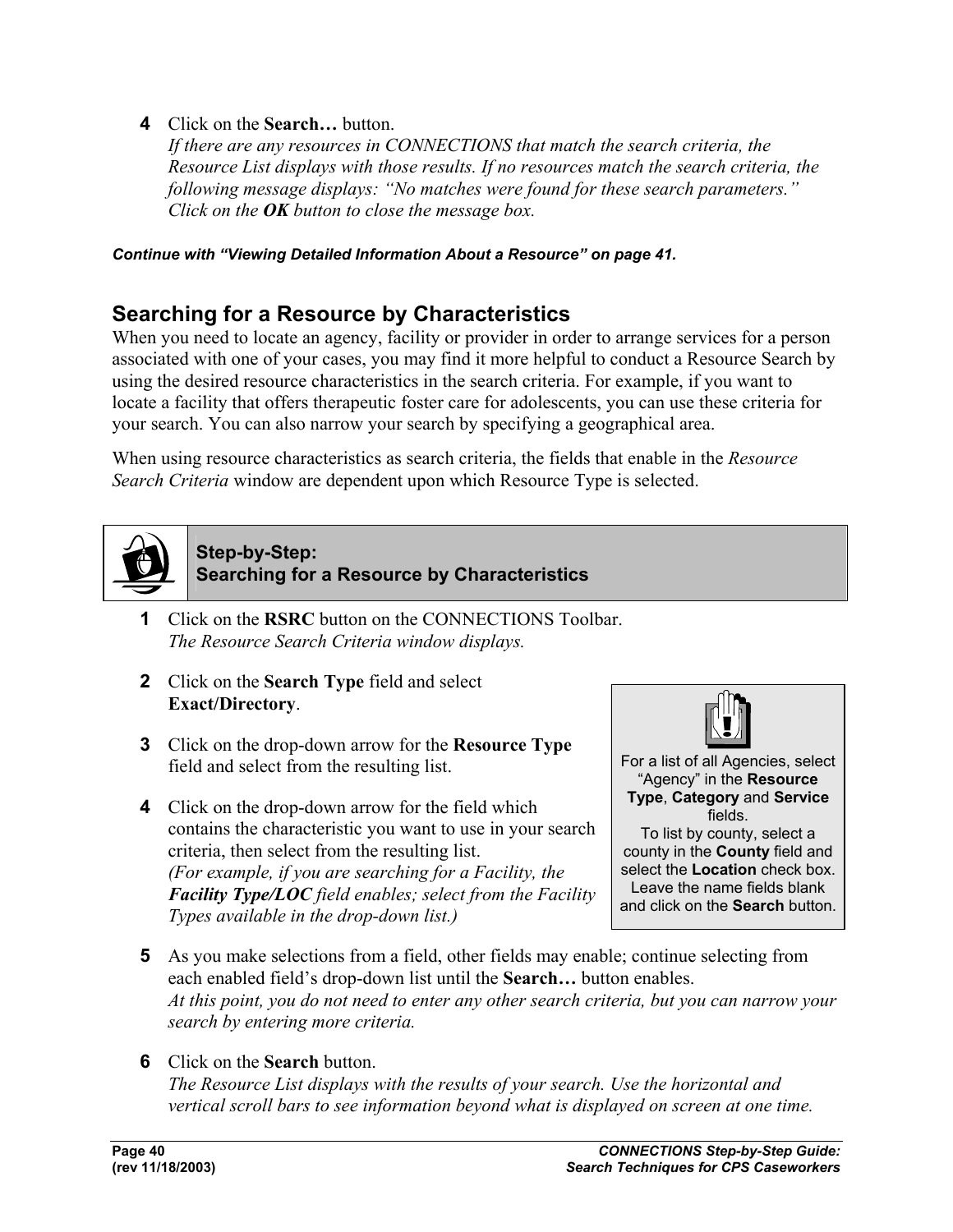**4** Click on the **Search…** button.
*If there are any resources in CONNECTIONS that match the search criteria, the Resource List displays with those results. If no resources match the search criteria, the following message displays: "No matches were found for these search parameters." Click on the **OK** button to close the message box.*

***Continue with "Viewing Detailed Information About a Resource" on page 41.***

## Searching for a Resource by Characteristics

When you need to locate an agency, facility or provider in order to arrange services for a person associated with one of your cases, you may find it more helpful to conduct a Resource Search by using the desired resource characteristics in the search criteria. For example, if you want to locate a facility that offers therapeutic foster care for adolescents, you can use these criteria for your search. You can also narrow your search by specifying a geographical area.

When using resource characteristics as search criteria, the fields that enable in the *Resource Search Criteria* window are dependent upon which Resource Type is selected.

### Step-by-Step: Searching for a Resource by Characteristics

**1** Click on the **RSRC** button on the CONNECTIONS Toolbar.
*The Resource Search Criteria window displays.*

**2** Click on the **Search Type** field and select **Exact/Directory**.

**3** Click on the drop-down arrow for the **Resource Type** field and select from the resulting list.

**4** Click on the drop-down arrow for the field which contains the characteristic you want to use in your search criteria, then select from the resulting list.
*(For example, if you are searching for a Facility, the **Facility Type/LOC** field enables; select from the Facility Types available in the drop-down list.)*

> For a list of all Agencies, select "Agency" in the **Resource Type**, **Category** and **Service** fields.
> To list by county, select a county in the **County** field and select the **Location** check box. Leave the name fields blank and click on the **Search** button.

**5** As you make selections from a field, other fields may enable; continue selecting from each enabled field's drop-down list until the **Search…** button enables.
*At this point, you do not need to enter any other search criteria, but you can narrow your search by entering more criteria.*

**6** Click on the **Search** button.
*The Resource List displays with the results of your search. Use the horizontal and vertical scroll bars to see information beyond what is displayed on screen at one time.*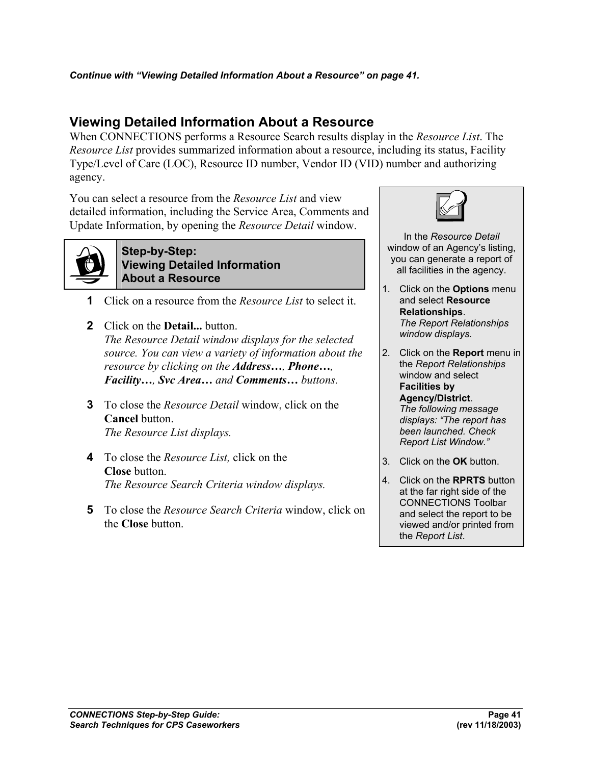***Continue with "Viewing Detailed Information About a Resource" on page 41.***

## Viewing Detailed Information About a Resource

When CONNECTIONS performs a Resource Search results display in the *Resource List*. The *Resource List* provides summarized information about a resource, including its status, Facility Type/Level of Care (LOC), Resource ID number, Vendor ID (VID) number and authorizing agency.

You can select a resource from the *Resource List* and view detailed information, including the Service Area, Comments and Update Information, by opening the *Resource Detail* window.

> In the *Resource Detail* window of an Agency's listing, you can generate a report of all facilities in the agency.
>
> 1. Click on the **Options** menu and select **Resource Relationships**.
>    *The Report Relationships window displays.*
> 2. Click on the **Report** menu in the *Report Relationships* window and select **Facilities by Agency/District**.
>    *The following message displays: "The report has been launched. Check Report List Window."*
> 3. Click on the **OK** button.
> 4. Click on the **RPRTS** button at the far right side of the CONNECTIONS Toolbar and select the report to be viewed and/or printed from the *Report List*.

### Step-by-Step: Viewing Detailed Information About a Resource

1. Click on a resource from the *Resource List* to select it.
2. Click on the **Detail...** button.
   *The Resource Detail window displays for the selected source. You can view a variety of information about the resource by clicking on the **Address…**, **Phone…**, **Facility…**, **Svc Area…** and **Comments…** buttons.*
3. To close the *Resource Detail* window, click on the **Cancel** button.
   *The Resource List displays.*
4. To close the *Resource List,* click on the **Close** button.
   *The Resource Search Criteria window displays.*
5. To close the *Resource Search Criteria* window, click on the **Close** button.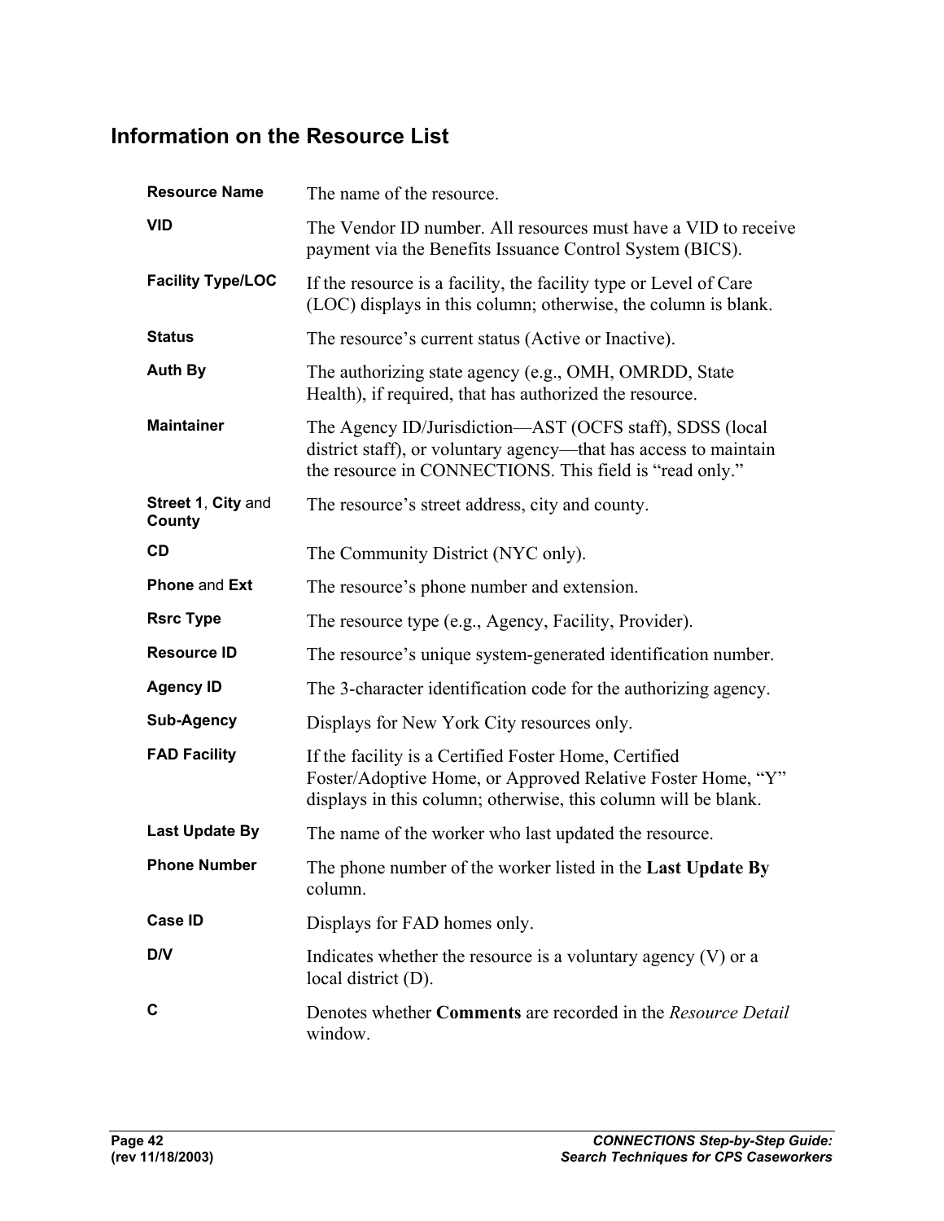## Information on the Resource List

**Resource Name** The name of the resource.

**VID** The Vendor ID number. All resources must have a VID to receive payment via the Benefits Issuance Control System (BICS).

**Facility Type/LOC** If the resource is a facility, the facility type or Level of Care (LOC) displays in this column; otherwise, the column is blank.

**Status** The resource's current status (Active or Inactive).

**Auth By** The authorizing state agency (e.g., OMH, OMRDD, State Health), if required, that has authorized the resource.

**Maintainer** The Agency ID/Jurisdiction—AST (OCFS staff), SDSS (local district staff), or voluntary agency—that has access to maintain the resource in CONNECTIONS. This field is "read only."

**Street 1**, **City** and **County** The resource's street address, city and county.

**CD** The Community District (NYC only).

**Phone** and **Ext** The resource's phone number and extension.

**Rsrc Type** The resource type (e.g., Agency, Facility, Provider).

**Resource ID** The resource's unique system-generated identification number.

**Agency ID** The 3-character identification code for the authorizing agency.

**Sub-Agency** Displays for New York City resources only.

**FAD Facility** If the facility is a Certified Foster Home, Certified Foster/Adoptive Home, or Approved Relative Foster Home, "Y" displays in this column; otherwise, this column will be blank.

**Last Update By** The name of the worker who last updated the resource.

**Phone Number** The phone number of the worker listed in the **Last Update By** column.

**Case ID** Displays for FAD homes only.

**D/V** Indicates whether the resource is a voluntary agency (V) or a local district (D).

**C** Denotes whether **Comments** are recorded in the *Resource Detail* window.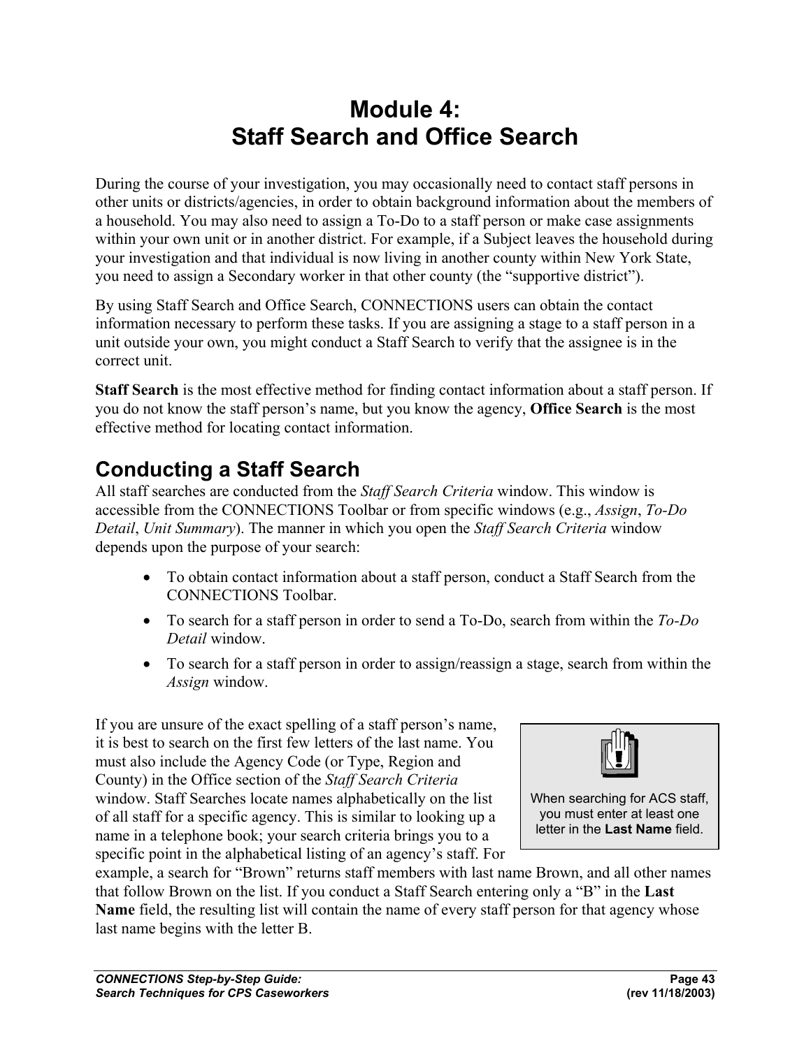# Module 4:
# Staff Search and Office Search

During the course of your investigation, you may occasionally need to contact staff persons in other units or districts/agencies, in order to obtain background information about the members of a household. You may also need to assign a To-Do to a staff person or make case assignments within your own unit or in another district. For example, if a Subject leaves the household during your investigation and that individual is now living in another county within New York State, you need to assign a Secondary worker in that other county (the "supportive district").

By using Staff Search and Office Search, CONNECTIONS users can obtain the contact information necessary to perform these tasks. If you are assigning a stage to a staff person in a unit outside your own, you might conduct a Staff Search to verify that the assignee is in the correct unit.

**Staff Search** is the most effective method for finding contact information about a staff person. If you do not know the staff person's name, but you know the agency, **Office Search** is the most effective method for locating contact information.

## Conducting a Staff Search

All staff searches are conducted from the *Staff Search Criteria* window. This window is accessible from the CONNECTIONS Toolbar or from specific windows (e.g., *Assign*, *To-Do Detail*, *Unit Summary*). The manner in which you open the *Staff Search Criteria* window depends upon the purpose of your search:

- To obtain contact information about a staff person, conduct a Staff Search from the CONNECTIONS Toolbar.
- To search for a staff person in order to send a To-Do, search from within the *To-Do Detail* window.
- To search for a staff person in order to assign/reassign a stage, search from within the *Assign* window.

> When searching for ACS staff, you must enter at least one letter in the **Last Name** field.

If you are unsure of the exact spelling of a staff person's name, it is best to search on the first few letters of the last name. You must also include the Agency Code (or Type, Region and County) in the Office section of the *Staff Search Criteria* window. Staff Searches locate names alphabetically on the list of all staff for a specific agency. This is similar to looking up a name in a telephone book; your search criteria brings you to a specific point in the alphabetical listing of an agency's staff. For example, a search for "Brown" returns staff members with last name Brown, and all other names that follow Brown on the list. If you conduct a Staff Search entering only a "B" in the **Last Name** field, the resulting list will contain the name of every staff person for that agency whose last name begins with the letter B.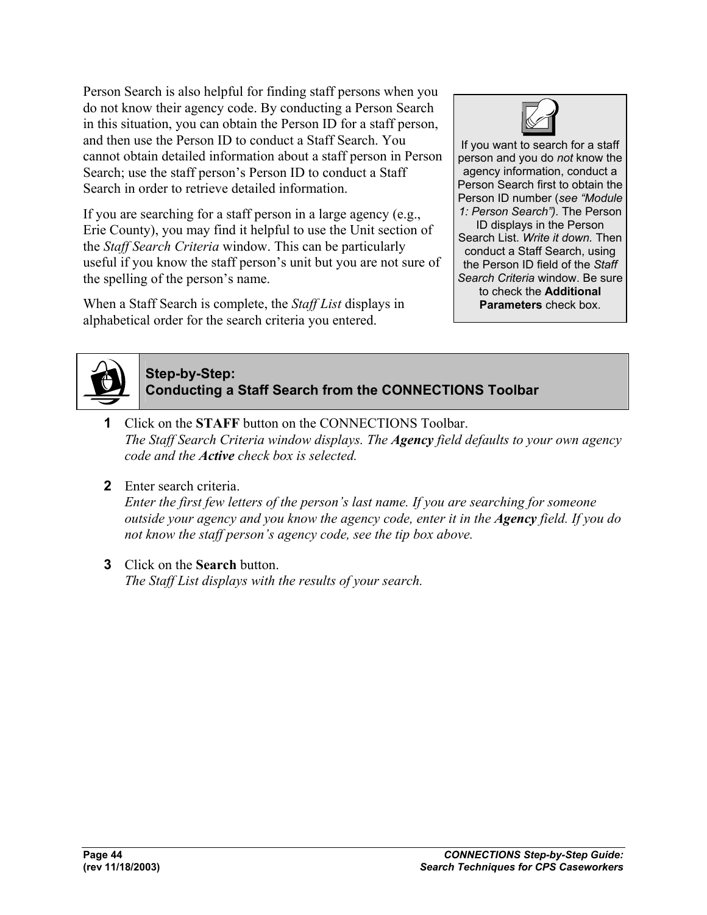Person Search is also helpful for finding staff persons when you do not know their agency code. By conducting a Person Search in this situation, you can obtain the Person ID for a staff person, and then use the Person ID to conduct a Staff Search. You cannot obtain detailed information about a staff person in Person Search; use the staff person's Person ID to conduct a Staff Search in order to retrieve detailed information.

If you are searching for a staff person in a large agency (e.g., Erie County), you may find it helpful to use the Unit section of the *Staff Search Criteria* window. This can be particularly useful if you know the staff person's unit but you are not sure of the spelling of the person's name.

When a Staff Search is complete, the *Staff List* displays in alphabetical order for the search criteria you entered.

> If you want to search for a staff person and you do *not* know the agency information, conduct a Person Search first to obtain the Person ID number (*see "Module 1: Person Search").* The Person ID displays in the Person Search List. *Write it down.* Then conduct a Staff Search, using the Person ID field of the *Staff Search Criteria* window. Be sure to check the **Additional Parameters** check box.

## Step-by-Step: Conducting a Staff Search from the CONNECTIONS Toolbar

**1** Click on the **STAFF** button on the CONNECTIONS Toolbar.
*The Staff Search Criteria window displays. The **Agency** field defaults to your own agency code and the **Active** check box is selected.*

**2** Enter search criteria.
*Enter the first few letters of the person's last name. If you are searching for someone outside your agency and you know the agency code, enter it in the **Agency** field. If you do not know the staff person's agency code, see the tip box above.*

**3** Click on the **Search** button.
*The Staff List displays with the results of your search.*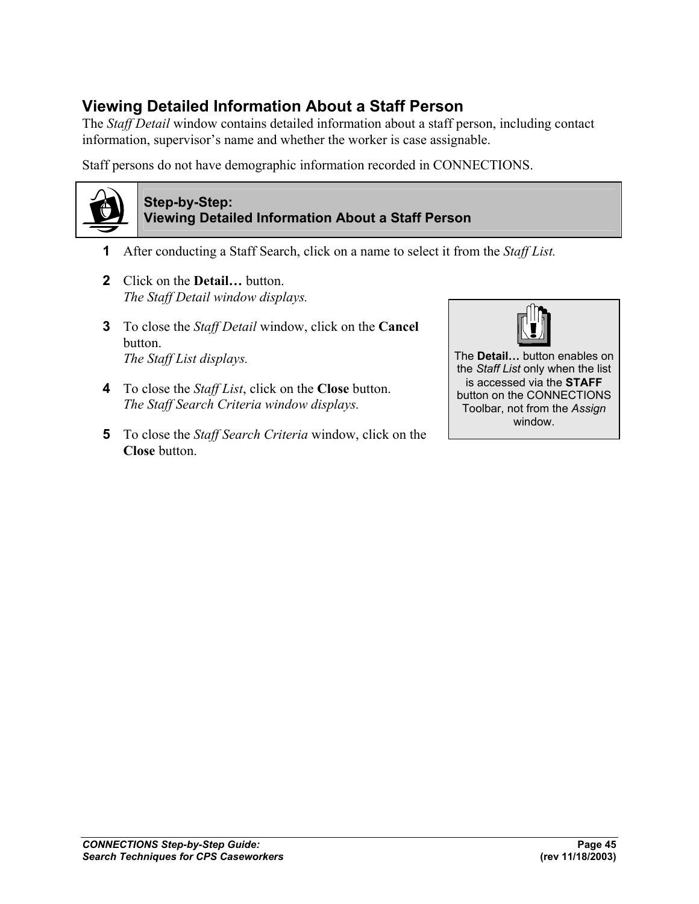## Viewing Detailed Information About a Staff Person

The *Staff Detail* window contains detailed information about a staff person, including contact information, supervisor's name and whether the worker is case assignable.

Staff persons do not have demographic information recorded in CONNECTIONS.

**Step-by-Step:**
**Viewing Detailed Information About a Staff Person**

1. After conducting a Staff Search, click on a name to select it from the *Staff List.*
2. Click on the **Detail…** button.
   *The Staff Detail window displays.*
3. To close the *Staff Detail* window, click on the **Cancel** button.
   *The Staff List displays.*
4. To close the *Staff List*, click on the **Close** button.
   *The Staff Search Criteria window displays.*
5. To close the *Staff Search Criteria* window, click on the **Close** button.

> The **Detail…** button enables on the *Staff List* only when the list is accessed via the **STAFF** button on the CONNECTIONS Toolbar, not from the *Assign* window.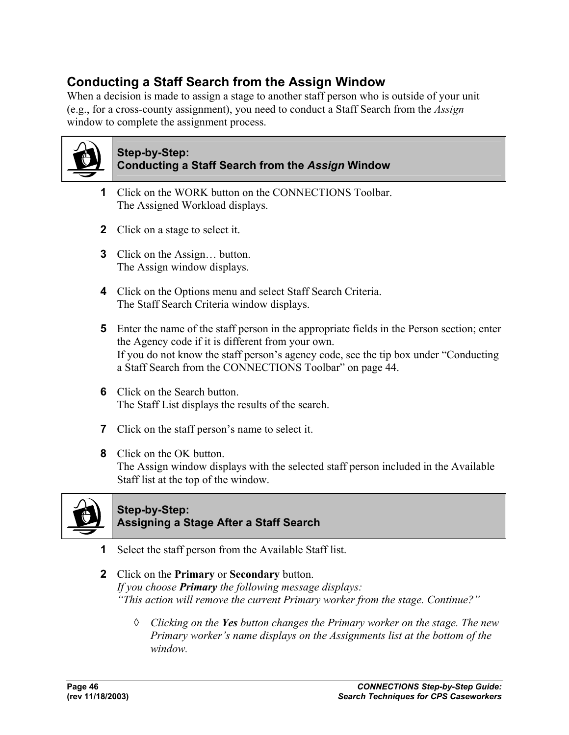## Conducting a Staff Search from the Assign Window

When a decision is made to assign a stage to another staff person who is outside of your unit (e.g., for a cross-county assignment), you need to conduct a Staff Search from the *Assign* window to complete the assignment process.

### Step-by-Step: Conducting a Staff Search from the *Assign* Window

**1** Click on the WORK button on the CONNECTIONS Toolbar.
The Assigned Workload displays.

**2** Click on a stage to select it.

**3** Click on the Assign… button.
The Assign window displays.

**4** Click on the Options menu and select Staff Search Criteria.
The Staff Search Criteria window displays.

**5** Enter the name of the staff person in the appropriate fields in the Person section; enter the Agency code if it is different from your own.
If you do not know the staff person's agency code, see the tip box under "Conducting a Staff Search from the CONNECTIONS Toolbar" on page 44.

**6** Click on the Search button.
The Staff List displays the results of the search.

**7** Click on the staff person's name to select it.

**8** Click on the OK button.
The Assign window displays with the selected staff person included in the Available Staff list at the top of the window.

### Step-by-Step: Assigning a Stage After a Staff Search

**1** Select the staff person from the Available Staff list.

**2** Click on the **Primary** or **Secondary** button.
*If you choose* ***Primary*** *the following message displays:*
*"This action will remove the current Primary worker from the stage. Continue?"*

- ◊ *Clicking on the* ***Yes*** *button changes the Primary worker on the stage. The new Primary worker's name displays on the Assignments list at the bottom of the window.*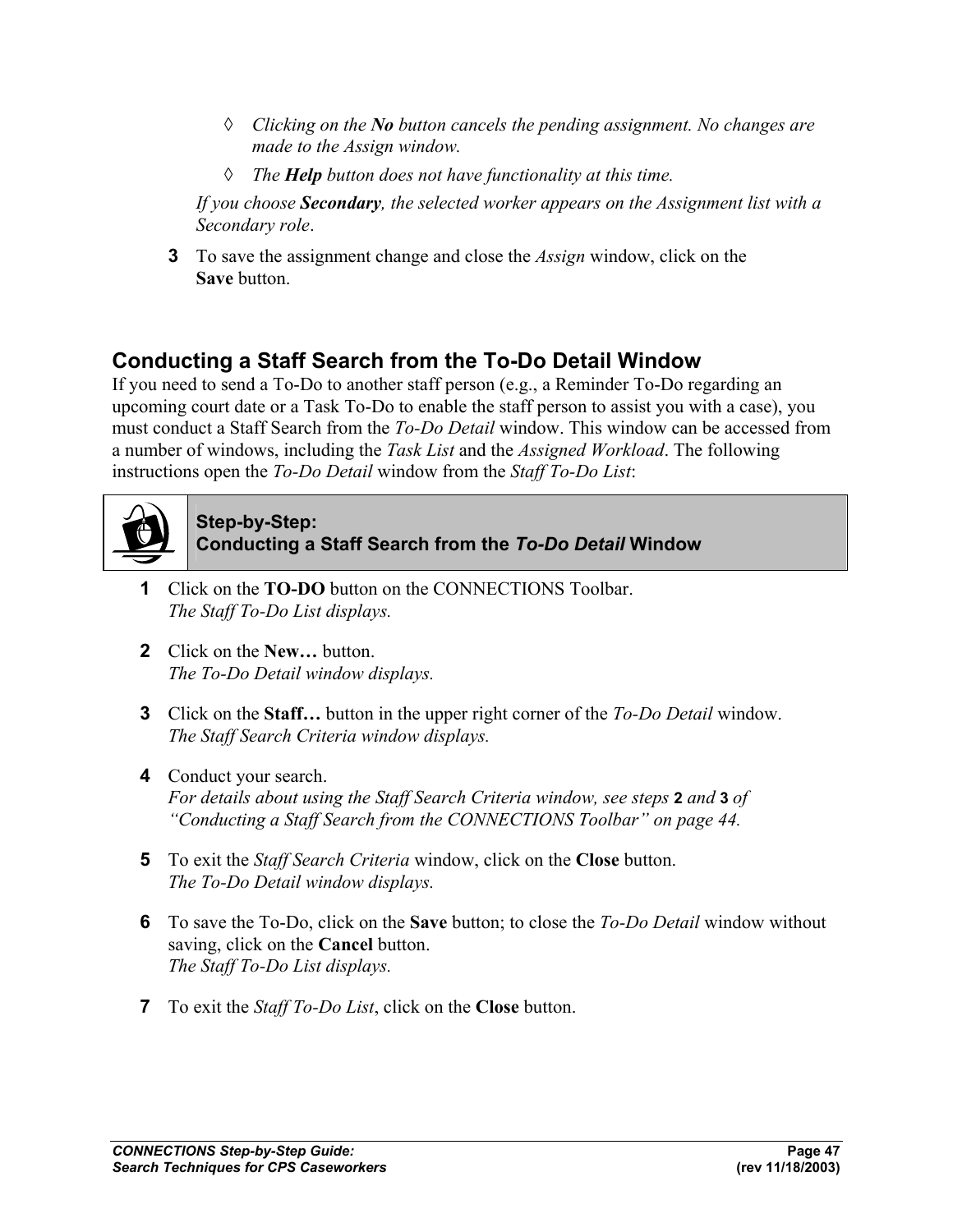- ◊ *Clicking on the* ***No*** *button cancels the pending assignment. No changes are made to the Assign window.*
- ◊ *The* ***Help*** *button does not have functionality at this time.*

*If you choose* ***Secondary****, the selected worker appears on the Assignment list with a Secondary role*.

**3** To save the assignment change and close the *Assign* window, click on the **Save** button.

## Conducting a Staff Search from the To-Do Detail Window

If you need to send a To-Do to another staff person (e.g., a Reminder To-Do regarding an upcoming court date or a Task To-Do to enable the staff person to assist you with a case), you must conduct a Staff Search from the *To-Do Detail* window. This window can be accessed from a number of windows, including the *Task List* and the *Assigned Workload*. The following instructions open the *To-Do Detail* window from the *Staff To-Do List*:

### Step-by-Step: Conducting a Staff Search from the *To-Do Detail* Window

**1** Click on the **TO-DO** button on the CONNECTIONS Toolbar.
*The Staff To-Do List displays.*

**2** Click on the **New…** button.
*The To-Do Detail window displays.*

**3** Click on the **Staff…** button in the upper right corner of the *To-Do Detail* window.
*The Staff Search Criteria window displays.*

**4** Conduct your search.
*For details about using the Staff Search Criteria window, see steps* **2** *and* **3** *of "Conducting a Staff Search from the CONNECTIONS Toolbar" on page 44.*

**5** To exit the *Staff Search Criteria* window, click on the **Close** button.
*The To-Do Detail window displays.*

**6** To save the To-Do, click on the **Save** button; to close the *To-Do Detail* window without saving, click on the **Cancel** button.
*The Staff To-Do List displays.*

**7** To exit the *Staff To-Do List*, click on the **Close** button.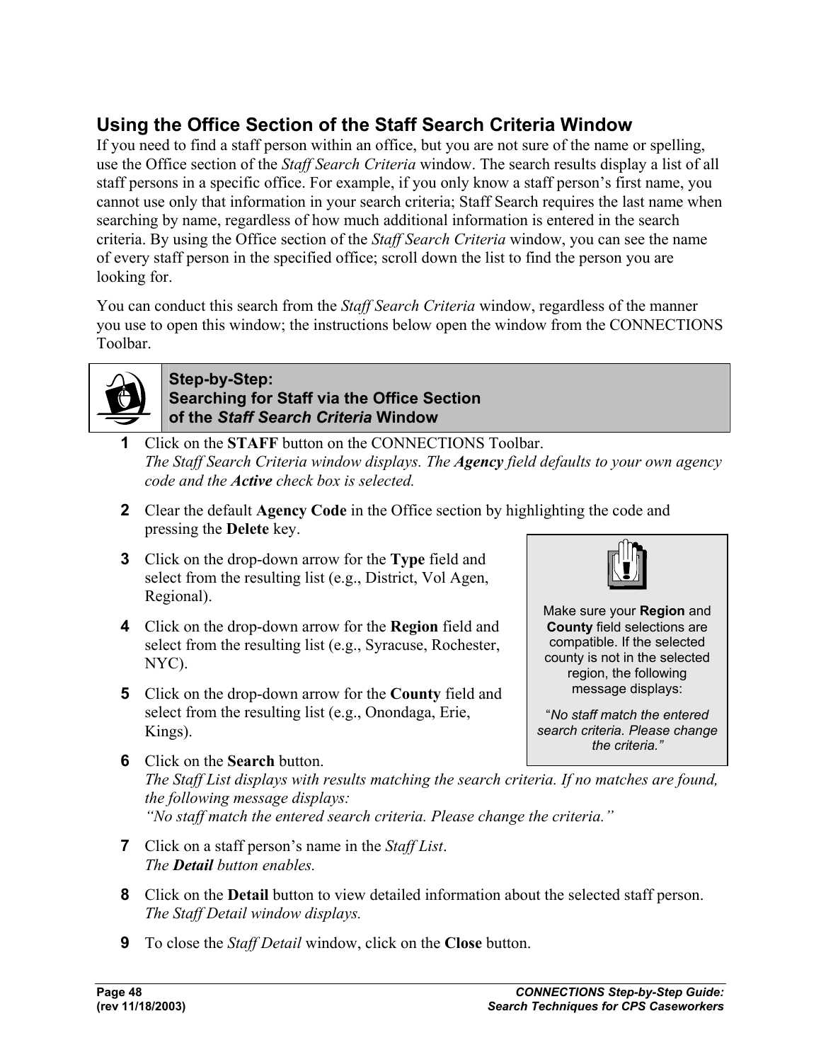## Using the Office Section of the Staff Search Criteria Window

If you need to find a staff person within an office, but you are not sure of the name or spelling, use the Office section of the *Staff Search Criteria* window. The search results display a list of all staff persons in a specific office. For example, if you only know a staff person's first name, you cannot use only that information in your search criteria; Staff Search requires the last name when searching by name, regardless of how much additional information is entered in the search criteria. By using the Office section of the *Staff Search Criteria* window, you can see the name of every staff person in the specified office; scroll down the list to find the person you are looking for.

You can conduct this search from the *Staff Search Criteria* window, regardless of the manner you use to open this window; the instructions below open the window from the CONNECTIONS Toolbar.

### Step-by-Step: Searching for Staff via the Office Section of the *Staff Search Criteria* Window

**1** Click on the **STAFF** button on the CONNECTIONS Toolbar.
*The Staff Search Criteria window displays. The **Agency** field defaults to your own agency code and the **Active** check box is selected.*

**2** Clear the default **Agency Code** in the Office section by highlighting the code and pressing the **Delete** key.

**3** Click on the drop-down arrow for the **Type** field and select from the resulting list (e.g., District, Vol Agen, Regional).

**4** Click on the drop-down arrow for the **Region** field and select from the resulting list (e.g., Syracuse, Rochester, NYC).

**5** Click on the drop-down arrow for the **County** field and select from the resulting list (e.g., Onondaga, Erie, Kings).

> Make sure your **Region** and **County** field selections are compatible. If the selected county is not in the selected region, the following message displays:
>
> "*No staff match the entered search criteria. Please change the criteria.*"

**6** Click on the **Search** button.
*The Staff List displays with results matching the search criteria. If no matches are found, the following message displays:*
*"No staff match the entered search criteria. Please change the criteria."*

**7** Click on a staff person's name in the *Staff List*.
*The **Detail** button enables.*

**8** Click on the **Detail** button to view detailed information about the selected staff person.
*The Staff Detail window displays.*

**9** To close the *Staff Detail* window, click on the **Close** button.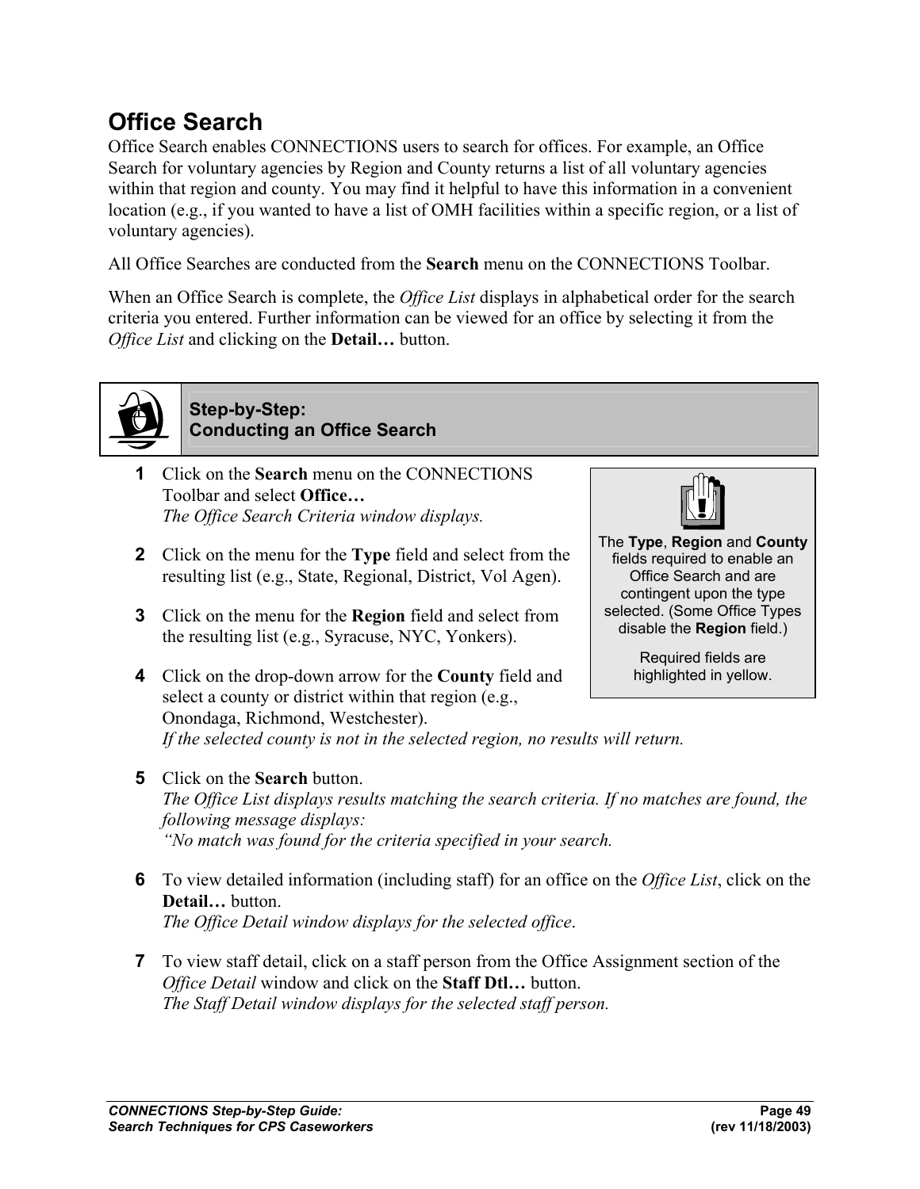## Office Search

Office Search enables CONNECTIONS users to search for offices. For example, an Office Search for voluntary agencies by Region and County returns a list of all voluntary agencies within that region and county. You may find it helpful to have this information in a convenient location (e.g., if you wanted to have a list of OMH facilities within a specific region, or a list of voluntary agencies).

All Office Searches are conducted from the **Search** menu on the CONNECTIONS Toolbar.

When an Office Search is complete, the *Office List* displays in alphabetical order for the search criteria you entered. Further information can be viewed for an office by selecting it from the *Office List* and clicking on the **Detail…** button.

### Step-by-Step: Conducting an Office Search

> The **Type**, **Region** and **County** fields required to enable an Office Search and are contingent upon the type selected. (Some Office Types disable the **Region** field.)
>
> Required fields are highlighted in yellow.

1. Click on the **Search** menu on the CONNECTIONS Toolbar and select **Office…**
   *The Office Search Criteria window displays.*

2. Click on the menu for the **Type** field and select from the resulting list (e.g., State, Regional, District, Vol Agen).

3. Click on the menu for the **Region** field and select from the resulting list (e.g., Syracuse, NYC, Yonkers).

4. Click on the drop-down arrow for the **County** field and select a county or district within that region (e.g., Onondaga, Richmond, Westchester).
   *If the selected county is not in the selected region, no results will return.*

5. Click on the **Search** button.
   *The Office List displays results matching the search criteria. If no matches are found, the following message displays:*
   *"No match was found for the criteria specified in your search.*

6. To view detailed information (including staff) for an office on the *Office List*, click on the **Detail…** button.
   *The Office Detail window displays for the selected office.*

7. To view staff detail, click on a staff person from the Office Assignment section of the *Office Detail* window and click on the **Staff Dtl…** button.
   *The Staff Detail window displays for the selected staff person.*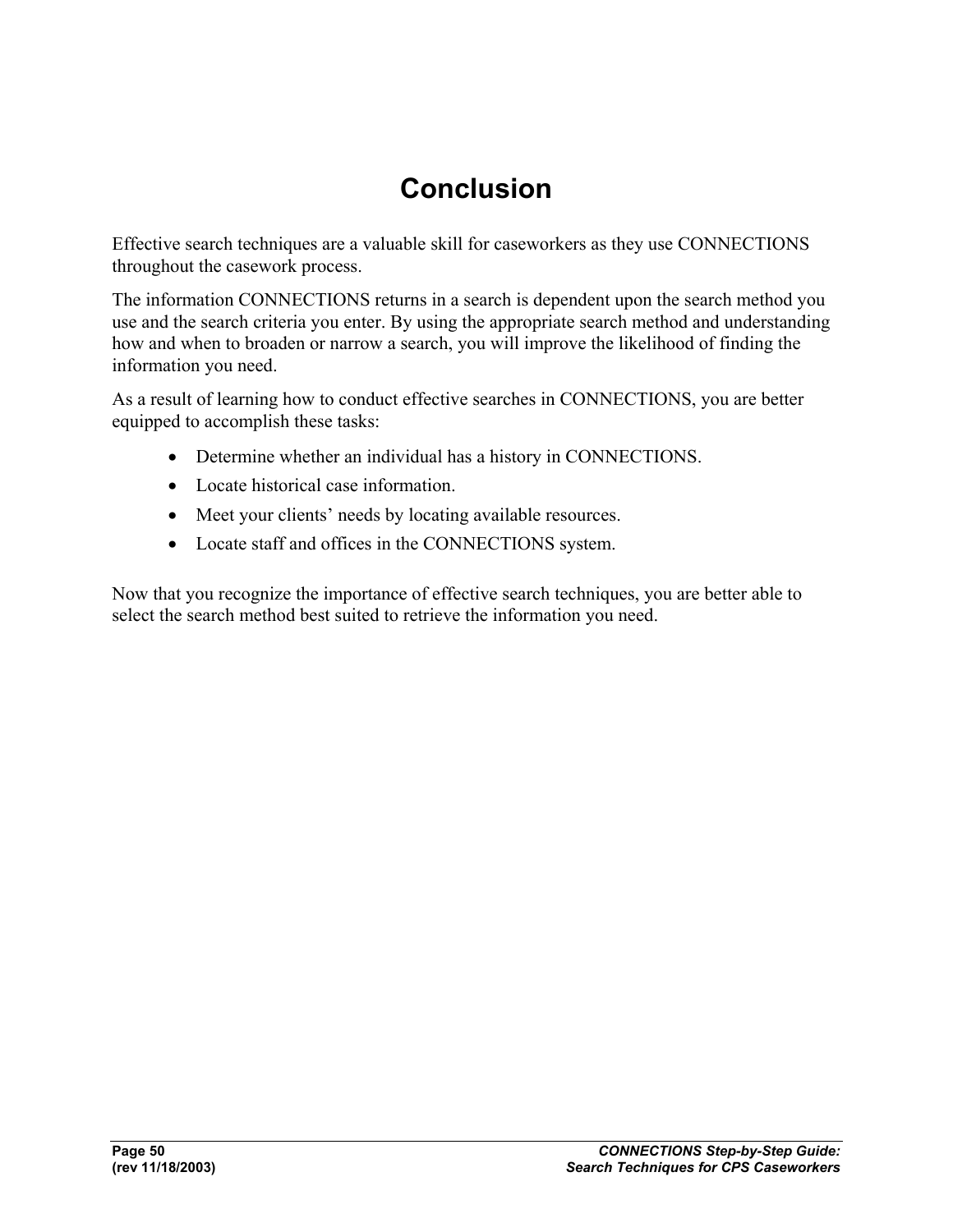# Conclusion

Effective search techniques are a valuable skill for caseworkers as they use CONNECTIONS throughout the casework process.

The information CONNECTIONS returns in a search is dependent upon the search method you use and the search criteria you enter. By using the appropriate search method and understanding how and when to broaden or narrow a search, you will improve the likelihood of finding the information you need.

As a result of learning how to conduct effective searches in CONNECTIONS, you are better equipped to accomplish these tasks:

- Determine whether an individual has a history in CONNECTIONS.
- Locate historical case information.
- Meet your clients' needs by locating available resources.
- Locate staff and offices in the CONNECTIONS system.

Now that you recognize the importance of effective search techniques, you are better able to select the search method best suited to retrieve the information you need.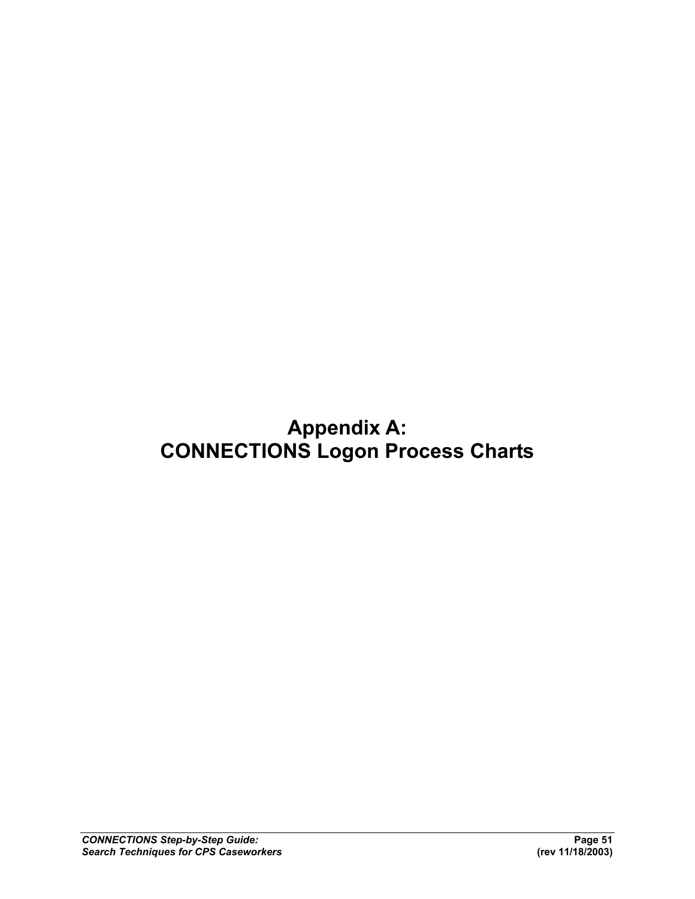# Appendix A:
# CONNECTIONS Logon Process Charts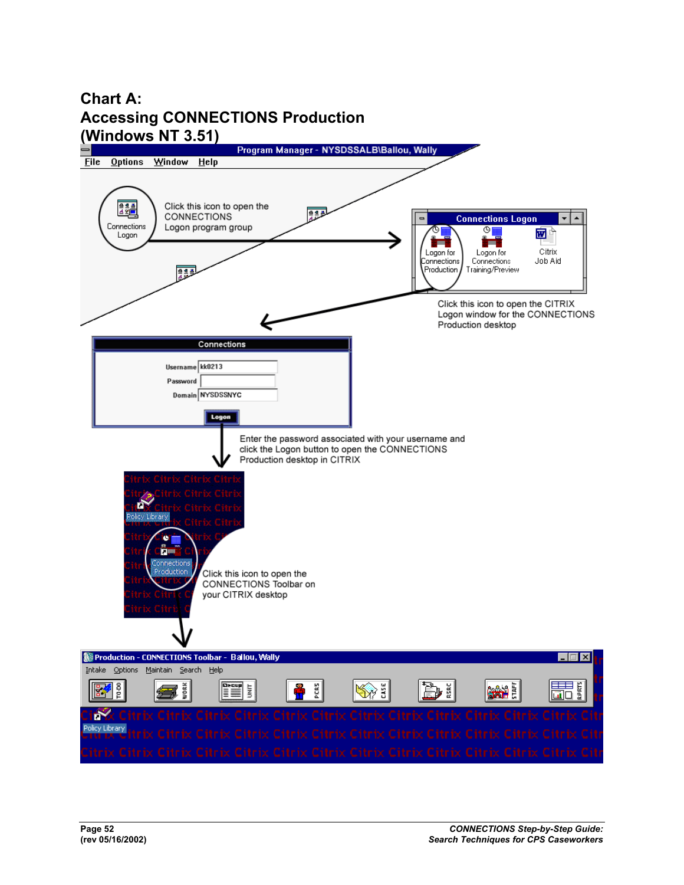# Chart A:
# Accessing CONNECTIONS Production (Windows NT 3.51)

Program Manager - NYSDSSALB\Ballou, Wally

File Options Window Help

Connections Logon

Click this icon to open the CONNECTIONS Logon program group

Connections Logon

Logon for Connections Production

Logon for Connections Training/Preview

Citrix Job Aid

Click this icon to open the CITRIX Logon window for the CONNECTIONS Production desktop

Connections

Username kk0213

Password

Domain NYSDSSNYC

Logon

Enter the password associated with your username and click the Logon button to open the CONNECTIONS Production desktop in CITRIX

Policy Library

Connections Production

Click this icon to open the CONNECTIONS Toolbar on your CITRIX desktop

Production - CONNECTIONS Toolbar - Ballou, Wally

Intake Options Maintain Search Help

TO-DO WORK UNIT PERS CASE RSRC STAFF RPRTS

Policy Library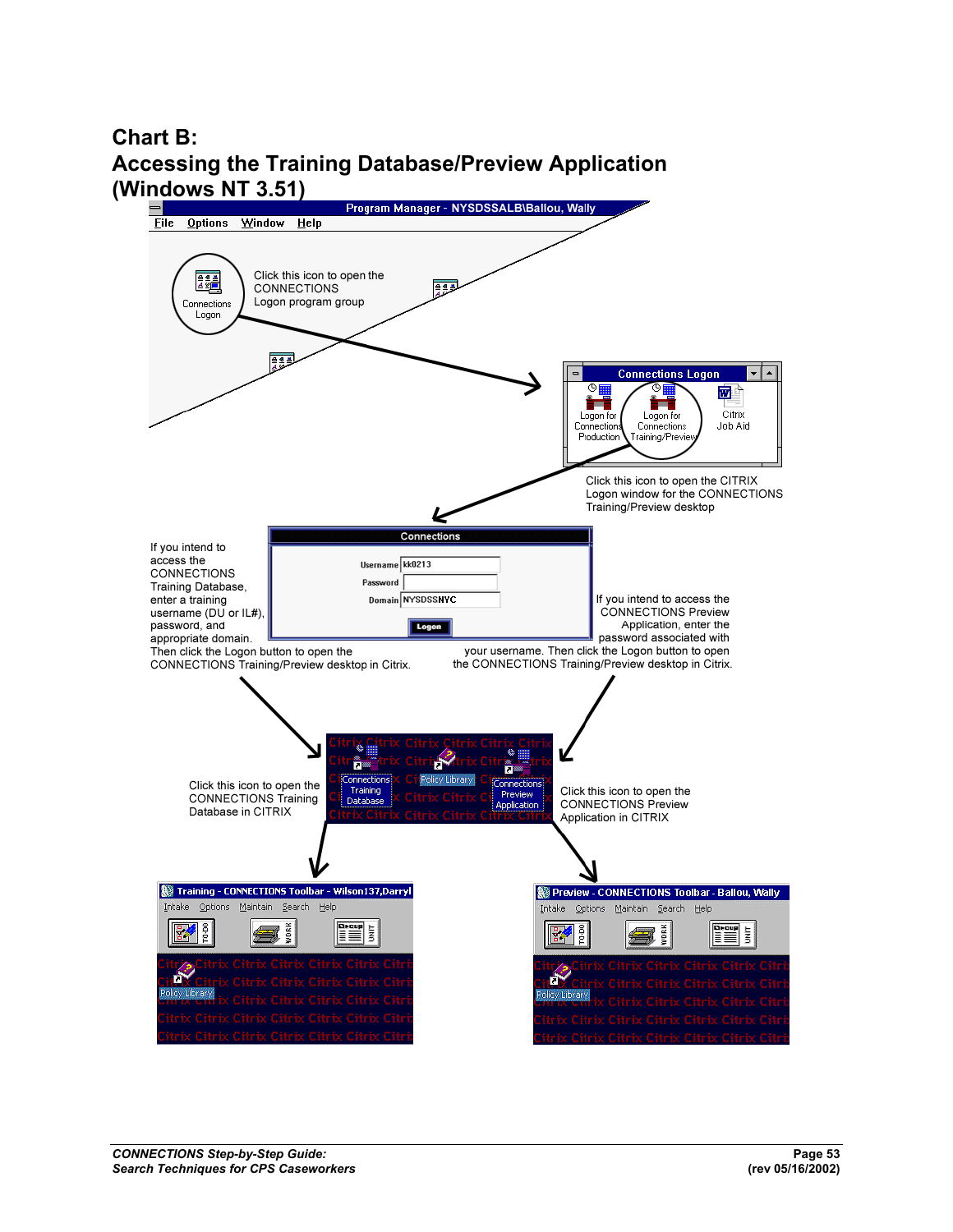# Chart B:
# Accessing the Training Database/Preview Application (Windows NT 3.51)

Program Manager - NYSDSSALB\Ballou, Wally

File Options Window Help

Connections Logon

Click this icon to open the CONNECTIONS Logon program group

Connections Logon

Logon for Connections Production

Logon for Connections Training/Preview

Citrix Job Aid

Click this icon to open the CITRIX Logon window for the CONNECTIONS Training/Preview desktop

Connections

Username kk0213

Password

Domain NYSDSSNYC

Logon

If you intend to access the CONNECTIONS Training Database, enter a training username (DU or IL#), password, and appropriate domain. Then click the Logon button to open the CONNECTIONS Training/Preview desktop in Citrix.

If you intend to access the CONNECTIONS Preview Application, enter the password associated with your username. Then click the Logon button to open the CONNECTIONS Training/Preview desktop in Citrix.

Connections Training Database

Policy Library

Connections Preview Application

Click this icon to open the CONNECTIONS Training Database in CITRIX

Click this icon to open the CONNECTIONS Preview Application in CITRIX

Training - CONNECTIONS Toolbar - Wilson137,Darryl

Intake Options Maintain Search Help

TO-DO WORK UNIT

Policy Library

Preview - CONNECTIONS Toolbar - Ballou, Wally

Intake Options Maintain Search Help

TO-DO WORK UNIT

Policy Library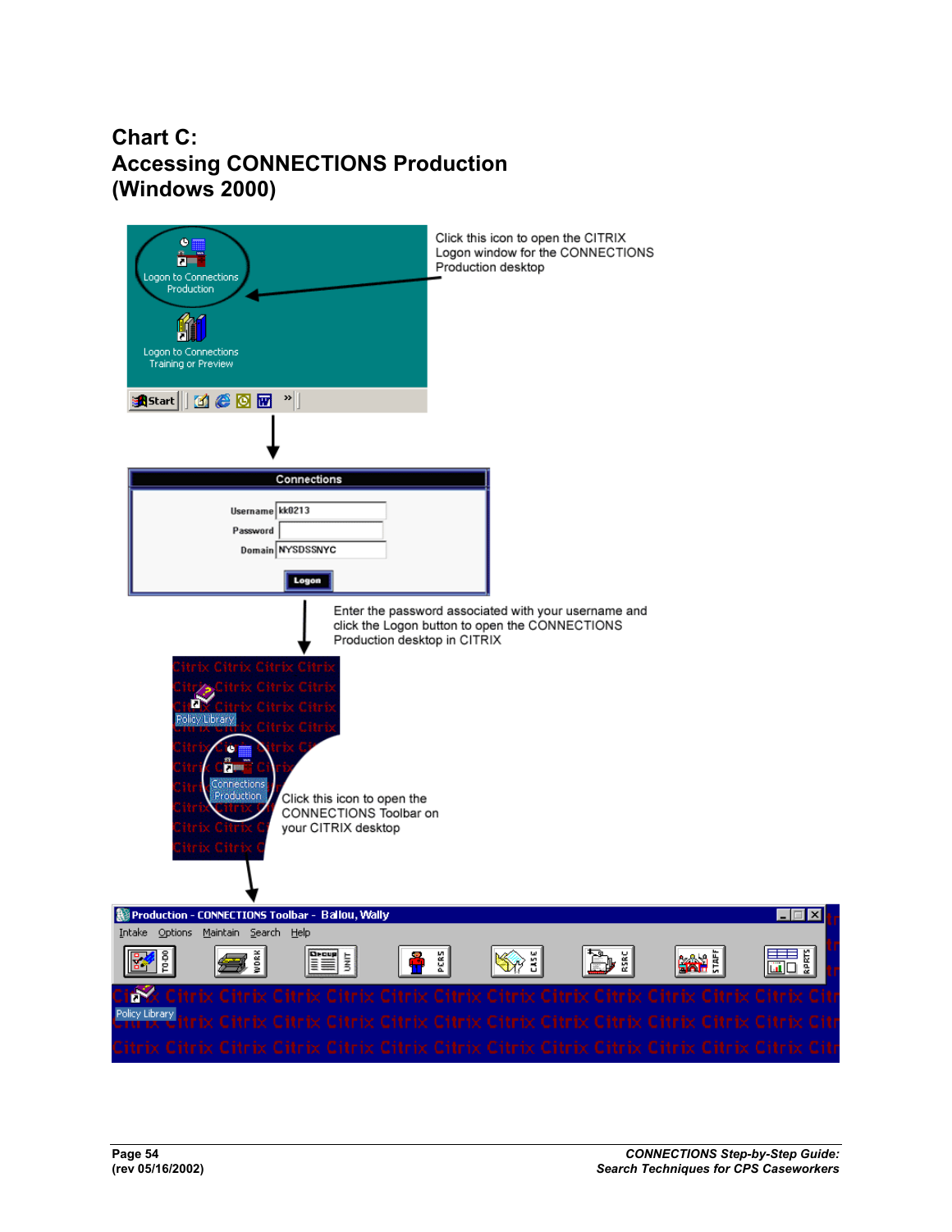# Chart C:
# Accessing CONNECTIONS Production (Windows 2000)

Click this icon to open the CITRIX Logon window for the CONNECTIONS Production desktop

Enter the password associated with your username and click the Logon button to open the CONNECTIONS Production desktop in CITRIX

Click this icon to open the CONNECTIONS Toolbar on your CITRIX desktop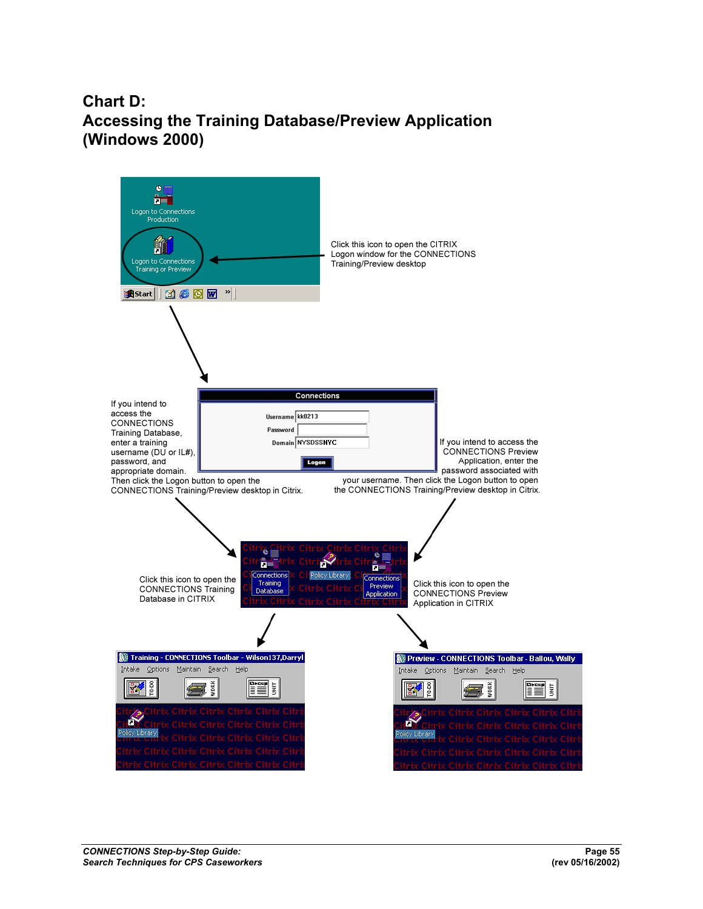# Chart D: Accessing the Training Database/Preview Application (Windows 2000)

Logon to Connections Production

Logon to Connections Training or Preview

Start

Click this icon to open the CITRIX Logon window for the CONNECTIONS Training/Preview desktop

Connections

Username kk0213

Password

Domain NYSDSSNYC

Logon

If you intend to access the CONNECTIONS Training Database, enter a training username (DU or IL#), password, and appropriate domain. Then click the Logon button to open the CONNECTIONS Training/Preview desktop in Citrix.

If you intend to access the CONNECTIONS Preview Application, enter the password associated with your username. Then click the Logon button to open the CONNECTIONS Training/Preview desktop in Citrix.

Connections Training Database

Policy Library

Connections Preview Application

Click this icon to open the CONNECTIONS Training Database in CITRIX

Click this icon to open the CONNECTIONS Preview Application in CITRIX

Training - CONNECTIONS Toolbar - Wilson137,Darryl

Intake Options Maintain Search Help

TO-DO WORK UNIT

Policy Library

Preview - CONNECTIONS Toolbar - Ballou, Wally

Intake Options Maintain Search Help

TO-DO WORK UNIT

Policy Library